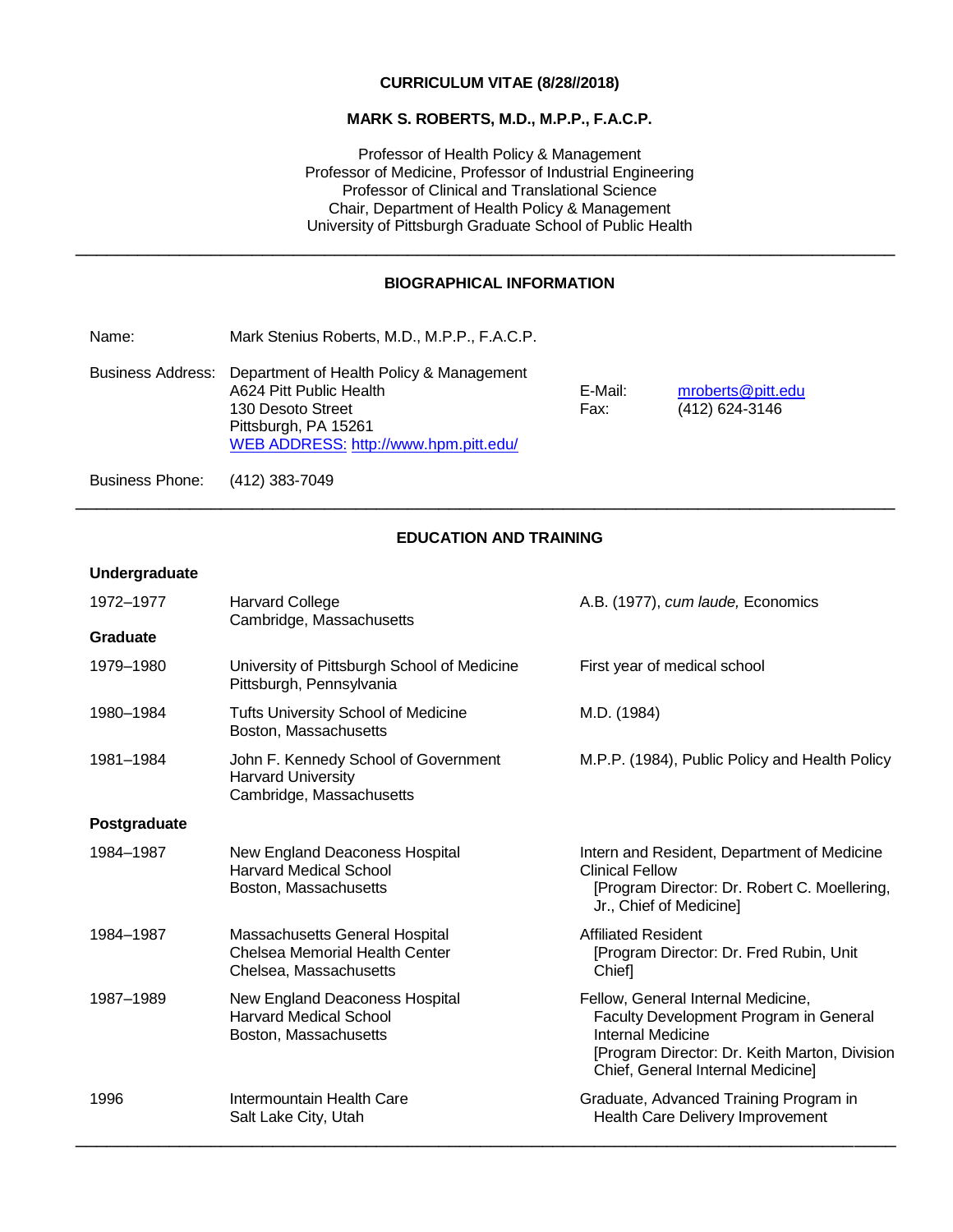# CURRICULUM VITAE (8/28//2018)

## MARK S. ROBERTS, M.D., M.P.P., F.A.C.P.

Professor of Health Policy & Management
Professor of Medicine, Professor of Industrial Engineering
Professor of Clinical and Translational Science
Chair, Department of Health Policy & Management
University of Pittsburgh Graduate School of Public Health

---

## BIOGRAPHICAL INFORMATION

| | | | |
|---|---|---|---|
| Name: | Mark Stenius Roberts, M.D., M.P.P., F.A.C.P. | | |
| Business Address: | Department of Health Policy & Management<br>A624 Pitt Public Health<br>130 Desoto Street<br>Pittsburgh, PA 15261<br>WEB ADDRESS: http://www.hpm.pitt.edu/ | E-Mail:<br>Fax: | mroberts@pitt.edu<br>(412) 624-3146 |
| Business Phone: | (412) 383-7049 | | |

---

## EDUCATION AND TRAINING

### Undergraduate

| | | |
|---|---|---|
| 1972–1977 | Harvard College<br>Cambridge, Massachusetts | A.B. (1977), *cum laude,* Economics |

### Graduate

| | | |
|---|---|---|
| 1979–1980 | University of Pittsburgh School of Medicine<br>Pittsburgh, Pennsylvania | First year of medical school |
| 1980–1984 | Tufts University School of Medicine<br>Boston, Massachusetts | M.D. (1984) |
| 1981–1984 | John F. Kennedy School of Government<br>Harvard University<br>Cambridge, Massachusetts | M.P.P. (1984), Public Policy and Health Policy |

### Postgraduate

| | | |
|---|---|---|
| 1984–1987 | New England Deaconess Hospital<br>Harvard Medical School<br>Boston, Massachusetts | Intern and Resident, Department of Medicine<br>Clinical Fellow<br>[Program Director: Dr. Robert C. Moellering, Jr., Chief of Medicine] |
| 1984–1987 | Massachusetts General Hospital<br>Chelsea Memorial Health Center<br>Chelsea, Massachusetts | Affiliated Resident<br>[Program Director: Dr. Fred Rubin, Unit Chief] |
| 1987–1989 | New England Deaconess Hospital<br>Harvard Medical School<br>Boston, Massachusetts | Fellow, General Internal Medicine,<br>Faculty Development Program in General Internal Medicine<br>[Program Director: Dr. Keith Marton, Division Chief, General Internal Medicine] |
| 1996 | Intermountain Health Care<br>Salt Lake City, Utah | Graduate, Advanced Training Program in Health Care Delivery Improvement |

---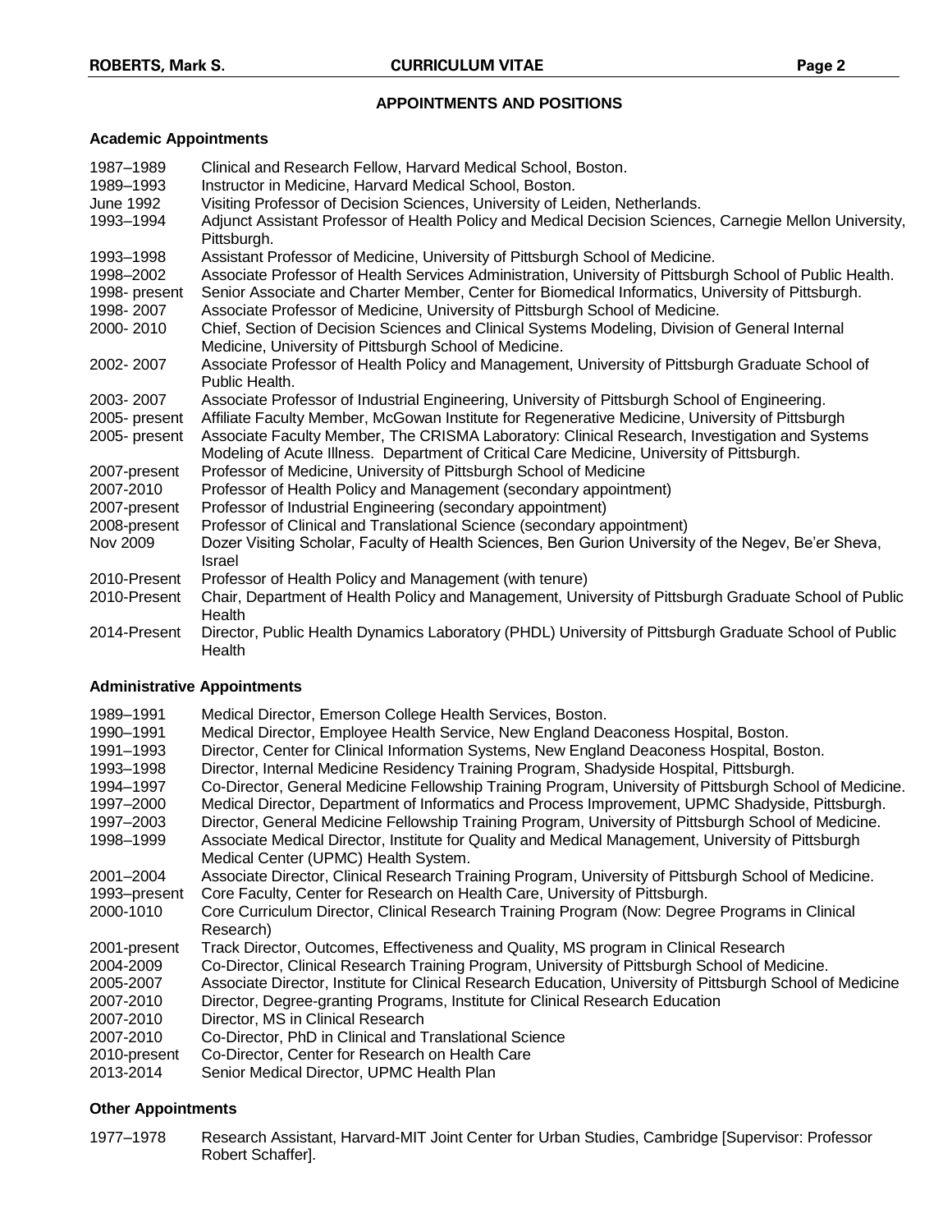## APPOINTMENTS AND POSITIONS

### Academic Appointments

| | |
|---|---|
| 1987–1989 | Clinical and Research Fellow, Harvard Medical School, Boston. |
| 1989–1993 | Instructor in Medicine, Harvard Medical School, Boston. |
| June 1992 | Visiting Professor of Decision Sciences, University of Leiden, Netherlands. |
| 1993–1994 | Adjunct Assistant Professor of Health Policy and Medical Decision Sciences, Carnegie Mellon University, Pittsburgh. |
| 1993–1998 | Assistant Professor of Medicine, University of Pittsburgh School of Medicine. |
| 1998–2002 | Associate Professor of Health Services Administration, University of Pittsburgh School of Public Health. |
| 1998- present | Senior Associate and Charter Member, Center for Biomedical Informatics, University of Pittsburgh. |
| 1998- 2007 | Associate Professor of Medicine, University of Pittsburgh School of Medicine. |
| 2000- 2010 | Chief, Section of Decision Sciences and Clinical Systems Modeling, Division of General Internal Medicine, University of Pittsburgh School of Medicine. |
| 2002- 2007 | Associate Professor of Health Policy and Management, University of Pittsburgh Graduate School of Public Health. |
| 2003- 2007 | Associate Professor of Industrial Engineering, University of Pittsburgh School of Engineering. |
| 2005- present | Affiliate Faculty Member, McGowan Institute for Regenerative Medicine, University of Pittsburgh |
| 2005- present | Associate Faculty Member, The CRISMA Laboratory: Clinical Research, Investigation and Systems Modeling of Acute Illness. Department of Critical Care Medicine, University of Pittsburgh. |
| 2007-present | Professor of Medicine, University of Pittsburgh School of Medicine |
| 2007-2010 | Professor of Health Policy and Management (secondary appointment) |
| 2007-present | Professor of Industrial Engineering (secondary appointment) |
| 2008-present | Professor of Clinical and Translational Science (secondary appointment) |
| Nov 2009 | Dozer Visiting Scholar, Faculty of Health Sciences, Ben Gurion University of the Negev, Be'er Sheva, Israel |
| 2010-Present | Professor of Health Policy and Management (with tenure) |
| 2010-Present | Chair, Department of Health Policy and Management, University of Pittsburgh Graduate School of Public Health |
| 2014-Present | Director, Public Health Dynamics Laboratory (PHDL) University of Pittsburgh Graduate School of Public Health |

### Administrative Appointments

| | |
|---|---|
| 1989–1991 | Medical Director, Emerson College Health Services, Boston. |
| 1990–1991 | Medical Director, Employee Health Service, New England Deaconess Hospital, Boston. |
| 1991–1993 | Director, Center for Clinical Information Systems, New England Deaconess Hospital, Boston. |
| 1993–1998 | Director, Internal Medicine Residency Training Program, Shadyside Hospital, Pittsburgh. |
| 1994–1997 | Co-Director, General Medicine Fellowship Training Program, University of Pittsburgh School of Medicine. |
| 1997–2000 | Medical Director, Department of Informatics and Process Improvement, UPMC Shadyside, Pittsburgh. |
| 1997–2003 | Director, General Medicine Fellowship Training Program, University of Pittsburgh School of Medicine. |
| 1998–1999 | Associate Medical Director, Institute for Quality and Medical Management, University of Pittsburgh Medical Center (UPMC) Health System. |
| 2001–2004 | Associate Director, Clinical Research Training Program, University of Pittsburgh School of Medicine. |
| 1993–present | Core Faculty, Center for Research on Health Care, University of Pittsburgh. |
| 2000-1010 | Core Curriculum Director, Clinical Research Training Program (Now: Degree Programs in Clinical Research) |
| 2001-present | Track Director, Outcomes, Effectiveness and Quality, MS program in Clinical Research |
| 2004-2009 | Co-Director, Clinical Research Training Program, University of Pittsburgh School of Medicine. |
| 2005-2007 | Associate Director, Institute for Clinical Research Education, University of Pittsburgh School of Medicine |
| 2007-2010 | Director, Degree-granting Programs, Institute for Clinical Research Education |
| 2007-2010 | Director, MS in Clinical Research |
| 2007-2010 | Co-Director, PhD in Clinical and Translational Science |
| 2010-present | Co-Director, Center for Research on Health Care |
| 2013-2014 | Senior Medical Director, UPMC Health Plan |

### Other Appointments

| | |
|---|---|
| 1977–1978 | Research Assistant, Harvard-MIT Joint Center for Urban Studies, Cambridge [Supervisor: Professor Robert Schaffer]. |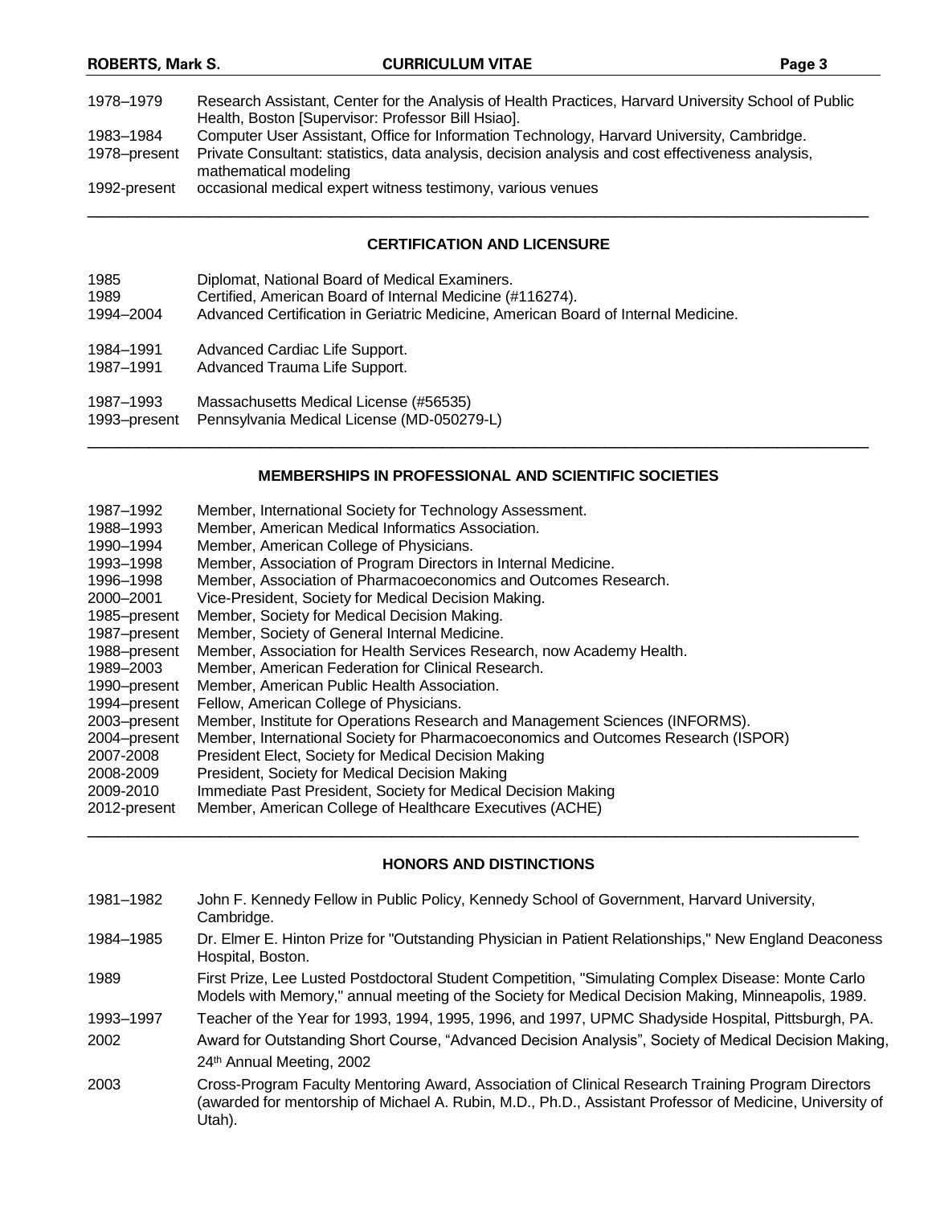| | |
|---|---|
| 1978–1979 | Research Assistant, Center for the Analysis of Health Practices, Harvard University School of Public Health, Boston [Supervisor: Professor Bill Hsiao]. |
| 1983–1984 | Computer User Assistant, Office for Information Technology, Harvard University, Cambridge. |
| 1978–present | Private Consultant: statistics, data analysis, decision analysis and cost effectiveness analysis, mathematical modeling |
| 1992-present | occasional medical expert witness testimony, various venues |

## CERTIFICATION AND LICENSURE

| | |
|---|---|
| 1985 | Diplomat, National Board of Medical Examiners. |
| 1989 | Certified, American Board of Internal Medicine (#116274). |
| 1994–2004 | Advanced Certification in Geriatric Medicine, American Board of Internal Medicine. |
| 1984–1991 | Advanced Cardiac Life Support. |
| 1987–1991 | Advanced Trauma Life Support. |
| 1987–1993 | Massachusetts Medical License (#56535) |
| 1993–present | Pennsylvania Medical License (MD-050279-L) |

## MEMBERSHIPS IN PROFESSIONAL AND SCIENTIFIC SOCIETIES

| | |
|---|---|
| 1987–1992 | Member, International Society for Technology Assessment. |
| 1988–1993 | Member, American Medical Informatics Association. |
| 1990–1994 | Member, American College of Physicians. |
| 1993–1998 | Member, Association of Program Directors in Internal Medicine. |
| 1996–1998 | Member, Association of Pharmacoeconomics and Outcomes Research. |
| 2000–2001 | Vice-President, Society for Medical Decision Making. |
| 1985–present | Member, Society for Medical Decision Making. |
| 1987–present | Member, Society of General Internal Medicine. |
| 1988–present | Member, Association for Health Services Research, now Academy Health. |
| 1989–2003 | Member, American Federation for Clinical Research. |
| 1990–present | Member, American Public Health Association. |
| 1994–present | Fellow, American College of Physicians. |
| 2003–present | Member, Institute for Operations Research and Management Sciences (INFORMS). |
| 2004–present | Member, International Society for Pharmacoeconomics and Outcomes Research (ISPOR) |
| 2007-2008 | President Elect, Society for Medical Decision Making |
| 2008-2009 | President, Society for Medical Decision Making |
| 2009-2010 | Immediate Past President, Society for Medical Decision Making |
| 2012-present | Member, American College of Healthcare Executives (ACHE) |

## HONORS AND DISTINCTIONS

| | |
|---|---|
| 1981–1982 | John F. Kennedy Fellow in Public Policy, Kennedy School of Government, Harvard University, Cambridge. |
| 1984–1985 | Dr. Elmer E. Hinton Prize for "Outstanding Physician in Patient Relationships," New England Deaconess Hospital, Boston. |
| 1989 | First Prize, Lee Lusted Postdoctoral Student Competition, "Simulating Complex Disease: Monte Carlo Models with Memory," annual meeting of the Society for Medical Decision Making, Minneapolis, 1989. |
| 1993–1997 | Teacher of the Year for 1993, 1994, 1995, 1996, and 1997, UPMC Shadyside Hospital, Pittsburgh, PA. |
| 2002 | Award for Outstanding Short Course, “Advanced Decision Analysis”, Society of Medical Decision Making, 24th Annual Meeting, 2002 |
| 2003 | Cross-Program Faculty Mentoring Award, Association of Clinical Research Training Program Directors (awarded for mentorship of Michael A. Rubin, M.D., Ph.D., Assistant Professor of Medicine, University of Utah). |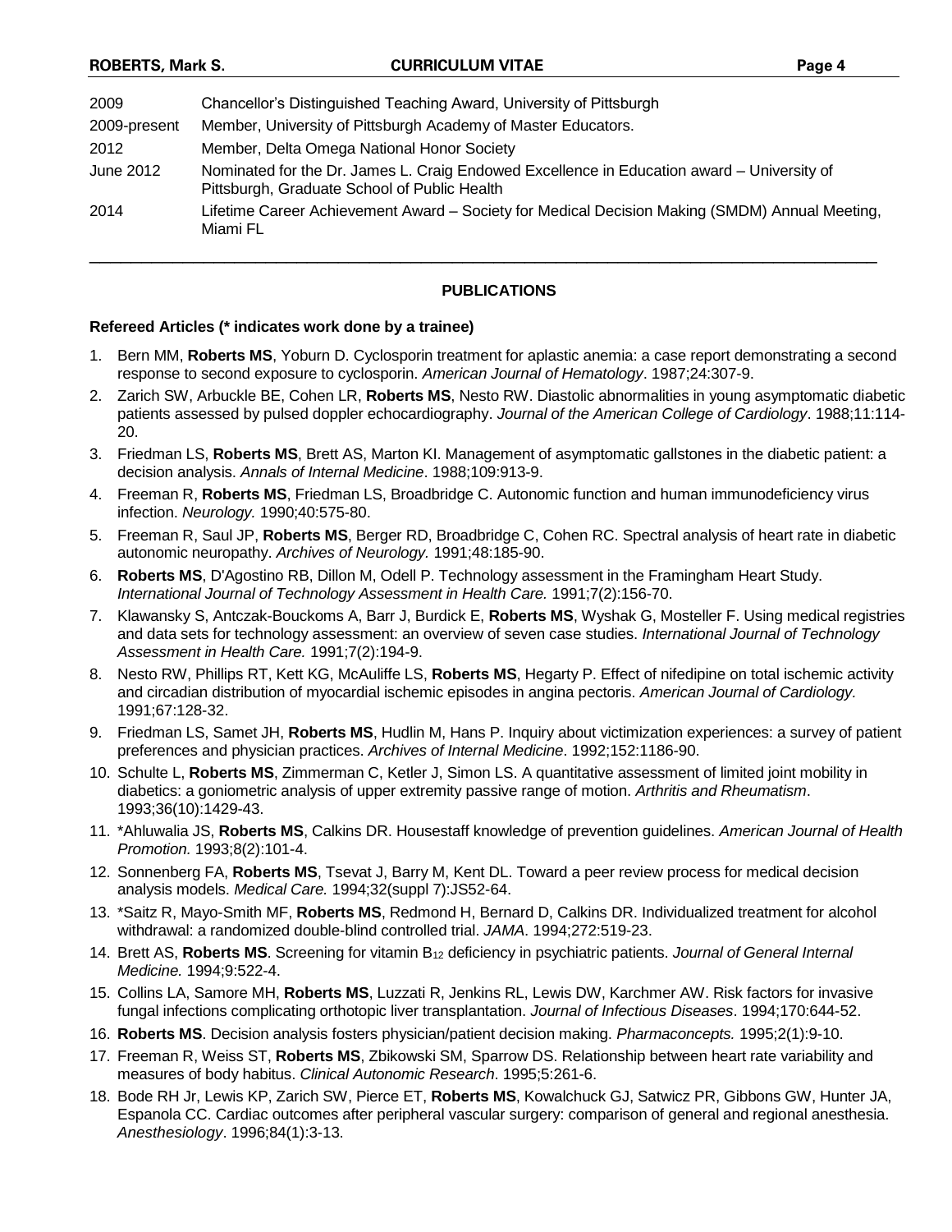| | |
|---|---|
| 2009 | Chancellor's Distinguished Teaching Award, University of Pittsburgh |
| 2009-present | Member, University of Pittsburgh Academy of Master Educators. |
| 2012 | Member, Delta Omega National Honor Society |
| June 2012 | Nominated for the Dr. James L. Craig Endowed Excellence in Education award – University of Pittsburgh, Graduate School of Public Health |
| 2014 | Lifetime Career Achievement Award – Society for Medical Decision Making (SMDM) Annual Meeting, Miami FL |

---

## PUBLICATIONS

### Refereed Articles (* indicates work done by a trainee)

1. Bern MM, **Roberts MS**, Yoburn D. Cyclosporin treatment for aplastic anemia: a case report demonstrating a second response to second exposure to cyclosporin. *American Journal of Hematology*. 1987;24:307-9.
2. Zarich SW, Arbuckle BE, Cohen LR, **Roberts MS**, Nesto RW. Diastolic abnormalities in young asymptomatic diabetic patients assessed by pulsed doppler echocardiography. *Journal of the American College of Cardiology*. 1988;11:114-20.
3. Friedman LS, **Roberts MS**, Brett AS, Marton KI. Management of asymptomatic gallstones in the diabetic patient: a decision analysis. *Annals of Internal Medicine*. 1988;109:913-9.
4. Freeman R, **Roberts MS**, Friedman LS, Broadbridge C. Autonomic function and human immunodeficiency virus infection. *Neurology.* 1990;40:575-80.
5. Freeman R, Saul JP, **Roberts MS**, Berger RD, Broadbridge C, Cohen RC. Spectral analysis of heart rate in diabetic autonomic neuropathy. *Archives of Neurology.* 1991;48:185-90.
6. **Roberts MS**, D'Agostino RB, Dillon M, Odell P. Technology assessment in the Framingham Heart Study. *International Journal of Technology Assessment in Health Care.* 1991;7(2):156-70.
7. Klawansky S, Antczak-Bouckoms A, Barr J, Burdick E, **Roberts MS**, Wyshak G, Mosteller F. Using medical registries and data sets for technology assessment: an overview of seven case studies. *International Journal of Technology Assessment in Health Care.* 1991;7(2):194-9.
8. Nesto RW, Phillips RT, Kett KG, McAuliffe LS, **Roberts MS**, Hegarty P. Effect of nifedipine on total ischemic activity and circadian distribution of myocardial ischemic episodes in angina pectoris. *American Journal of Cardiology.* 1991;67:128-32.
9. Friedman LS, Samet JH, **Roberts MS**, Hudlin M, Hans P. Inquiry about victimization experiences: a survey of patient preferences and physician practices. *Archives of Internal Medicine*. 1992;152:1186-90.
10. Schulte L, **Roberts MS**, Zimmerman C, Ketler J, Simon LS. A quantitative assessment of limited joint mobility in diabetics: a goniometric analysis of upper extremity passive range of motion. *Arthritis and Rheumatism*. 1993;36(10):1429-43.
11. *Ahluwalia JS, **Roberts MS**, Calkins DR. Housestaff knowledge of prevention guidelines. *American Journal of Health Promotion.* 1993;8(2):101-4.
12. Sonnenberg FA, **Roberts MS**, Tsevat J, Barry M, Kent DL. Toward a peer review process for medical decision analysis models. *Medical Care.* 1994;32(suppl 7):JS52-64.
13. *Saitz R, Mayo-Smith MF, **Roberts MS**, Redmond H, Bernard D, Calkins DR. Individualized treatment for alcohol withdrawal: a randomized double-blind controlled trial. *JAMA*. 1994;272:519-23.
14. Brett AS, **Roberts MS**. Screening for vitamin $B_{12}$ deficiency in psychiatric patients. *Journal of General Internal Medicine.* 1994;9:522-4.
15. Collins LA, Samore MH, **Roberts MS**, Luzzati R, Jenkins RL, Lewis DW, Karchmer AW. Risk factors for invasive fungal infections complicating orthotopic liver transplantation. *Journal of Infectious Diseases*. 1994;170:644-52.
16. **Roberts MS**. Decision analysis fosters physician/patient decision making. *Pharmaconcepts.* 1995;2(1):9-10.
17. Freeman R, Weiss ST, **Roberts MS**, Zbikowski SM, Sparrow DS. Relationship between heart rate variability and measures of body habitus. *Clinical Autonomic Research*. 1995;5:261-6.
18. Bode RH Jr, Lewis KP, Zarich SW, Pierce ET, **Roberts MS**, Kowalchuck GJ, Satwicz PR, Gibbons GW, Hunter JA, Espanola CC. Cardiac outcomes after peripheral vascular surgery: comparison of general and regional anesthesia. *Anesthesiology*. 1996;84(1):3-13.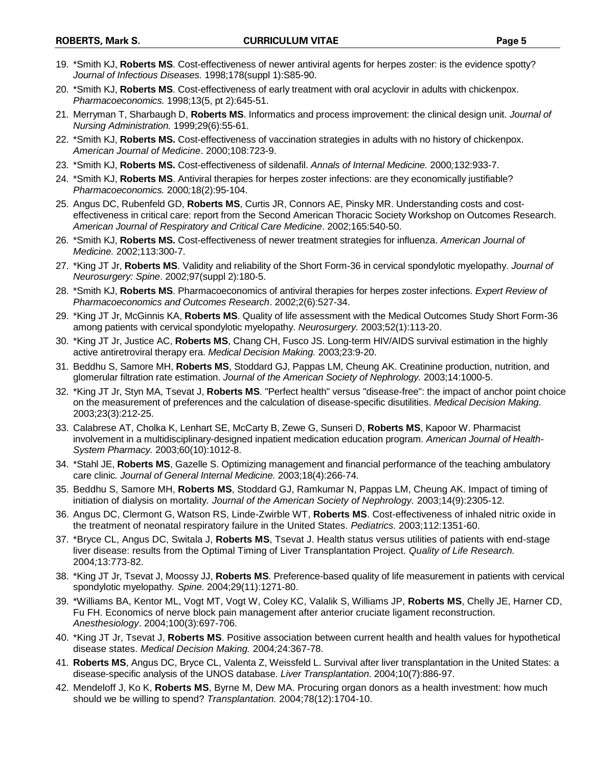19. *Smith KJ, **Roberts MS**. Cost-effectiveness of newer antiviral agents for herpes zoster: is the evidence spotty? *Journal of Infectious Diseases.* 1998;178(suppl 1):S85-90.
20. *Smith KJ, **Roberts MS**. Cost-effectiveness of early treatment with oral acyclovir in adults with chickenpox. *Pharmacoeconomics.* 1998;13(5, pt 2):645-51.
21. Merryman T, Sharbaugh D, **Roberts MS**. Informatics and process improvement: the clinical design unit. *Journal of Nursing Administration.* 1999;29(6):55-61.
22. *Smith KJ, **Roberts MS.** Cost-effectiveness of vaccination strategies in adults with no history of chickenpox. *American Journal of Medicine*. 2000;108:723-9.
23. *Smith KJ, **Roberts MS.** Cost-effectiveness of sildenafil. *Annals of Internal Medicine.* 2000;132:933-7.
24. *Smith KJ, **Roberts MS**. Antiviral therapies for herpes zoster infections: are they economically justifiable? *Pharmacoeconomics.* 2000;18(2):95-104.
25. Angus DC, Rubenfeld GD, **Roberts MS**, Curtis JR, Connors AE, Pinsky MR. Understanding costs and cost-effectiveness in critical care: report from the Second American Thoracic Society Workshop on Outcomes Research. *American Journal of Respiratory and Critical Care Medicine*. 2002;165:540-50.
26. *Smith KJ, **Roberts MS.** Cost-effectiveness of newer treatment strategies for influenza. *American Journal of Medicine.* 2002;113:300-7.
27. *King JT Jr, **Roberts MS**. Validity and reliability of the Short Form-36 in cervical spondylotic myelopathy. *Journal of Neurosurgery: Spine*. 2002;97(suppl 2):180-5.
28. *Smith KJ, **Roberts MS**. Pharmacoeconomics of antiviral therapies for herpes zoster infections. *Expert Review of Pharmacoeconomics and Outcomes Research*. 2002;2(6):527-34.
29. *King JT Jr, McGinnis KA, **Roberts MS**. Quality of life assessment with the Medical Outcomes Study Short Form-36 among patients with cervical spondylotic myelopathy. *Neurosurgery.* 2003;52(1):113-20.
30. *King JT Jr, Justice AC, **Roberts MS**, Chang CH, Fusco JS. Long-term HIV/AIDS survival estimation in the highly active antiretroviral therapy era. *Medical Decision Making.* 2003;23:9-20.
31. Beddhu S, Samore MH, **Roberts MS**, Stoddard GJ, Pappas LM, Cheung AK. Creatinine production, nutrition, and glomerular filtration rate estimation. *Journal of the American Society of Nephrology.* 2003;14:1000-5.
32. *King JT Jr, Styn MA, Tsevat J, **Roberts MS**. "Perfect health" versus "disease-free": the impact of anchor point choice on the measurement of preferences and the calculation of disease-specific disutilities. *Medical Decision Making*. 2003;23(3):212-25.
33. Calabrese AT, Cholka K, Lenhart SE, McCarty B, Zewe G, Sunseri D, **Roberts MS**, Kapoor W. Pharmacist involvement in a multidisciplinary-designed inpatient medication education program. *American Journal of Health-System Pharmacy.* 2003;60(10):1012-8.
34. *Stahl JE, **Roberts MS**, Gazelle S. Optimizing management and financial performance of the teaching ambulatory care clinic. *Journal of General Internal Medicine.* 2003;18(4):266-74.
35. Beddhu S, Samore MH, **Roberts MS**, Stoddard GJ, Ramkumar N, Pappas LM, Cheung AK. Impact of timing of initiation of dialysis on mortality. *Journal of the American Society of Nephrology.* 2003;14(9):2305-12.
36. Angus DC, Clermont G, Watson RS, Linde-Zwirble WT, **Roberts MS**. Cost-effectiveness of inhaled nitric oxide in the treatment of neonatal respiratory failure in the United States. *Pediatrics.* 2003;112:1351-60.
37. *Bryce CL, Angus DC, Switala J, **Roberts MS**, Tsevat J. Health status versus utilities of patients with end-stage liver disease: results from the Optimal Timing of Liver Transplantation Project. *Quality of Life Research.* 2004;13:773-82.
38. *King JT Jr, Tsevat J, Moossy JJ, **Roberts MS**. Preference-based quality of life measurement in patients with cervical spondylotic myelopathy. *Spine.* 2004;29(11):1271-80.
39. *Williams BA, Kentor ML, Vogt MT, Vogt W, Coley KC, Valalik S, Williams JP, **Roberts MS**, Chelly JE, Harner CD, Fu FH. Economics of nerve block pain management after anterior cruciate ligament reconstruction. *Anesthesiology*. 2004;100(3):697-706.
40. *King JT Jr, Tsevat J, **Roberts MS**. Positive association between current health and health values for hypothetical disease states. *Medical Decision Making.* 2004;24:367-78.
41. **Roberts MS**, Angus DC, Bryce CL, Valenta Z, Weissfeld L. Survival after liver transplantation in the United States: a disease-specific analysis of the UNOS database. *Liver Transplantation*. 2004;10(7):886-97.
42. Mendeloff J, Ko K, **Roberts MS**, Byrne M, Dew MA. Procuring organ donors as a health investment: how much should we be willing to spend? *Transplantation.* 2004;78(12):1704-10.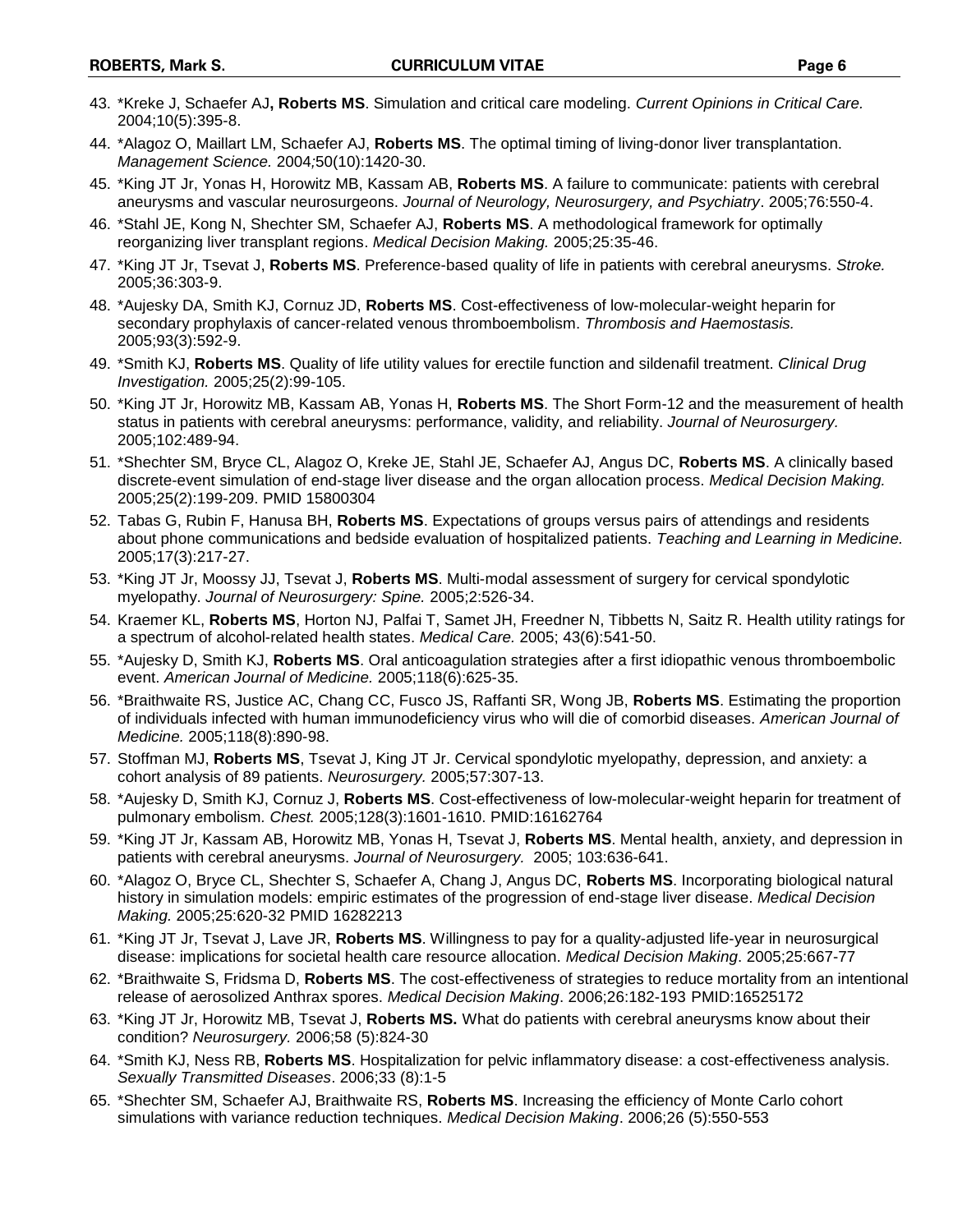43. *Kreke J, Schaefer AJ**, Roberts MS**. Simulation and critical care modeling. *Current Opinions in Critical Care.* 2004;10(5):395-8.
44. *Alagoz O, Maillart LM, Schaefer AJ, **Roberts MS**. The optimal timing of living-donor liver transplantation. *Management Science.* 2004;50(10):1420-30.
45. *King JT Jr, Yonas H, Horowitz MB, Kassam AB, **Roberts MS**. A failure to communicate: patients with cerebral aneurysms and vascular neurosurgeons. *Journal of Neurology, Neurosurgery, and Psychiatry*. 2005;76:550-4.
46. *Stahl JE, Kong N, Shechter SM, Schaefer AJ, **Roberts MS**. A methodological framework for optimally reorganizing liver transplant regions. *Medical Decision Making.* 2005;25:35-46.
47. *King JT Jr, Tsevat J, **Roberts MS**. Preference-based quality of life in patients with cerebral aneurysms. *Stroke.* 2005;36:303-9.
48. *Aujesky DA, Smith KJ, Cornuz JD, **Roberts MS**. Cost-effectiveness of low-molecular-weight heparin for secondary prophylaxis of cancer-related venous thromboembolism. *Thrombosis and Haemostasis.* 2005;93(3):592-9.
49. *Smith KJ, **Roberts MS**. Quality of life utility values for erectile function and sildenafil treatment. *Clinical Drug Investigation.* 2005;25(2):99-105.
50. *King JT Jr, Horowitz MB, Kassam AB, Yonas H, **Roberts MS**. The Short Form-12 and the measurement of health status in patients with cerebral aneurysms: performance, validity, and reliability. *Journal of Neurosurgery.* 2005;102:489-94.
51. *Shechter SM, Bryce CL, Alagoz O, Kreke JE, Stahl JE, Schaefer AJ, Angus DC, **Roberts MS**. A clinically based discrete-event simulation of end-stage liver disease and the organ allocation process. *Medical Decision Making.* 2005;25(2):199-209. PMID 15800304
52. Tabas G, Rubin F, Hanusa BH, **Roberts MS**. Expectations of groups versus pairs of attendings and residents about phone communications and bedside evaluation of hospitalized patients. *Teaching and Learning in Medicine.* 2005;17(3):217-27.
53. *King JT Jr, Moossy JJ, Tsevat J, **Roberts MS**. Multi-modal assessment of surgery for cervical spondylotic myelopathy. *Journal of Neurosurgery: Spine.* 2005;2:526-34.
54. Kraemer KL, **Roberts MS**, Horton NJ, Palfai T, Samet JH, Freedner N, Tibbetts N, Saitz R. Health utility ratings for a spectrum of alcohol-related health states. *Medical Care.* 2005; 43(6):541-50.
55. *Aujesky D, Smith KJ, **Roberts MS**. Oral anticoagulation strategies after a first idiopathic venous thromboembolic event. *American Journal of Medicine.* 2005;118(6):625-35.
56. *Braithwaite RS, Justice AC, Chang CC, Fusco JS, Raffanti SR, Wong JB, **Roberts MS**. Estimating the proportion of individuals infected with human immunodeficiency virus who will die of comorbid diseases. *American Journal of Medicine.* 2005;118(8):890-98.
57. Stoffman MJ, **Roberts MS**, Tsevat J, King JT Jr. Cervical spondylotic myelopathy, depression, and anxiety: a cohort analysis of 89 patients. *Neurosurgery.* 2005;57:307-13.
58. *Aujesky D, Smith KJ, Cornuz J, **Roberts MS**. Cost-effectiveness of low-molecular-weight heparin for treatment of pulmonary embolism. *Chest.* 2005;128(3):1601-1610. PMID:16162764
59. *King JT Jr, Kassam AB, Horowitz MB, Yonas H, Tsevat J, **Roberts MS**. Mental health, anxiety, and depression in patients with cerebral aneurysms. *Journal of Neurosurgery.* 2005; 103:636-641.
60. *Alagoz O, Bryce CL, Shechter S, Schaefer A, Chang J, Angus DC, **Roberts MS**. Incorporating biological natural history in simulation models: empiric estimates of the progression of end-stage liver disease. *Medical Decision Making.* 2005;25:620-32 PMID 16282213
61. *King JT Jr, Tsevat J, Lave JR, **Roberts MS**. Willingness to pay for a quality-adjusted life-year in neurosurgical disease: implications for societal health care resource allocation. *Medical Decision Making*. 2005;25:667-77
62. *Braithwaite S, Fridsma D, **Roberts MS**. The cost-effectiveness of strategies to reduce mortality from an intentional release of aerosolized Anthrax spores. *Medical Decision Making*. 2006;26:182-193 PMID:16525172
63. *King JT Jr, Horowitz MB, Tsevat J, **Roberts MS.** What do patients with cerebral aneurysms know about their condition? *Neurosurgery.* 2006;58 (5):824-30
64. *Smith KJ, Ness RB, **Roberts MS**. Hospitalization for pelvic inflammatory disease: a cost-effectiveness analysis. *Sexually Transmitted Diseases*. 2006;33 (8):1-5
65. *Shechter SM, Schaefer AJ, Braithwaite RS, **Roberts MS**. Increasing the efficiency of Monte Carlo cohort simulations with variance reduction techniques. *Medical Decision Making*. 2006;26 (5):550-553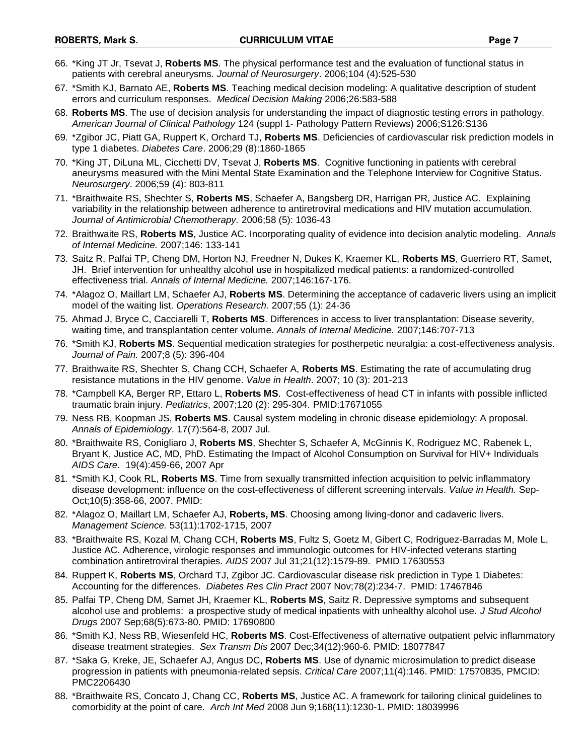66. *King JT Jr, Tsevat J, **Roberts MS**. The physical performance test and the evaluation of functional status in patients with cerebral aneurysms. *Journal of Neurosurgery*. 2006;104 (4):525-530

67. *Smith KJ, Barnato AE, **Roberts MS**. Teaching medical decision modeling: A qualitative description of student errors and curriculum responses. *Medical Decision Making* 2006;26:583-588

68. **Roberts MS**. The use of decision analysis for understanding the impact of diagnostic testing errors in pathology. *American Journal of Clinical Pathology* 124 (suppl 1- Pathology Pattern Reviews) 2006;S126:S136

69. *Zgibor JC, Piatt GA, Ruppert K, Orchard TJ, **Roberts MS**. Deficiencies of cardiovascular risk prediction models in type 1 diabetes. *Diabetes Care*. 2006;29 (8):1860-1865

70. *King JT, DiLuna ML, Cicchetti DV, Tsevat J, **Roberts MS**. Cognitive functioning in patients with cerebral aneurysms measured with the Mini Mental State Examination and the Telephone Interview for Cognitive Status. *Neurosurgery*. 2006;59 (4): 803-811

71. *Braithwaite RS, Shechter S, **Roberts MS**, Schaefer A, Bangsberg DR, Harrigan PR, Justice AC. Explaining variability in the relationship between adherence to antiretroviral medications and HIV mutation accumulation. *Journal of Antimicrobial Chemotherapy.* 2006;58 (5): 1036-43

72. Braithwaite RS, **Roberts MS**, Justice AC. Incorporating quality of evidence into decision analytic modeling. *Annals of Internal Medicine.* 2007;146: 133-141

73. Saitz R, Palfai TP, Cheng DM, Horton NJ, Freedner N, Dukes K, Kraemer KL, **Roberts MS**, Guerriero RT, Samet, JH. Brief intervention for unhealthy alcohol use in hospitalized medical patients: a randomized-controlled effectiveness trial. *Annals of Internal Medicine.* 2007;146:167-176.

74. *Alagoz O, Maillart LM, Schaefer AJ, **Roberts MS**. Determining the acceptance of cadaveric livers using an implicit model of the waiting list. *Operations Research*. 2007;55 (1): 24-36

75. Ahmad J, Bryce C, Cacciarelli T, **Roberts MS**. Differences in access to liver transplantation: Disease severity, waiting time, and transplantation center volume. *Annals of Internal Medicine.* 2007;146:707-713

76. *Smith KJ, **Roberts MS**. Sequential medication strategies for postherpetic neuralgia: a cost-effectiveness analysis. *Journal of Pain.* 2007;8 (5): 396-404

77. Braithwaite RS, Shechter S, Chang CCH, Schaefer A, **Roberts MS**. Estimating the rate of accumulating drug resistance mutations in the HIV genome. *Value in Health*. 2007; 10 (3): 201-213

78. *Campbell KA, Berger RP, Ettaro L, **Roberts MS**. Cost-effectiveness of head CT in infants with possible inflicted traumatic brain injury. *Pediatrics*, 2007;120 (2): 295-304. PMID:17671055

79. Ness RB, Koopman JS, **Roberts MS**. Causal system modeling in chronic disease epidemiology: A proposal. *Annals of Epidemiology*. 17(7):564-8, 2007 Jul.

80. *Braithwaite RS, Conigliaro J, **Roberts MS**, Shechter S, Schaefer A, McGinnis K, Rodriguez MC, Rabenek L, Bryant K, Justice AC, MD, PhD. Estimating the Impact of Alcohol Consumption on Survival for HIV+ Individuals *AIDS Care*. 19(4):459-66, 2007 Apr

81. *Smith KJ, Cook RL, **Roberts MS**. Time from sexually transmitted infection acquisition to pelvic inflammatory disease development: influence on the cost-effectiveness of different screening intervals. *Value in Health.* Sep-Oct;10(5):358-66, 2007. PMID:

82. *Alagoz O, Maillart LM, Schaefer AJ, **Roberts, MS**. Choosing among living-donor and cadaveric livers. *Management Science.* 53(11):1702-1715, 2007

83. *Braithwaite RS, Kozal M, Chang CCH, **Roberts MS**, Fultz S, Goetz M, Gibert C, Rodriguez-Barradas M, Mole L, Justice AC. Adherence, virologic responses and immunologic outcomes for HIV-infected veterans starting combination antiretroviral therapies. *AIDS* 2007 Jul 31;21(12):1579-89. PMID 17630553

84. Ruppert K, **Roberts MS**, Orchard TJ, Zgibor JC. Cardiovascular disease risk prediction in Type 1 Diabetes: Accounting for the differences. *Diabetes Res Clin Pract* 2007 Nov;78(2):234-7. PMID: 17467846

85. Palfai TP, Cheng DM, Samet JH, Kraemer KL, **Roberts MS**, Saitz R. Depressive symptoms and subsequent alcohol use and problems: a prospective study of medical inpatients with unhealthy alcohol use. *J Stud Alcohol Drugs* 2007 Sep;68(5):673-80. PMID: 17690800

86. *Smith KJ, Ness RB, Wiesenfeld HC, **Roberts MS**. Cost-Effectiveness of alternative outpatient pelvic inflammatory disease treatment strategies. *Sex Transm Dis* 2007 Dec;34(12):960-6. PMID: 18077847

87. *Saka G, Kreke, JE, Schaefer AJ, Angus DC, **Roberts MS**. Use of dynamic microsimulation to predict disease progression in patients with pneumonia-related sepsis. *Critical Care* 2007;11(4):146. PMID: 17570835, PMCID: PMC2206430

88. *Braithwaite RS, Concato J, Chang CC, **Roberts MS**, Justice AC. A framework for tailoring clinical guidelines to comorbidity at the point of care. *Arch Int Med* 2008 Jun 9;168(11):1230-1. PMID: 18039996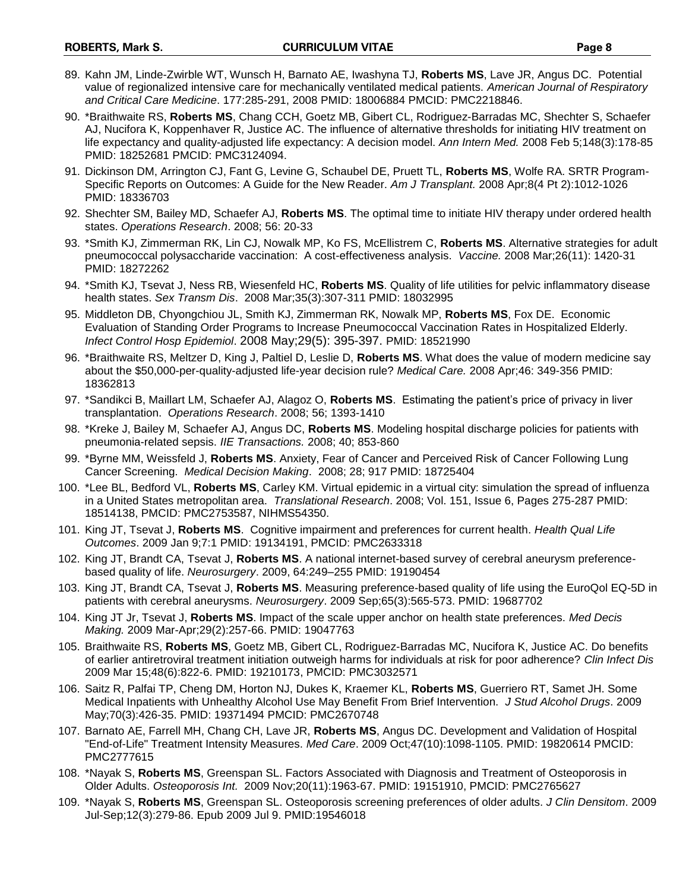89. Kahn JM, Linde-Zwirble WT, Wunsch H, Barnato AE, Iwashyna TJ, **Roberts MS**, Lave JR, Angus DC. Potential value of regionalized intensive care for mechanically ventilated medical patients. *American Journal of Respiratory and Critical Care Medicine*. 177:285-291, 2008 PMID: 18006884 PMCID: PMC2218846.
90. *Braithwaite RS, **Roberts MS**, Chang CCH, Goetz MB, Gibert CL, Rodriguez-Barradas MC, Shechter S, Schaefer AJ, Nucifora K, Koppenhaver R, Justice AC. The influence of alternative thresholds for initiating HIV treatment on life expectancy and quality-adjusted life expectancy: A decision model. *Ann Intern Med.* 2008 Feb 5;148(3):178-85 PMID: 18252681 PMCID: PMC3124094.
91. Dickinson DM, Arrington CJ, Fant G, Levine G, Schaubel DE, Pruett TL, **Roberts MS**, Wolfe RA. SRTR Program-Specific Reports on Outcomes: A Guide for the New Reader. *Am J Transplant.* 2008 Apr;8(4 Pt 2):1012-1026 PMID: 18336703
92. Shechter SM, Bailey MD, Schaefer AJ, **Roberts MS**. The optimal time to initiate HIV therapy under ordered health states. *Operations Research*. 2008; 56: 20-33
93. *Smith KJ, Zimmerman RK, Lin CJ, Nowalk MP, Ko FS, McEllistrem C, **Roberts MS**. Alternative strategies for adult pneumococcal polysaccharide vaccination: A cost-effectiveness analysis. *Vaccine.* 2008 Mar;26(11): 1420-31 PMID: 18272262
94. *Smith KJ, Tsevat J, Ness RB, Wiesenfeld HC, **Roberts MS**. Quality of life utilities for pelvic inflammatory disease health states. *Sex Transm Dis*. 2008 Mar;35(3):307-311 PMID: 18032995
95. Middleton DB, Chyongchiou JL, Smith KJ, Zimmerman RK, Nowalk MP, **Roberts MS**, Fox DE. Economic Evaluation of Standing Order Programs to Increase Pneumococcal Vaccination Rates in Hospitalized Elderly. *Infect Control Hosp Epidemiol*. 2008 May;29(5): 395-397. PMID: 18521990
96. *Braithwaite RS, Meltzer D, King J, Paltiel D, Leslie D, **Roberts MS**. What does the value of modern medicine say about the $50,000-per-quality-adjusted life-year decision rule? *Medical Care.* 2008 Apr;46: 349-356 PMID: 18362813
97. *Sandikci B, Maillart LM, Schaefer AJ, Alagoz O, **Roberts MS**. Estimating the patient's price of privacy in liver transplantation. *Operations Research*. 2008; 56; 1393-1410
98. *Kreke J, Bailey M, Schaefer AJ, Angus DC, **Roberts MS**. Modeling hospital discharge policies for patients with pneumonia-related sepsis. *IIE Transactions.* 2008; 40; 853-860
99. *Byrne MM, Weissfeld J, **Roberts MS**. Anxiety, Fear of Cancer and Perceived Risk of Cancer Following Lung Cancer Screening. *Medical Decision Making*. 2008; 28; 917 PMID: 18725404
100. *Lee BL, Bedford VL, **Roberts MS**, Carley KM. Virtual epidemic in a virtual city: simulation the spread of influenza in a United States metropolitan area. *Translational Research*. 2008; Vol. 151, Issue 6, Pages 275-287 PMID: 18514138, PMCID: PMC2753587, NIHMS54350.
101. King JT, Tsevat J, **Roberts MS**. Cognitive impairment and preferences for current health. *Health Qual Life Outcomes*. 2009 Jan 9;7:1 PMID: 19134191, PMCID: PMC2633318
102. King JT, Brandt CA, Tsevat J, **Roberts MS**. A national internet-based survey of cerebral aneurysm preference-based quality of life. *Neurosurgery*. 2009, 64:249–255 PMID: 19190454
103. King JT, Brandt CA, Tsevat J, **Roberts MS**. Measuring preference-based quality of life using the EuroQol EQ-5D in patients with cerebral aneurysms. *Neurosurgery*. 2009 Sep;65(3):565-573. PMID: 19687702
104. King JT Jr, Tsevat J, **Roberts MS**. Impact of the scale upper anchor on health state preferences. *Med Decis Making.* 2009 Mar-Apr;29(2):257-66. PMID: 19047763
105. Braithwaite RS, **Roberts MS**, Goetz MB, Gibert CL, Rodriguez-Barradas MC, Nucifora K, Justice AC. Do benefits of earlier antiretroviral treatment initiation outweigh harms for individuals at risk for poor adherence? *Clin Infect Dis* 2009 Mar 15;48(6):822-6. PMID: 19210173, PMCID: PMC3032571
106. Saitz R, Palfai TP, Cheng DM, Horton NJ, Dukes K, Kraemer KL, **Roberts MS**, Guerriero RT, Samet JH. Some Medical Inpatients with Unhealthy Alcohol Use May Benefit From Brief Intervention. *J Stud Alcohol Drugs*. 2009 May;70(3):426-35. PMID: 19371494 PMCID: PMC2670748
107. Barnato AE, Farrell MH, Chang CH, Lave JR, **Roberts MS**, Angus DC. Development and Validation of Hospital "End-of-Life" Treatment Intensity Measures. *Med Care*. 2009 Oct;47(10):1098-1105. PMID: 19820614 PMCID: PMC2777615
108. *Nayak S, **Roberts MS**, Greenspan SL. Factors Associated with Diagnosis and Treatment of Osteoporosis in Older Adults. *Osteoporosis Int.* 2009 Nov;20(11):1963-67. PMID: 19151910, PMCID: PMC2765627
109. *Nayak S, **Roberts MS**, Greenspan SL. Osteoporosis screening preferences of older adults. *J Clin Densitom*. 2009 Jul-Sep;12(3):279-86. Epub 2009 Jul 9. PMID:19546018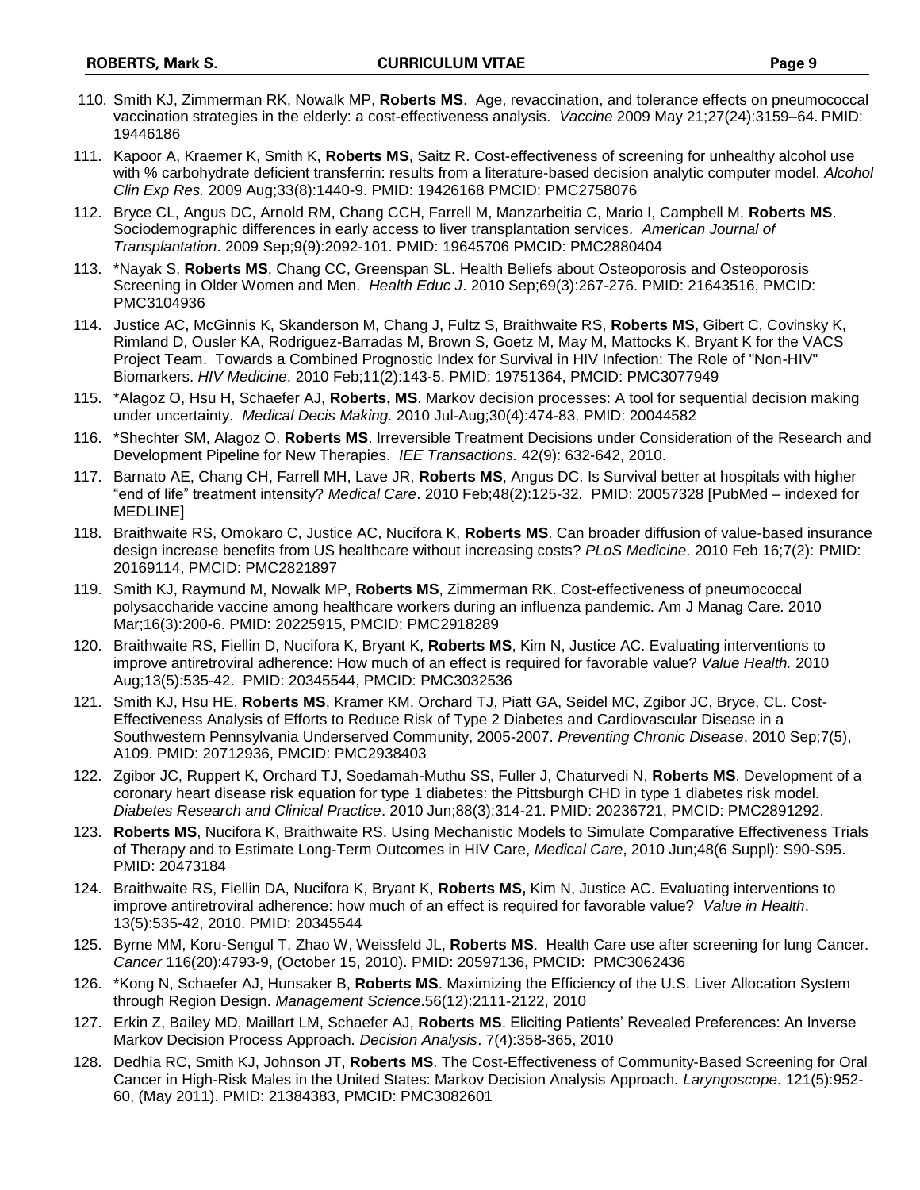110. Smith KJ, Zimmerman RK, Nowalk MP, **Roberts MS**. Age, revaccination, and tolerance effects on pneumococcal vaccination strategies in the elderly: a cost-effectiveness analysis. *Vaccine* 2009 May 21;27(24):3159–64. PMID: 19446186

111. Kapoor A, Kraemer K, Smith K, **Roberts MS**, Saitz R. Cost-effectiveness of screening for unhealthy alcohol use with % carbohydrate deficient transferrin: results from a literature-based decision analytic computer model. *Alcohol Clin Exp Res.* 2009 Aug;33(8):1440-9. PMID: 19426168 PMCID: PMC2758076

112. Bryce CL, Angus DC, Arnold RM, Chang CCH, Farrell M, Manzarbeitia C, Mario I, Campbell M, **Roberts MS**. Sociodemographic differences in early access to liver transplantation services. *American Journal of Transplantation*. 2009 Sep;9(9):2092-101. PMID: 19645706 PMCID: PMC2880404

113. *Nayak S, **Roberts MS**, Chang CC, Greenspan SL. Health Beliefs about Osteoporosis and Osteoporosis Screening in Older Women and Men. *Health Educ J*. 2010 Sep;69(3):267-276. PMID: 21643516, PMCID: PMC3104936

114. Justice AC, McGinnis K, Skanderson M, Chang J, Fultz S, Braithwaite RS, **Roberts MS**, Gibert C, Covinsky K, Rimland D, Ousler KA, Rodriguez-Barradas M, Brown S, Goetz M, May M, Mattocks K, Bryant K for the VACS Project Team. Towards a Combined Prognostic Index for Survival in HIV Infection: The Role of "Non-HIV" Biomarkers. *HIV Medicine*. 2010 Feb;11(2):143-5. PMID: 19751364, PMCID: PMC3077949

115. *Alagoz O, Hsu H, Schaefer AJ, **Roberts, MS**. Markov decision processes: A tool for sequential decision making under uncertainty. *Medical Decis Making.* 2010 Jul-Aug;30(4):474-83. PMID: 20044582

116. *Shechter SM, Alagoz O, **Roberts MS**. Irreversible Treatment Decisions under Consideration of the Research and Development Pipeline for New Therapies. *IEE Transactions.* 42(9): 632-642, 2010.

117. Barnato AE, Chang CH, Farrell MH, Lave JR, **Roberts MS**, Angus DC. Is Survival better at hospitals with higher "end of life" treatment intensity? *Medical Care*. 2010 Feb;48(2):125-32. PMID: 20057328 [PubMed – indexed for MEDLINE]

118. Braithwaite RS, Omokaro C, Justice AC, Nucifora K, **Roberts MS**. Can broader diffusion of value-based insurance design increase benefits from US healthcare without increasing costs? *PLoS Medicine*. 2010 Feb 16;7(2): PMID: 20169114, PMCID: PMC2821897

119. Smith KJ, Raymund M, Nowalk MP, **Roberts MS**, Zimmerman RK. Cost-effectiveness of pneumococcal polysaccharide vaccine among healthcare workers during an influenza pandemic. Am J Manag Care. 2010 Mar;16(3):200-6. PMID: 20225915, PMCID: PMC2918289

120. Braithwaite RS, Fiellin D, Nucifora K, Bryant K, **Roberts MS**, Kim N, Justice AC. Evaluating interventions to improve antiretroviral adherence: How much of an effect is required for favorable value? *Value Health.* 2010 Aug;13(5):535-42. PMID: 20345544, PMCID: PMC3032536

121. Smith KJ, Hsu HE, **Roberts MS**, Kramer KM, Orchard TJ, Piatt GA, Seidel MC, Zgibor JC, Bryce, CL. Cost-Effectiveness Analysis of Efforts to Reduce Risk of Type 2 Diabetes and Cardiovascular Disease in a Southwestern Pennsylvania Underserved Community, 2005-2007. *Preventing Chronic Disease*. 2010 Sep;7(5), A109. PMID: 20712936, PMCID: PMC2938403

122. Zgibor JC, Ruppert K, Orchard TJ, Soedamah-Muthu SS, Fuller J, Chaturvedi N, **Roberts MS**. Development of a coronary heart disease risk equation for type 1 diabetes: the Pittsburgh CHD in type 1 diabetes risk model. *Diabetes Research and Clinical Practice*. 2010 Jun;88(3):314-21. PMID: 20236721, PMCID: PMC2891292.

123. **Roberts MS**, Nucifora K, Braithwaite RS. Using Mechanistic Models to Simulate Comparative Effectiveness Trials of Therapy and to Estimate Long-Term Outcomes in HIV Care, *Medical Care*, 2010 Jun;48(6 Suppl): S90-S95. PMID: 20473184

124. Braithwaite RS, Fiellin DA, Nucifora K, Bryant K, **Roberts MS,** Kim N, Justice AC. Evaluating interventions to improve antiretroviral adherence: how much of an effect is required for favorable value? *Value in Health*. 13(5):535-42, 2010. PMID: 20345544

125. Byrne MM, Koru-Sengul T, Zhao W, Weissfeld JL, **Roberts MS**. Health Care use after screening for lung Cancer. *Cancer* 116(20):4793-9, (October 15, 2010). PMID: 20597136, PMCID: PMC3062436

126. *Kong N, Schaefer AJ, Hunsaker B, **Roberts MS**. Maximizing the Efficiency of the U.S. Liver Allocation System through Region Design. *Management Science*.56(12):2111-2122, 2010

127. Erkin Z, Bailey MD, Maillart LM, Schaefer AJ, **Roberts MS**. Eliciting Patients' Revealed Preferences: An Inverse Markov Decision Process Approach. *Decision Analysis*. 7(4):358-365, 2010

128. Dedhia RC, Smith KJ, Johnson JT, **Roberts MS**. The Cost-Effectiveness of Community-Based Screening for Oral Cancer in High-Risk Males in the United States: Markov Decision Analysis Approach. *Laryngoscope*. 121(5):952-60, (May 2011). PMID: 21384383, PMCID: PMC3082601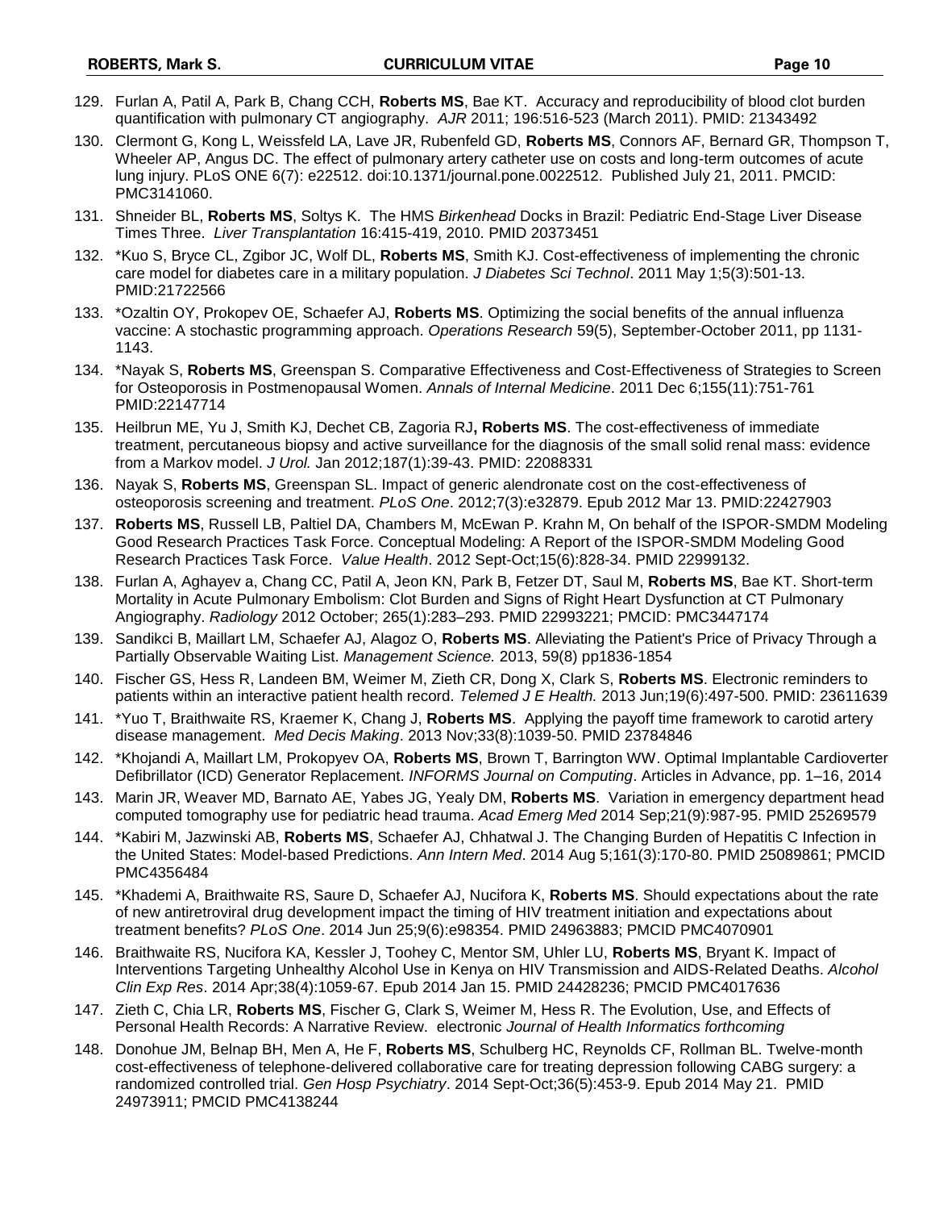129. Furlan A, Patil A, Park B, Chang CCH, **Roberts MS**, Bae KT. Accuracy and reproducibility of blood clot burden quantification with pulmonary CT angiography. *AJR* 2011; 196:516-523 (March 2011). PMID: 21343492
130. Clermont G, Kong L, Weissfeld LA, Lave JR, Rubenfeld GD, **Roberts MS**, Connors AF, Bernard GR, Thompson T, Wheeler AP, Angus DC. The effect of pulmonary artery catheter use on costs and long-term outcomes of acute lung injury. PLoS ONE 6(7): e22512. doi:10.1371/journal.pone.0022512. Published July 21, 2011. PMCID: PMC3141060.
131. Shneider BL, **Roberts MS**, Soltys K. The HMS *Birkenhead* Docks in Brazil: Pediatric End-Stage Liver Disease Times Three. *Liver Transplantation* 16:415-419, 2010. PMID 20373451
132. *Kuo S, Bryce CL, Zgibor JC, Wolf DL, **Roberts MS**, Smith KJ. Cost-effectiveness of implementing the chronic care model for diabetes care in a military population. *J Diabetes Sci Technol*. 2011 May 1;5(3):501-13. PMID:21722566
133. *Ozaltin OY, Prokopev OE, Schaefer AJ, **Roberts MS**. Optimizing the social benefits of the annual influenza vaccine: A stochastic programming approach. *Operations Research* 59(5), September-October 2011, pp 1131-1143.
134. *Nayak S, **Roberts MS**, Greenspan S. Comparative Effectiveness and Cost-Effectiveness of Strategies to Screen for Osteoporosis in Postmenopausal Women. *Annals of Internal Medicine*. 2011 Dec 6;155(11):751-761 PMID:22147714
135. Heilbrun ME, Yu J, Smith KJ, Dechet CB, Zagoria RJ**, Roberts MS**. The cost-effectiveness of immediate treatment, percutaneous biopsy and active surveillance for the diagnosis of the small solid renal mass: evidence from a Markov model. *J Urol.* Jan 2012;187(1):39-43. PMID: 22088331
136. Nayak S, **Roberts MS**, Greenspan SL. Impact of generic alendronate cost on the cost-effectiveness of osteoporosis screening and treatment. *PLoS One*. 2012;7(3):e32879. Epub 2012 Mar 13. PMID:22427903
137. **Roberts MS**, Russell LB, Paltiel DA, Chambers M, McEwan P. Krahn M, On behalf of the ISPOR-SMDM Modeling Good Research Practices Task Force. Conceptual Modeling: A Report of the ISPOR-SMDM Modeling Good Research Practices Task Force. *Value Health*. 2012 Sept-Oct;15(6):828-34. PMID 22999132.
138. Furlan A, Aghayev a, Chang CC, Patil A, Jeon KN, Park B, Fetzer DT, Saul M, **Roberts MS**, Bae KT. Short-term Mortality in Acute Pulmonary Embolism: Clot Burden and Signs of Right Heart Dysfunction at CT Pulmonary Angiography. *Radiology* 2012 October; 265(1):283–293. PMID 22993221; PMCID: PMC3447174
139. Sandikci B, Maillart LM, Schaefer AJ, Alagoz O, **Roberts MS**. Alleviating the Patient's Price of Privacy Through a Partially Observable Waiting List. *Management Science.* 2013, 59(8) pp1836-1854
140. Fischer GS, Hess R, Landeen BM, Weimer M, Zieth CR, Dong X, Clark S, **Roberts MS**. Electronic reminders to patients within an interactive patient health record. *Telemed J E Health.* 2013 Jun;19(6):497-500. PMID: 23611639
141. *Yuo T, Braithwaite RS, Kraemer K, Chang J, **Roberts MS**. Applying the payoff time framework to carotid artery disease management. *Med Decis Making*. 2013 Nov;33(8):1039-50. PMID 23784846
142. *Khojandi A, Maillart LM, Prokopyev OA, **Roberts MS**, Brown T, Barrington WW. Optimal Implantable Cardioverter Defibrillator (ICD) Generator Replacement. *INFORMS Journal on Computing*. Articles in Advance, pp. 1–16, 2014
143. Marin JR, Weaver MD, Barnato AE, Yabes JG, Yealy DM, **Roberts MS**. Variation in emergency department head computed tomography use for pediatric head trauma. *Acad Emerg Med* 2014 Sep;21(9):987-95. PMID 25269579
144. *Kabiri M, Jazwinski AB, **Roberts MS**, Schaefer AJ, Chhatwal J. The Changing Burden of Hepatitis C Infection in the United States: Model-based Predictions. *Ann Intern Med*. 2014 Aug 5;161(3):170-80. PMID 25089861; PMCID PMC4356484
145. *Khademi A, Braithwaite RS, Saure D, Schaefer AJ, Nucifora K, **Roberts MS**. Should expectations about the rate of new antiretroviral drug development impact the timing of HIV treatment initiation and expectations about treatment benefits? *PLoS One*. 2014 Jun 25;9(6):e98354. PMID 24963883; PMCID PMC4070901
146. Braithwaite RS, Nucifora KA, Kessler J, Toohey C, Mentor SM, Uhler LU, **Roberts MS**, Bryant K. Impact of Interventions Targeting Unhealthy Alcohol Use in Kenya on HIV Transmission and AIDS-Related Deaths. *Alcohol Clin Exp Res*. 2014 Apr;38(4):1059-67. Epub 2014 Jan 15. PMID 24428236; PMCID PMC4017636
147. Zieth C, Chia LR, **Roberts MS**, Fischer G, Clark S, Weimer M, Hess R. The Evolution, Use, and Effects of Personal Health Records: A Narrative Review. electronic *Journal of Health Informatics forthcoming*
148. Donohue JM, Belnap BH, Men A, He F, **Roberts MS**, Schulberg HC, Reynolds CF, Rollman BL. Twelve-month cost-effectiveness of telephone-delivered collaborative care for treating depression following CABG surgery: a randomized controlled trial. *Gen Hosp Psychiatry*. 2014 Sept-Oct;36(5):453-9. Epub 2014 May 21. PMID 24973911; PMCID PMC4138244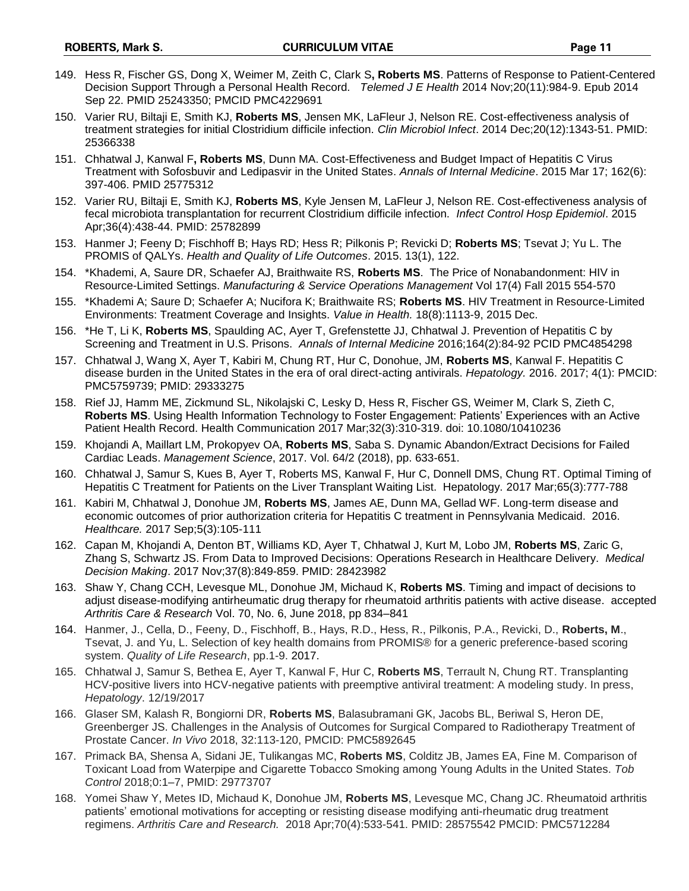149. Hess R, Fischer GS, Dong X, Weimer M, Zeith C, Clark S**, Roberts MS**. Patterns of Response to Patient-Centered Decision Support Through a Personal Health Record. *Telemed J E Health* 2014 Nov;20(11):984-9. Epub 2014 Sep 22. PMID 25243350; PMCID PMC4229691

150. Varier RU, Biltaji E, Smith KJ, **Roberts MS**, Jensen MK, LaFleur J, Nelson RE. Cost-effectiveness analysis of treatment strategies for initial Clostridium difficile infection. *Clin Microbiol Infect*. 2014 Dec;20(12):1343-51. PMID: 25366338

151. Chhatwal J, Kanwal F**, Roberts MS**, Dunn MA. Cost-Effectiveness and Budget Impact of Hepatitis C Virus Treatment with Sofosbuvir and Ledipasvir in the United States. *Annals of Internal Medicine*. 2015 Mar 17; 162(6): 397-406. PMID 25775312

152. Varier RU, Biltaji E, Smith KJ, **Roberts MS**, Kyle Jensen M, LaFleur J, Nelson RE. Cost-effectiveness analysis of fecal microbiota transplantation for recurrent Clostridium difficile infection. *Infect Control Hosp Epidemiol*. 2015 Apr;36(4):438-44. PMID: 25782899

153. Hanmer J; Feeny D; Fischhoff B; Hays RD; Hess R; Pilkonis P; Revicki D; **Roberts MS**; Tsevat J; Yu L. The PROMIS of QALYs. *Health and Quality of Life Outcomes*. 2015. 13(1), 122.

154. *Khademi, A, Saure DR, Schaefer AJ, Braithwaite RS, **Roberts MS**. The Price of Nonabandonment: HIV in Resource-Limited Settings. *Manufacturing & Service Operations Management* Vol 17(4) Fall 2015 554-570

155. *Khademi A; Saure D; Schaefer A; Nucifora K; Braithwaite RS; **Roberts MS**. HIV Treatment in Resource-Limited Environments: Treatment Coverage and Insights. *Value in Health.* 18(8):1113-9, 2015 Dec.

156. *He T, Li K, **Roberts MS**, Spaulding AC, Ayer T, Grefenstette JJ, Chhatwal J. Prevention of Hepatitis C by Screening and Treatment in U.S. Prisons. *Annals of Internal Medicine* 2016;164(2):84-92 PCID PMC4854298

157. Chhatwal J, Wang X, Ayer T, Kabiri M, Chung RT, Hur C, Donohue, JM, **Roberts MS**, Kanwal F. Hepatitis C disease burden in the United States in the era of oral direct-acting antivirals. *Hepatology.* 2016. 2017; 4(1): PMCID: PMC5759739; PMID: 29333275

158. Rief JJ, Hamm ME, Zickmund SL, Nikolajski C, Lesky D, Hess R, Fischer GS, Weimer M, Clark S, Zieth C, **Roberts MS**. Using Health Information Technology to Foster Engagement: Patients' Experiences with an Active Patient Health Record. Health Communication 2017 Mar;32(3):310-319. doi: 10.1080/10410236

159. Khojandi A, Maillart LM, Prokopyev OA, **Roberts MS**, Saba S. Dynamic Abandon/Extract Decisions for Failed Cardiac Leads. *Management Science*, 2017. Vol. 64/2 (2018), pp. 633-651.

160. Chhatwal J, Samur S, Kues B, Ayer T, Roberts MS, Kanwal F, Hur C, Donnell DMS, Chung RT. Optimal Timing of Hepatitis C Treatment for Patients on the Liver Transplant Waiting List. Hepatology. 2017 Mar;65(3):777-788

161. Kabiri M, Chhatwal J, Donohue JM, **Roberts MS**, James AE, Dunn MA, Gellad WF. Long-term disease and economic outcomes of prior authorization criteria for Hepatitis C treatment in Pennsylvania Medicaid. 2016. *Healthcare.* 2017 Sep;5(3):105-111

162. Capan M, Khojandi A, Denton BT, Williams KD, Ayer T, Chhatwal J, Kurt M, Lobo JM, **Roberts MS**, Zaric G, Zhang S, Schwartz JS. From Data to Improved Decisions: Operations Research in Healthcare Delivery. *Medical Decision Making*. 2017 Nov;37(8):849-859. PMID: 28423982

163. Shaw Y, Chang CCH, Levesque ML, Donohue JM, Michaud K, **Roberts MS**. Timing and impact of decisions to adjust disease-modifying antirheumatic drug therapy for rheumatoid arthritis patients with active disease. accepted *Arthritis Care & Research* Vol. 70, No. 6, June 2018, pp 834–841

164. Hanmer, J., Cella, D., Feeny, D., Fischhoff, B., Hays, R.D., Hess, R., Pilkonis, P.A., Revicki, D., **Roberts, M**., Tsevat, J. and Yu, L. Selection of key health domains from PROMIS® for a generic preference-based scoring system. *Quality of Life Research*, pp.1-9. 2017.

165. Chhatwal J, Samur S, Bethea E, Ayer T, Kanwal F, Hur C, **Roberts MS**, Terrault N, Chung RT. Transplanting HCV-positive livers into HCV-negative patients with preemptive antiviral treatment: A modeling study. In press, *Hepatology*. 12/19/2017

166. Glaser SM, Kalash R, Bongiorni DR, **Roberts MS**, Balasubramani GK, Jacobs BL, Beriwal S, Heron DE, Greenberger JS. Challenges in the Analysis of Outcomes for Surgical Compared to Radiotherapy Treatment of Prostate Cancer. *In Vivo* 2018, 32:113-120, PMCID: PMC5892645

167. Primack BA, Shensa A, Sidani JE, Tulikangas MC, **Roberts MS**, Colditz JB, James EA, Fine M. Comparison of Toxicant Load from Waterpipe and Cigarette Tobacco Smoking among Young Adults in the United States. *Tob Control* 2018;0:1–7, PMID: 29773707

168. Yomei Shaw Y, Metes ID, Michaud K, Donohue JM, **Roberts MS**, Levesque MC, Chang JC. Rheumatoid arthritis patients' emotional motivations for accepting or resisting disease modifying anti-rheumatic drug treatment regimens. *Arthritis Care and Research.* 2018 Apr;70(4):533-541. PMID: 28575542 PMCID: PMC5712284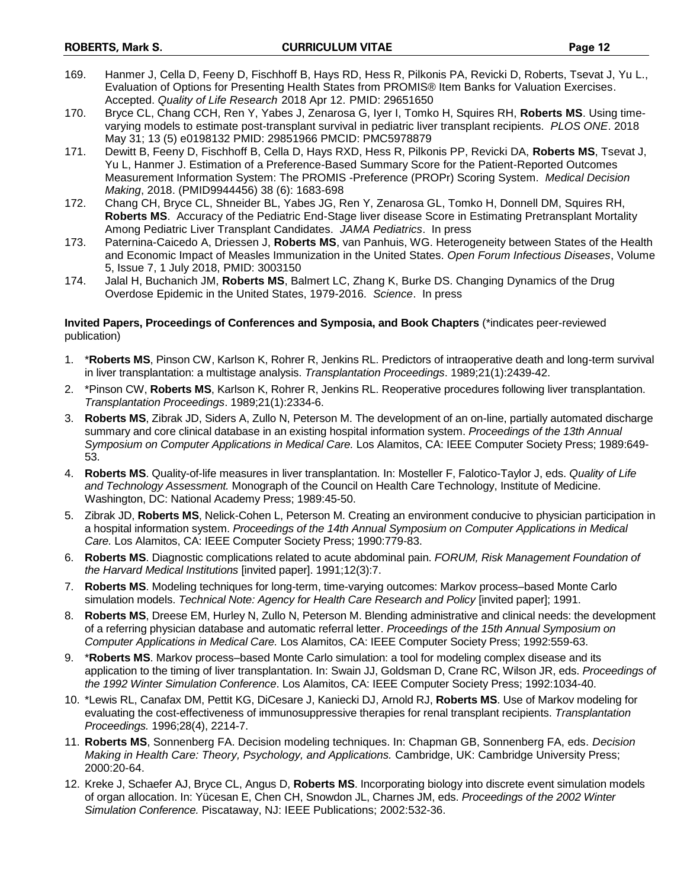169. Hanmer J, Cella D, Feeny D, Fischhoff B, Hays RD, Hess R, Pilkonis PA, Revicki D, Roberts, Tsevat J, Yu L., Evaluation of Options for Presenting Health States from PROMIS® Item Banks for Valuation Exercises. Accepted. *Quality of Life Research* 2018 Apr 12. PMID: 29651650
170. Bryce CL, Chang CCH, Ren Y, Yabes J, Zenarosa G, Iyer I, Tomko H, Squires RH, **Roberts MS**. Using time-varying models to estimate post-transplant survival in pediatric liver transplant recipients. *PLOS ONE*. 2018 May 31; 13 (5) e0198132 PMID: 29851966 PMCID: PMC5978879
171. Dewitt B, Feeny D, Fischhoff B, Cella D, Hays RXD, Hess R, Pilkonis PP, Revicki DA, **Roberts MS**, Tsevat J, Yu L, Hanmer J. Estimation of a Preference-Based Summary Score for the Patient-Reported Outcomes Measurement Information System: The PROMIS -Preference (PROPr) Scoring System. *Medical Decision Making*, 2018. (PMID9944456) 38 (6): 1683-698
172. Chang CH, Bryce CL, Shneider BL, Yabes JG, Ren Y, Zenarosa GL, Tomko H, Donnell DM, Squires RH, **Roberts MS**. Accuracy of the Pediatric End-Stage liver disease Score in Estimating Pretransplant Mortality Among Pediatric Liver Transplant Candidates. *JAMA Pediatrics*. In press
173. Paternina-Caicedo A, Driessen J, **Roberts MS**, van Panhuis, WG. Heterogeneity between States of the Health and Economic Impact of Measles Immunization in the United States. *Open Forum Infectious Diseases*, Volume 5, Issue 7, 1 July 2018, PMID: 3003150
174. Jalal H, Buchanich JM, **Roberts MS**, Balmert LC, Zhang K, Burke DS. Changing Dynamics of the Drug Overdose Epidemic in the United States, 1979-2016. *Science*. In press

**Invited Papers, Proceedings of Conferences and Symposia, and Book Chapters** (*indicates peer-reviewed publication)

1. ***Roberts MS**, Pinson CW, Karlson K, Rohrer R, Jenkins RL. Predictors of intraoperative death and long-term survival in liver transplantation: a multistage analysis. *Transplantation Proceedings*. 1989;21(1):2439-42.
2. *Pinson CW, **Roberts MS**, Karlson K, Rohrer R, Jenkins RL. Reoperative procedures following liver transplantation. *Transplantation Proceedings*. 1989;21(1):2334-6.
3. **Roberts MS**, Zibrak JD, Siders A, Zullo N, Peterson M. The development of an on-line, partially automated discharge summary and core clinical database in an existing hospital information system. *Proceedings of the 13th Annual Symposium on Computer Applications in Medical Care.* Los Alamitos, CA: IEEE Computer Society Press; 1989:649-53.
4. **Roberts MS**. Quality-of-life measures in liver transplantation. In: Mosteller F, Falotico-Taylor J, eds. *Quality of Life and Technology Assessment.* Monograph of the Council on Health Care Technology, Institute of Medicine. Washington, DC: National Academy Press; 1989:45-50.
5. Zibrak JD, **Roberts MS**, Nelick-Cohen L, Peterson M. Creating an environment conducive to physician participation in a hospital information system. *Proceedings of the 14th Annual Symposium on Computer Applications in Medical Care.* Los Alamitos, CA: IEEE Computer Society Press; 1990:779-83.
6. **Roberts MS**. Diagnostic complications related to acute abdominal pain. *FORUM, Risk Management Foundation of the Harvard Medical Institutions* [invited paper]. 1991;12(3):7.
7. **Roberts MS**. Modeling techniques for long-term, time-varying outcomes: Markov process–based Monte Carlo simulation models. *Technical Note: Agency for Health Care Research and Policy* [invited paper]; 1991.
8. **Roberts MS**, Dreese EM, Hurley N, Zullo N, Peterson M. Blending administrative and clinical needs: the development of a referring physician database and automatic referral letter. *Proceedings of the 15th Annual Symposium on Computer Applications in Medical Care.* Los Alamitos, CA: IEEE Computer Society Press; 1992:559-63.
9. ***Roberts MS**. Markov process–based Monte Carlo simulation: a tool for modeling complex disease and its application to the timing of liver transplantation. In: Swain JJ, Goldsman D, Crane RC, Wilson JR, eds. *Proceedings of the 1992 Winter Simulation Conference*. Los Alamitos, CA: IEEE Computer Society Press; 1992:1034-40.
10. *Lewis RL, Canafax DM, Pettit KG, DiCesare J, Kaniecki DJ, Arnold RJ, **Roberts MS**. Use of Markov modeling for evaluating the cost-effectiveness of immunosuppressive therapies for renal transplant recipients. *Transplantation Proceedings.* 1996;28(4), 2214-7.
11. **Roberts MS**, Sonnenberg FA. Decision modeling techniques. In: Chapman GB, Sonnenberg FA, eds. *Decision Making in Health Care: Theory, Psychology, and Applications.* Cambridge, UK: Cambridge University Press; 2000:20-64.
12. Kreke J, Schaefer AJ, Bryce CL, Angus D, **Roberts MS**. Incorporating biology into discrete event simulation models of organ allocation. In: Yücesan E, Chen CH, Snowdon JL, Charnes JM, eds. *Proceedings of the 2002 Winter Simulation Conference.* Piscataway, NJ: IEEE Publications; 2002:532-36.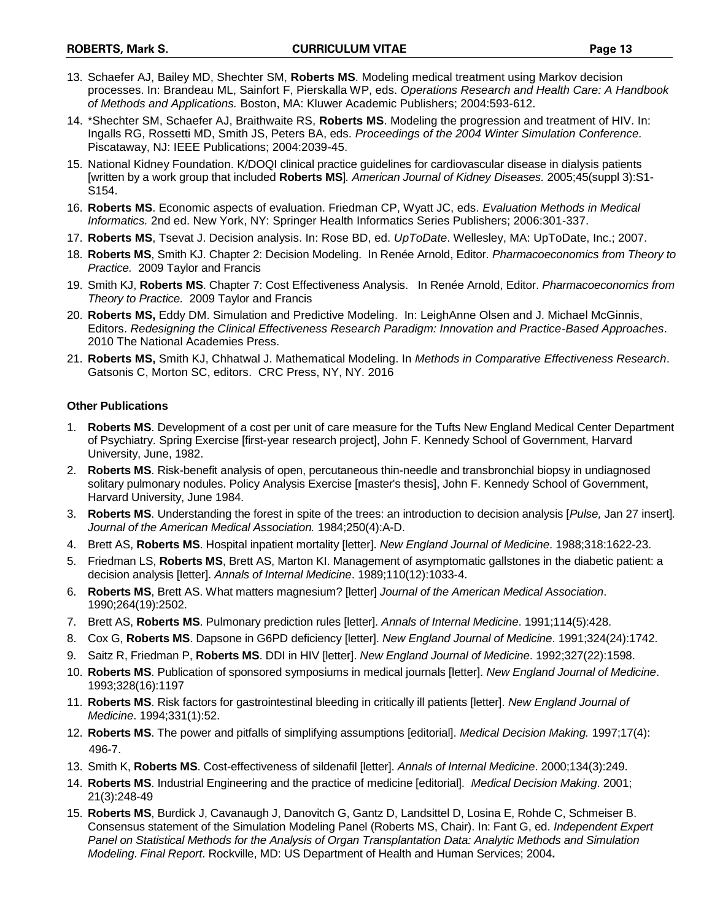13. Schaefer AJ, Bailey MD, Shechter SM, **Roberts MS**. Modeling medical treatment using Markov decision processes. In: Brandeau ML, Sainfort F, Pierskalla WP, eds. *Operations Research and Health Care: A Handbook of Methods and Applications.* Boston, MA: Kluwer Academic Publishers; 2004:593-612.
14. *Shechter SM, Schaefer AJ, Braithwaite RS, **Roberts MS**. Modeling the progression and treatment of HIV. In: Ingalls RG, Rossetti MD, Smith JS, Peters BA, eds. *Proceedings of the 2004 Winter Simulation Conference.* Piscataway, NJ: IEEE Publications; 2004:2039-45.
15. National Kidney Foundation. K/DOQI clinical practice guidelines for cardiovascular disease in dialysis patients [written by a work group that included **Roberts MS**]. *American Journal of Kidney Diseases.* 2005;45(suppl 3):S1-S154.
16. **Roberts MS**. Economic aspects of evaluation. Friedman CP, Wyatt JC, eds. *Evaluation Methods in Medical Informatics.* 2nd ed. New York, NY: Springer Health Informatics Series Publishers; 2006:301-337.
17. **Roberts MS**, Tsevat J. Decision analysis. In: Rose BD, ed. *UpToDate*. Wellesley, MA: UpToDate, Inc.; 2007.
18. **Roberts MS**, Smith KJ. Chapter 2: Decision Modeling. In Renée Arnold, Editor. *Pharmacoeconomics from Theory to Practice.* 2009 Taylor and Francis
19. Smith KJ, **Roberts MS**. Chapter 7: Cost Effectiveness Analysis. In Renée Arnold, Editor. *Pharmacoeconomics from Theory to Practice.* 2009 Taylor and Francis
20. **Roberts MS,** Eddy DM. Simulation and Predictive Modeling. In: LeighAnne Olsen and J. Michael McGinnis, Editors. *Redesigning the Clinical Effectiveness Research Paradigm: Innovation and Practice-Based Approaches*. 2010 The National Academies Press.
21. **Roberts MS,** Smith KJ, Chhatwal J. Mathematical Modeling. In *Methods in Comparative Effectiveness Research*. Gatsonis C, Morton SC, editors. CRC Press, NY, NY. 2016

**Other Publications**

1. **Roberts MS**. Development of a cost per unit of care measure for the Tufts New England Medical Center Department of Psychiatry. Spring Exercise [first-year research project], John F. Kennedy School of Government, Harvard University, June, 1982.
2. **Roberts MS**. Risk-benefit analysis of open, percutaneous thin-needle and transbronchial biopsy in undiagnosed solitary pulmonary nodules. Policy Analysis Exercise [master's thesis], John F. Kennedy School of Government, Harvard University, June 1984.
3. **Roberts MS**. Understanding the forest in spite of the trees: an introduction to decision analysis [*Pulse,* Jan 27 insert]*. Journal of the American Medical Association.* 1984;250(4):A-D.
4. Brett AS, **Roberts MS**. Hospital inpatient mortality [letter]. *New England Journal of Medicine*. 1988;318:1622-23.
5. Friedman LS, **Roberts MS**, Brett AS, Marton KI. Management of asymptomatic gallstones in the diabetic patient: a decision analysis [letter]. *Annals of Internal Medicine*. 1989;110(12):1033-4.
6. **Roberts MS**, Brett AS. What matters magnesium? [letter] *Journal of the American Medical Association*. 1990;264(19):2502.
7. Brett AS, **Roberts MS**. Pulmonary prediction rules [letter]. *Annals of Internal Medicine*. 1991;114(5):428.
8. Cox G, **Roberts MS**. Dapsone in G6PD deficiency [letter]. *New England Journal of Medicine*. 1991;324(24):1742.
9. Saitz R, Friedman P, **Roberts MS**. DDI in HIV [letter]. *New England Journal of Medicine*. 1992;327(22):1598.
10. **Roberts MS**. Publication of sponsored symposiums in medical journals [letter]. *New England Journal of Medicine*. 1993;328(16):1197
11. **Roberts MS**. Risk factors for gastrointestinal bleeding in critically ill patients [letter]. *New England Journal of Medicine*. 1994;331(1):52.
12. **Roberts MS**. The power and pitfalls of simplifying assumptions [editorial]. *Medical Decision Making.* 1997;17(4): 496-7.
13. Smith K, **Roberts MS**. Cost-effectiveness of sildenafil [letter]. *Annals of Internal Medicine*. 2000;134(3):249.
14. **Roberts MS**. Industrial Engineering and the practice of medicine [editorial]. *Medical Decision Making*. 2001; 21(3):248-49
15. **Roberts MS**, Burdick J, Cavanaugh J, Danovitch G, Gantz D, Landsittel D, Losina E, Rohde C, Schmeiser B. Consensus statement of the Simulation Modeling Panel (Roberts MS, Chair). In: Fant G, ed. *Independent Expert Panel on Statistical Methods for the Analysis of Organ Transplantation Data: Analytic Methods and Simulation Modeling*. *Final Report*. Rockville, MD: US Department of Health and Human Services; 2004**.**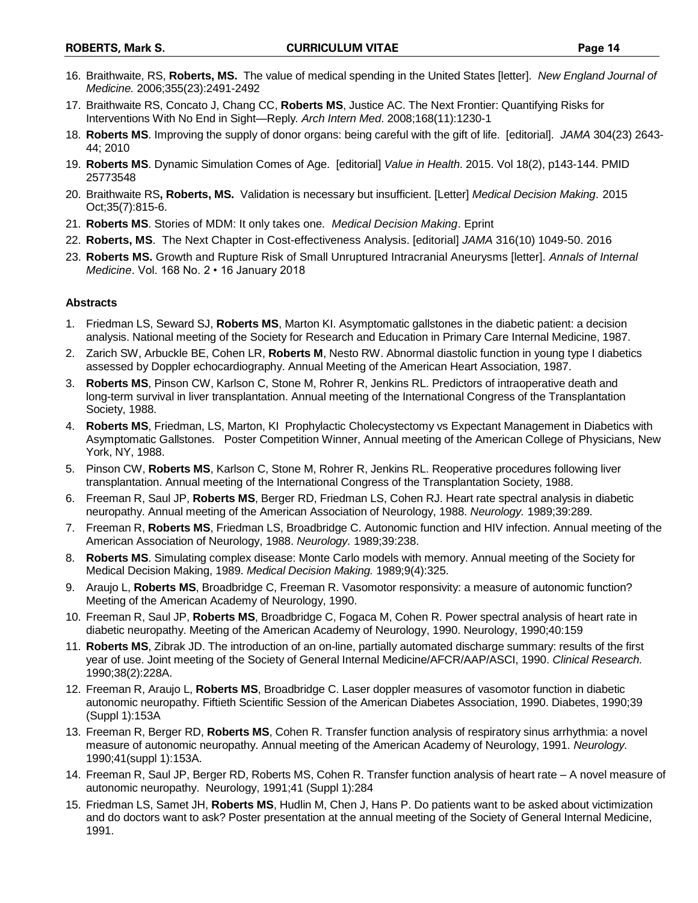16. Braithwaite, RS, **Roberts, MS.** The value of medical spending in the United States [letter]. *New England Journal of Medicine.* 2006;355(23):2491-2492
17. Braithwaite RS, Concato J, Chang CC, **Roberts MS**, Justice AC. The Next Frontier: Quantifying Risks for Interventions With No End in Sight—Reply. *Arch Intern Med*. 2008;168(11):1230-1
18. **Roberts MS**. Improving the supply of donor organs: being careful with the gift of life. [editorial]. *JAMA* 304(23) 2643-44; 2010
19. **Roberts MS**. Dynamic Simulation Comes of Age. [editorial] *Value in Health*. 2015. Vol 18(2), p143-144. PMID 25773548
20. Braithwaite RS**, Roberts, MS.** Validation is necessary but insufficient. [Letter] *Medical Decision Making*. 2015 Oct;35(7):815-6.
21. **Roberts MS**. Stories of MDM: It only takes one. *Medical Decision Making*. Eprint
22. **Roberts, MS**. The Next Chapter in Cost-effectiveness Analysis. [editorial] *JAMA* 316(10) 1049-50. 2016
23. **Roberts MS.** Growth and Rupture Risk of Small Unruptured Intracranial Aneurysms [letter]. *Annals of Internal Medicine*. Vol. 168 No. 2 • 16 January 2018

### Abstracts

1. Friedman LS, Seward SJ, **Roberts MS**, Marton KI. Asymptomatic gallstones in the diabetic patient: a decision analysis. National meeting of the Society for Research and Education in Primary Care Internal Medicine, 1987.
2. Zarich SW, Arbuckle BE, Cohen LR, **Roberts M**, Nesto RW. Abnormal diastolic function in young type I diabetics assessed by Doppler echocardiography. Annual Meeting of the American Heart Association, 1987.
3. **Roberts MS**, Pinson CW, Karlson C, Stone M, Rohrer R, Jenkins RL. Predictors of intraoperative death and long-term survival in liver transplantation. Annual meeting of the International Congress of the Transplantation Society, 1988.
4. **Roberts MS**, Friedman, LS, Marton, KI Prophylactic Cholecystectomy vs Expectant Management in Diabetics with Asymptomatic Gallstones. Poster Competition Winner, Annual meeting of the American College of Physicians, New York, NY, 1988.
5. Pinson CW, **Roberts MS**, Karlson C, Stone M, Rohrer R, Jenkins RL. Reoperative procedures following liver transplantation. Annual meeting of the International Congress of the Transplantation Society, 1988.
6. Freeman R, Saul JP, **Roberts MS**, Berger RD, Friedman LS, Cohen RJ. Heart rate spectral analysis in diabetic neuropathy. Annual meeting of the American Association of Neurology, 1988. *Neurology.* 1989;39:289.
7. Freeman R, **Roberts MS**, Friedman LS, Broadbridge C. Autonomic function and HIV infection. Annual meeting of the American Association of Neurology, 1988. *Neurology.* 1989;39:238.
8. **Roberts MS**. Simulating complex disease: Monte Carlo models with memory. Annual meeting of the Society for Medical Decision Making, 1989. *Medical Decision Making.* 1989;9(4):325.
9. Araujo L, **Roberts MS**, Broadbridge C, Freeman R. Vasomotor responsivity: a measure of autonomic function? Meeting of the American Academy of Neurology, 1990.
10. Freeman R, Saul JP, **Roberts MS**, Broadbridge C, Fogaca M, Cohen R. Power spectral analysis of heart rate in diabetic neuropathy. Meeting of the American Academy of Neurology, 1990. Neurology, 1990;40:159
11. **Roberts MS**, Zibrak JD. The introduction of an on-line, partially automated discharge summary: results of the first year of use. Joint meeting of the Society of General Internal Medicine/AFCR/AAP/ASCI, 1990. *Clinical Research.* 1990;38(2):228A.
12. Freeman R, Araujo L, **Roberts MS**, Broadbridge C. Laser doppler measures of vasomotor function in diabetic autonomic neuropathy. Fiftieth Scientific Session of the American Diabetes Association, 1990. Diabetes, 1990;39 (Suppl 1):153A
13. Freeman R, Berger RD, **Roberts MS**, Cohen R. Transfer function analysis of respiratory sinus arrhythmia: a novel measure of autonomic neuropathy. Annual meeting of the American Academy of Neurology, 1991. *Neurology.* 1990;41(suppl 1):153A.
14. Freeman R, Saul JP, Berger RD, Roberts MS, Cohen R. Transfer function analysis of heart rate – A novel measure of autonomic neuropathy. Neurology, 1991;41 (Suppl 1):284
15. Friedman LS, Samet JH, **Roberts MS**, Hudlin M, Chen J, Hans P. Do patients want to be asked about victimization and do doctors want to ask? Poster presentation at the annual meeting of the Society of General Internal Medicine, 1991.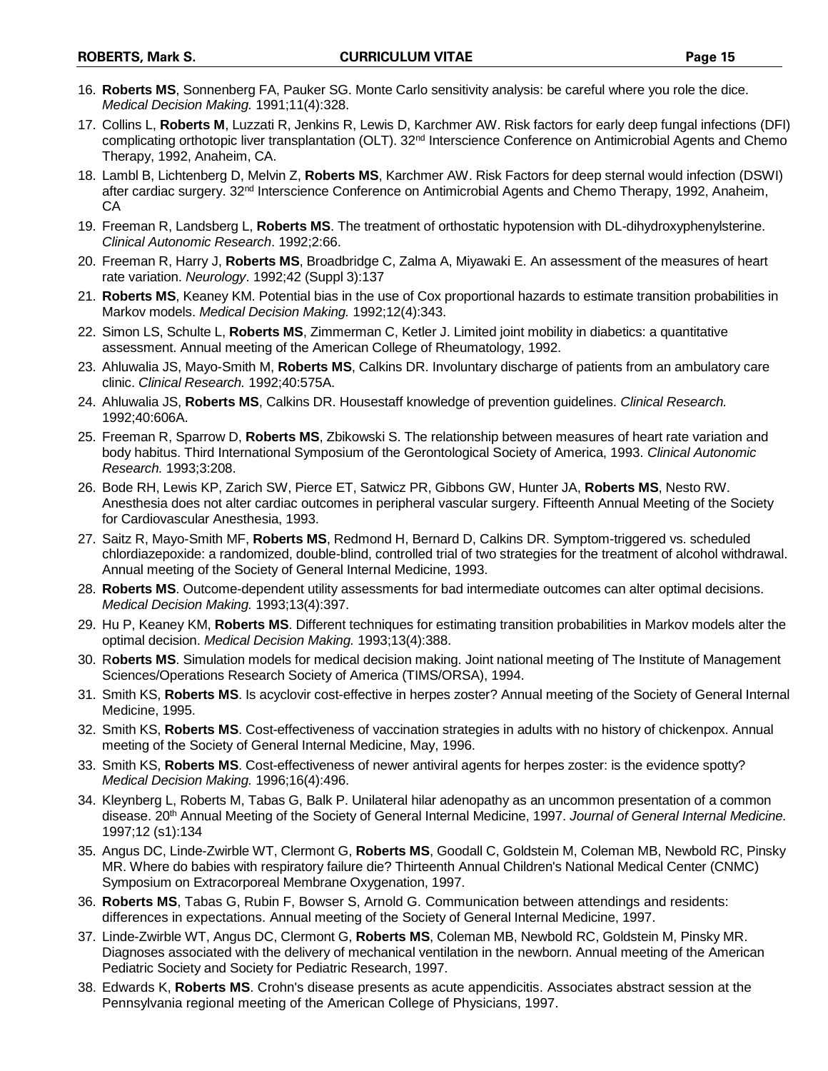16. **Roberts MS**, Sonnenberg FA, Pauker SG. Monte Carlo sensitivity analysis: be careful where you role the dice. *Medical Decision Making.* 1991;11(4):328.
17. Collins L, **Roberts M**, Luzzati R, Jenkins R, Lewis D, Karchmer AW. Risk factors for early deep fungal infections (DFI) complicating orthotopic liver transplantation (OLT). 32nd Interscience Conference on Antimicrobial Agents and Chemo Therapy, 1992, Anaheim, CA.
18. Lambl B, Lichtenberg D, Melvin Z, **Roberts MS**, Karchmer AW. Risk Factors for deep sternal would infection (DSWI) after cardiac surgery. 32nd Interscience Conference on Antimicrobial Agents and Chemo Therapy, 1992, Anaheim, CA
19. Freeman R, Landsberg L, **Roberts MS**. The treatment of orthostatic hypotension with DL-dihydroxyphenylsterine. *Clinical Autonomic Research*. 1992;2:66.
20. Freeman R, Harry J, **Roberts MS**, Broadbridge C, Zalma A, Miyawaki E. An assessment of the measures of heart rate variation. *Neurology*. 1992;42 (Suppl 3):137
21. **Roberts MS**, Keaney KM. Potential bias in the use of Cox proportional hazards to estimate transition probabilities in Markov models. *Medical Decision Making.* 1992;12(4):343.
22. Simon LS, Schulte L, **Roberts MS**, Zimmerman C, Ketler J. Limited joint mobility in diabetics: a quantitative assessment. Annual meeting of the American College of Rheumatology, 1992.
23. Ahluwalia JS, Mayo-Smith M, **Roberts MS**, Calkins DR. Involuntary discharge of patients from an ambulatory care clinic. *Clinical Research.* 1992;40:575A.
24. Ahluwalia JS, **Roberts MS**, Calkins DR. Housestaff knowledge of prevention guidelines. *Clinical Research.* 1992;40:606A.
25. Freeman R, Sparrow D, **Roberts MS**, Zbikowski S. The relationship between measures of heart rate variation and body habitus. Third International Symposium of the Gerontological Society of America, 1993. *Clinical Autonomic Research.* 1993;3:208.
26. Bode RH, Lewis KP, Zarich SW, Pierce ET, Satwicz PR, Gibbons GW, Hunter JA, **Roberts MS**, Nesto RW. Anesthesia does not alter cardiac outcomes in peripheral vascular surgery. Fifteenth Annual Meeting of the Society for Cardiovascular Anesthesia, 1993.
27. Saitz R, Mayo-Smith MF, **Roberts MS**, Redmond H, Bernard D, Calkins DR. Symptom-triggered vs. scheduled chlordiazepoxide: a randomized, double-blind, controlled trial of two strategies for the treatment of alcohol withdrawal. Annual meeting of the Society of General Internal Medicine, 1993.
28. **Roberts MS**. Outcome-dependent utility assessments for bad intermediate outcomes can alter optimal decisions. *Medical Decision Making.* 1993;13(4):397.
29. Hu P, Keaney KM, **Roberts MS**. Different techniques for estimating transition probabilities in Markov models alter the optimal decision. *Medical Decision Making.* 1993;13(4):388.
30. R**oberts MS**. Simulation models for medical decision making. Joint national meeting of The Institute of Management Sciences/Operations Research Society of America (TIMS/ORSA), 1994.
31. Smith KS, **Roberts MS**. Is acyclovir cost-effective in herpes zoster? Annual meeting of the Society of General Internal Medicine, 1995.
32. Smith KS, **Roberts MS**. Cost-effectiveness of vaccination strategies in adults with no history of chickenpox. Annual meeting of the Society of General Internal Medicine, May, 1996.
33. Smith KS, **Roberts MS**. Cost-effectiveness of newer antiviral agents for herpes zoster: is the evidence spotty? *Medical Decision Making.* 1996;16(4):496.
34. Kleynberg L, Roberts M, Tabas G, Balk P. Unilateral hilar adenopathy as an uncommon presentation of a common disease. 20th Annual Meeting of the Society of General Internal Medicine, 1997. *Journal of General Internal Medicine.* 1997;12 (s1):134
35. Angus DC, Linde-Zwirble WT, Clermont G, **Roberts MS**, Goodall C, Goldstein M, Coleman MB, Newbold RC, Pinsky MR. Where do babies with respiratory failure die? Thirteenth Annual Children's National Medical Center (CNMC) Symposium on Extracorporeal Membrane Oxygenation, 1997.
36. **Roberts MS**, Tabas G, Rubin F, Bowser S, Arnold G. Communication between attendings and residents: differences in expectations. Annual meeting of the Society of General Internal Medicine, 1997.
37. Linde-Zwirble WT, Angus DC, Clermont G, **Roberts MS**, Coleman MB, Newbold RC, Goldstein M, Pinsky MR. Diagnoses associated with the delivery of mechanical ventilation in the newborn. Annual meeting of the American Pediatric Society and Society for Pediatric Research, 1997.
38. Edwards K, **Roberts MS**. Crohn's disease presents as acute appendicitis. Associates abstract session at the Pennsylvania regional meeting of the American College of Physicians, 1997.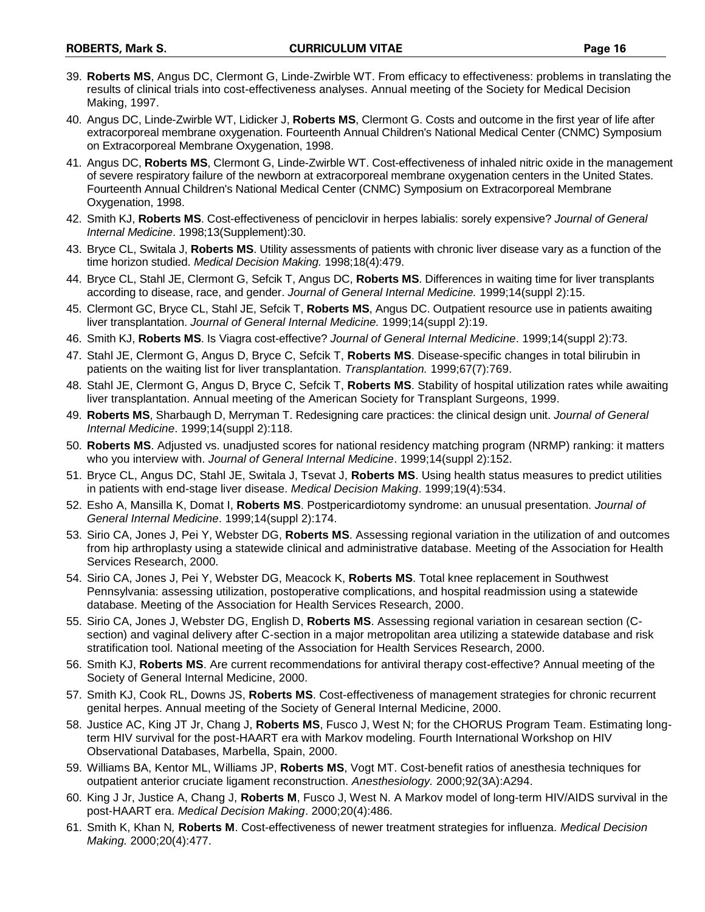39. **Roberts MS**, Angus DC, Clermont G, Linde-Zwirble WT. From efficacy to effectiveness: problems in translating the results of clinical trials into cost-effectiveness analyses. Annual meeting of the Society for Medical Decision Making, 1997.
40. Angus DC, Linde-Zwirble WT, Lidicker J, **Roberts MS**, Clermont G. Costs and outcome in the first year of life after extracorporeal membrane oxygenation. Fourteenth Annual Children's National Medical Center (CNMC) Symposium on Extracorporeal Membrane Oxygenation, 1998.
41. Angus DC, **Roberts MS**, Clermont G, Linde-Zwirble WT. Cost-effectiveness of inhaled nitric oxide in the management of severe respiratory failure of the newborn at extracorporeal membrane oxygenation centers in the United States. Fourteenth Annual Children's National Medical Center (CNMC) Symposium on Extracorporeal Membrane Oxygenation, 1998.
42. Smith KJ, **Roberts MS**. Cost-effectiveness of penciclovir in herpes labialis: sorely expensive? *Journal of General Internal Medicine*. 1998;13(Supplement):30.
43. Bryce CL, Switala J, **Roberts MS**. Utility assessments of patients with chronic liver disease vary as a function of the time horizon studied. *Medical Decision Making.* 1998;18(4):479.
44. Bryce CL, Stahl JE, Clermont G, Sefcik T, Angus DC, **Roberts MS**. Differences in waiting time for liver transplants according to disease, race, and gender. *Journal of General Internal Medicine.* 1999;14(suppl 2):15.
45. Clermont GC, Bryce CL, Stahl JE, Sefcik T, **Roberts MS**, Angus DC. Outpatient resource use in patients awaiting liver transplantation. *Journal of General Internal Medicine.* 1999;14(suppl 2):19.
46. Smith KJ, **Roberts MS**. Is Viagra cost-effective? *Journal of General Internal Medicine*. 1999;14(suppl 2):73.
47. Stahl JE, Clermont G, Angus D, Bryce C, Sefcik T, **Roberts MS**. Disease-specific changes in total bilirubin in patients on the waiting list for liver transplantation. *Transplantation.* 1999;67(7):769.
48. Stahl JE, Clermont G, Angus D, Bryce C, Sefcik T, **Roberts MS**. Stability of hospital utilization rates while awaiting liver transplantation. Annual meeting of the American Society for Transplant Surgeons, 1999.
49. **Roberts MS**, Sharbaugh D, Merryman T. Redesigning care practices: the clinical design unit. *Journal of General Internal Medicine*. 1999;14(suppl 2):118.
50. **Roberts MS**. Adjusted vs. unadjusted scores for national residency matching program (NRMP) ranking: it matters who you interview with. *Journal of General Internal Medicine*. 1999;14(suppl 2):152.
51. Bryce CL, Angus DC, Stahl JE, Switala J, Tsevat J, **Roberts MS**. Using health status measures to predict utilities in patients with end-stage liver disease. *Medical Decision Making*. 1999;19(4):534.
52. Esho A, Mansilla K, Domat I, **Roberts MS**. Postpericardiotomy syndrome: an unusual presentation. *Journal of General Internal Medicine*. 1999;14(suppl 2):174.
53. Sirio CA, Jones J, Pei Y, Webster DG, **Roberts MS**. Assessing regional variation in the utilization of and outcomes from hip arthroplasty using a statewide clinical and administrative database. Meeting of the Association for Health Services Research, 2000.
54. Sirio CA, Jones J, Pei Y, Webster DG, Meacock K, **Roberts MS**. Total knee replacement in Southwest Pennsylvania: assessing utilization, postoperative complications, and hospital readmission using a statewide database. Meeting of the Association for Health Services Research, 2000.
55. Sirio CA, Jones J, Webster DG, English D, **Roberts MS**. Assessing regional variation in cesarean section (C-section) and vaginal delivery after C-section in a major metropolitan area utilizing a statewide database and risk stratification tool. National meeting of the Association for Health Services Research, 2000.
56. Smith KJ, **Roberts MS**. Are current recommendations for antiviral therapy cost-effective? Annual meeting of the Society of General Internal Medicine, 2000.
57. Smith KJ, Cook RL, Downs JS, **Roberts MS**. Cost-effectiveness of management strategies for chronic recurrent genital herpes. Annual meeting of the Society of General Internal Medicine, 2000.
58. Justice AC, King JT Jr, Chang J, **Roberts MS**, Fusco J, West N; for the CHORUS Program Team. Estimating long-term HIV survival for the post-HAART era with Markov modeling. Fourth International Workshop on HIV Observational Databases, Marbella, Spain, 2000.
59. Williams BA, Kentor ML, Williams JP, **Roberts MS**, Vogt MT. Cost-benefit ratios of anesthesia techniques for outpatient anterior cruciate ligament reconstruction. *Anesthesiology.* 2000;92(3A):A294.
60. King J Jr, Justice A, Chang J, **Roberts M**, Fusco J, West N. A Markov model of long-term HIV/AIDS survival in the post-HAART era. *Medical Decision Making*. 2000;20(4):486.
61. Smith K, Khan N*,* **Roberts M**. Cost-effectiveness of newer treatment strategies for influenza. *Medical Decision Making.* 2000;20(4):477.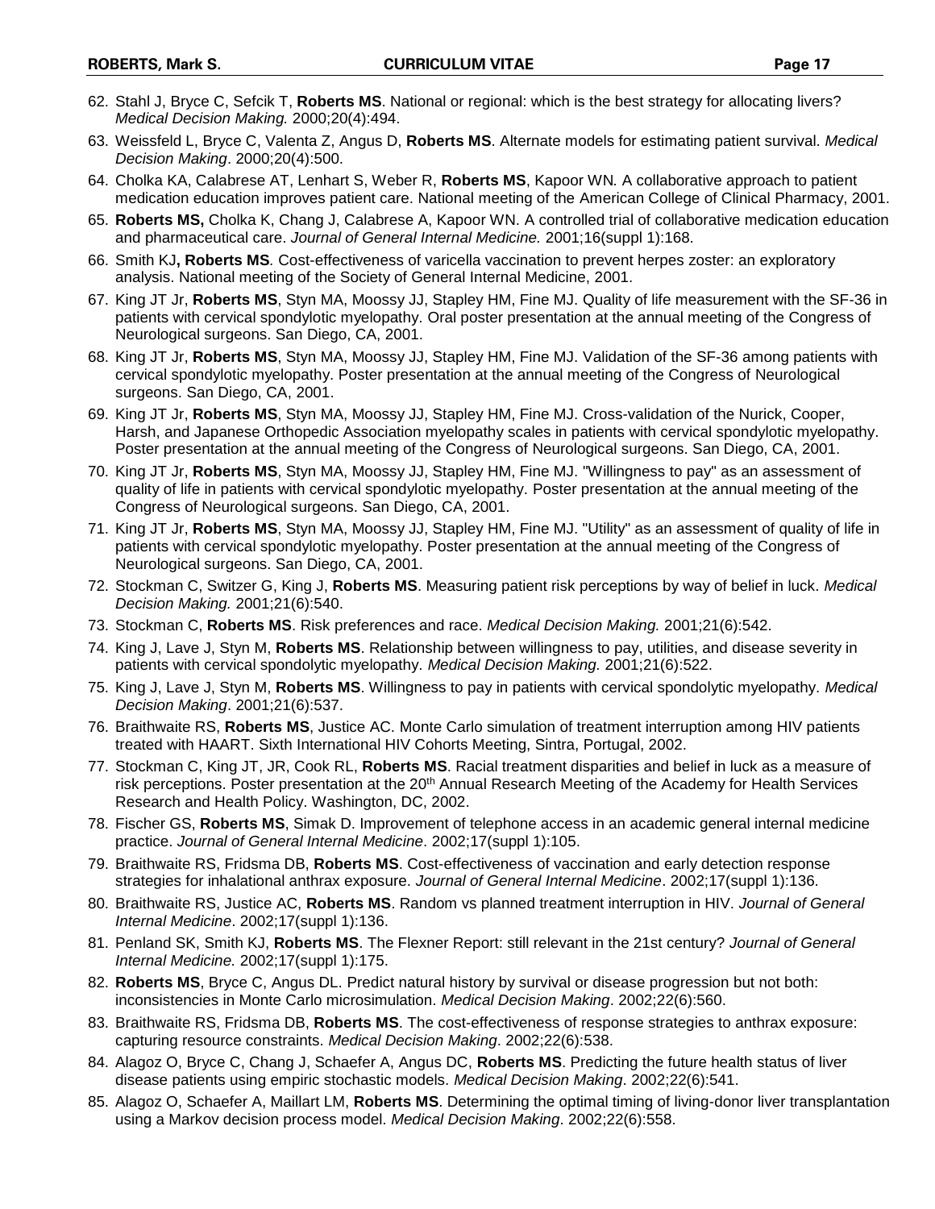62. Stahl J, Bryce C, Sefcik T, **Roberts MS**. National or regional: which is the best strategy for allocating livers? *Medical Decision Making.* 2000;20(4):494.
63. Weissfeld L, Bryce C, Valenta Z, Angus D, **Roberts MS**. Alternate models for estimating patient survival. *Medical Decision Making*. 2000;20(4):500.
64. Cholka KA, Calabrese AT, Lenhart S, Weber R, **Roberts MS**, Kapoor WN. A collaborative approach to patient medication education improves patient care. National meeting of the American College of Clinical Pharmacy, 2001.
65. **Roberts MS,** Cholka K, Chang J, Calabrese A, Kapoor WN. A controlled trial of collaborative medication education and pharmaceutical care. *Journal of General Internal Medicine.* 2001;16(suppl 1):168.
66. Smith KJ**, Roberts MS***.* Cost-effectiveness of varicella vaccination to prevent herpes zoster: an exploratory analysis. National meeting of the Society of General Internal Medicine, 2001.
67. King JT Jr, **Roberts MS**, Styn MA, Moossy JJ, Stapley HM, Fine MJ. Quality of life measurement with the SF-36 in patients with cervical spondylotic myelopathy. Oral poster presentation at the annual meeting of the Congress of Neurological surgeons. San Diego, CA, 2001.
68. King JT Jr, **Roberts MS**, Styn MA, Moossy JJ, Stapley HM, Fine MJ. Validation of the SF-36 among patients with cervical spondylotic myelopathy. Poster presentation at the annual meeting of the Congress of Neurological surgeons. San Diego, CA, 2001.
69. King JT Jr, **Roberts MS**, Styn MA, Moossy JJ, Stapley HM, Fine MJ. Cross-validation of the Nurick, Cooper, Harsh, and Japanese Orthopedic Association myelopathy scales in patients with cervical spondylotic myelopathy. Poster presentation at the annual meeting of the Congress of Neurological surgeons. San Diego, CA, 2001.
70. King JT Jr, **Roberts MS**, Styn MA, Moossy JJ, Stapley HM, Fine MJ. "Willingness to pay" as an assessment of quality of life in patients with cervical spondylotic myelopathy. Poster presentation at the annual meeting of the Congress of Neurological surgeons. San Diego, CA, 2001.
71. King JT Jr, **Roberts MS**, Styn MA, Moossy JJ, Stapley HM, Fine MJ. "Utility" as an assessment of quality of life in patients with cervical spondylotic myelopathy. Poster presentation at the annual meeting of the Congress of Neurological surgeons. San Diego, CA, 2001.
72. Stockman C, Switzer G, King J, **Roberts MS**. Measuring patient risk perceptions by way of belief in luck. *Medical Decision Making.* 2001;21(6):540.
73. Stockman C, **Roberts MS**. Risk preferences and race. *Medical Decision Making.* 2001;21(6):542.
74. King J, Lave J, Styn M, **Roberts MS**. Relationship between willingness to pay, utilities, and disease severity in patients with cervical spondolytic myelopathy. *Medical Decision Making.* 2001;21(6):522.
75. King J, Lave J, Styn M, **Roberts MS**. Willingness to pay in patients with cervical spondolytic myelopathy. *Medical Decision Making*. 2001;21(6):537.
76. Braithwaite RS, **Roberts MS**, Justice AC. Monte Carlo simulation of treatment interruption among HIV patients treated with HAART. Sixth International HIV Cohorts Meeting, Sintra, Portugal, 2002.
77. Stockman C, King JT, JR, Cook RL, **Roberts MS**. Racial treatment disparities and belief in luck as a measure of risk perceptions. Poster presentation at the 20th Annual Research Meeting of the Academy for Health Services Research and Health Policy. Washington, DC, 2002.
78. Fischer GS, **Roberts MS**, Simak D. Improvement of telephone access in an academic general internal medicine practice. *Journal of General Internal Medicine*. 2002;17(suppl 1):105.
79. Braithwaite RS, Fridsma DB, **Roberts MS**. Cost-effectiveness of vaccination and early detection response strategies for inhalational anthrax exposure. *Journal of General Internal Medicine*. 2002;17(suppl 1):136.
80. Braithwaite RS, Justice AC, **Roberts MS**. Random vs planned treatment interruption in HIV. *Journal of General Internal Medicine*. 2002;17(suppl 1):136.
81. Penland SK, Smith KJ, **Roberts MS**. The Flexner Report: still relevant in the 21st century? *Journal of General Internal Medicine.* 2002;17(suppl 1):175.
82. **Roberts MS**, Bryce C, Angus DL. Predict natural history by survival or disease progression but not both: inconsistencies in Monte Carlo microsimulation. *Medical Decision Making*. 2002;22(6):560.
83. Braithwaite RS, Fridsma DB, **Roberts MS**. The cost-effectiveness of response strategies to anthrax exposure: capturing resource constraints. *Medical Decision Making*. 2002;22(6):538.
84. Alagoz O, Bryce C, Chang J, Schaefer A, Angus DC, **Roberts MS**. Predicting the future health status of liver disease patients using empiric stochastic models. *Medical Decision Making*. 2002;22(6):541.
85. Alagoz O, Schaefer A, Maillart LM, **Roberts MS**. Determining the optimal timing of living-donor liver transplantation using a Markov decision process model. *Medical Decision Making*. 2002;22(6):558.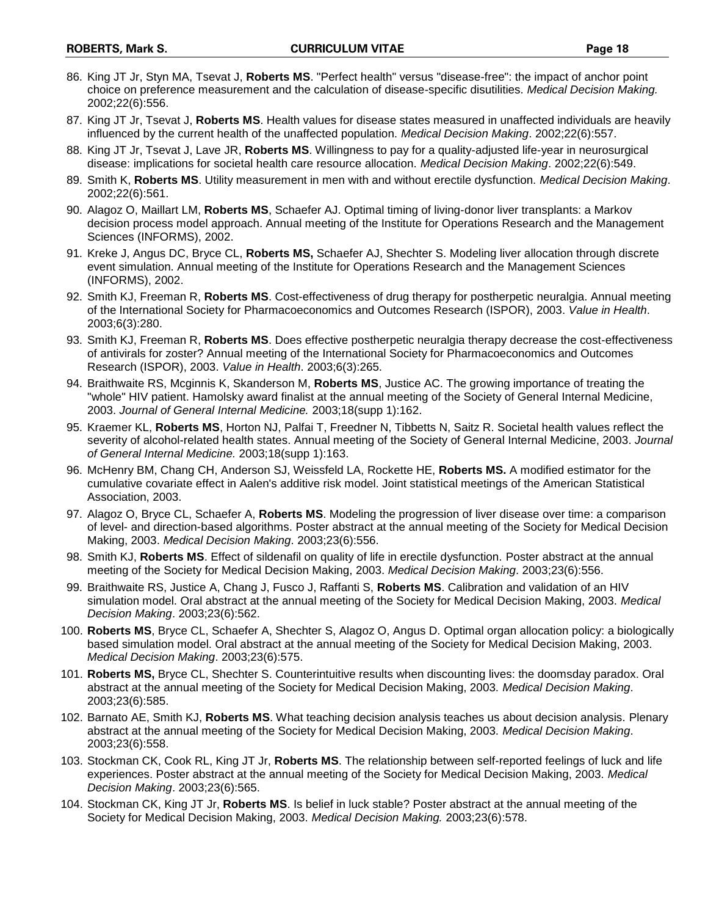86. King JT Jr, Styn MA, Tsevat J, **Roberts MS**. "Perfect health" versus "disease-free": the impact of anchor point choice on preference measurement and the calculation of disease-specific disutilities. *Medical Decision Making.* 2002;22(6):556.
87. King JT Jr, Tsevat J, **Roberts MS**. Health values for disease states measured in unaffected individuals are heavily influenced by the current health of the unaffected population. *Medical Decision Making*. 2002;22(6):557.
88. King JT Jr, Tsevat J, Lave JR, **Roberts MS**. Willingness to pay for a quality-adjusted life-year in neurosurgical disease: implications for societal health care resource allocation. *Medical Decision Making*. 2002;22(6):549.
89. Smith K, **Roberts MS**. Utility measurement in men with and without erectile dysfunction. *Medical Decision Making*. 2002;22(6):561.
90. Alagoz O, Maillart LM, **Roberts MS**, Schaefer AJ. Optimal timing of living-donor liver transplants: a Markov decision process model approach. Annual meeting of the Institute for Operations Research and the Management Sciences (INFORMS), 2002.
91. Kreke J, Angus DC, Bryce CL, **Roberts MS,** Schaefer AJ, Shechter S. Modeling liver allocation through discrete event simulation. Annual meeting of the Institute for Operations Research and the Management Sciences (INFORMS), 2002.
92. Smith KJ, Freeman R, **Roberts MS**. Cost-effectiveness of drug therapy for postherpetic neuralgia. Annual meeting of the International Society for Pharmacoeconomics and Outcomes Research (ISPOR), 2003. *Value in Health*. 2003;6(3):280.
93. Smith KJ, Freeman R, **Roberts MS**. Does effective postherpetic neuralgia therapy decrease the cost-effectiveness of antivirals for zoster? Annual meeting of the International Society for Pharmacoeconomics and Outcomes Research (ISPOR), 2003. *Value in Health*. 2003;6(3):265.
94. Braithwaite RS, Mcginnis K, Skanderson M, **Roberts MS**, Justice AC. The growing importance of treating the "whole" HIV patient. Hamolsky award finalist at the annual meeting of the Society of General Internal Medicine, 2003. *Journal of General Internal Medicine.* 2003;18(supp 1):162.
95. Kraemer KL, **Roberts MS**, Horton NJ, Palfai T, Freedner N, Tibbetts N, Saitz R. Societal health values reflect the severity of alcohol-related health states. Annual meeting of the Society of General Internal Medicine, 2003. *Journal of General Internal Medicine.* 2003;18(supp 1):163.
96. McHenry BM, Chang CH, Anderson SJ, Weissfeld LA, Rockette HE, **Roberts MS.** A modified estimator for the cumulative covariate effect in Aalen's additive risk model. Joint statistical meetings of the American Statistical Association, 2003.
97. Alagoz O, Bryce CL, Schaefer A, **Roberts MS**. Modeling the progression of liver disease over time: a comparison of level- and direction-based algorithms. Poster abstract at the annual meeting of the Society for Medical Decision Making, 2003. *Medical Decision Making*. 2003;23(6):556.
98. Smith KJ, **Roberts MS**. Effect of sildenafil on quality of life in erectile dysfunction. Poster abstract at the annual meeting of the Society for Medical Decision Making, 2003. *Medical Decision Making*. 2003;23(6):556.
99. Braithwaite RS, Justice A, Chang J, Fusco J, Raffanti S, **Roberts MS**. Calibration and validation of an HIV simulation model. Oral abstract at the annual meeting of the Society for Medical Decision Making, 2003. *Medical Decision Making*. 2003;23(6):562.
100. **Roberts MS**, Bryce CL, Schaefer A, Shechter S, Alagoz O, Angus D. Optimal organ allocation policy: a biologically based simulation model. Oral abstract at the annual meeting of the Society for Medical Decision Making, 2003. *Medical Decision Making*. 2003;23(6):575.
101. **Roberts MS,** Bryce CL, Shechter S. Counterintuitive results when discounting lives: the doomsday paradox. Oral abstract at the annual meeting of the Society for Medical Decision Making, 2003. *Medical Decision Making*. 2003;23(6):585.
102. Barnato AE, Smith KJ, **Roberts MS**. What teaching decision analysis teaches us about decision analysis. Plenary abstract at the annual meeting of the Society for Medical Decision Making, 2003. *Medical Decision Making*. 2003;23(6):558.
103. Stockman CK, Cook RL, King JT Jr, **Roberts MS**. The relationship between self-reported feelings of luck and life experiences. Poster abstract at the annual meeting of the Society for Medical Decision Making, 2003. *Medical Decision Making*. 2003;23(6):565.
104. Stockman CK, King JT Jr, **Roberts MS**. Is belief in luck stable? Poster abstract at the annual meeting of the Society for Medical Decision Making, 2003. *Medical Decision Making.* 2003;23(6):578.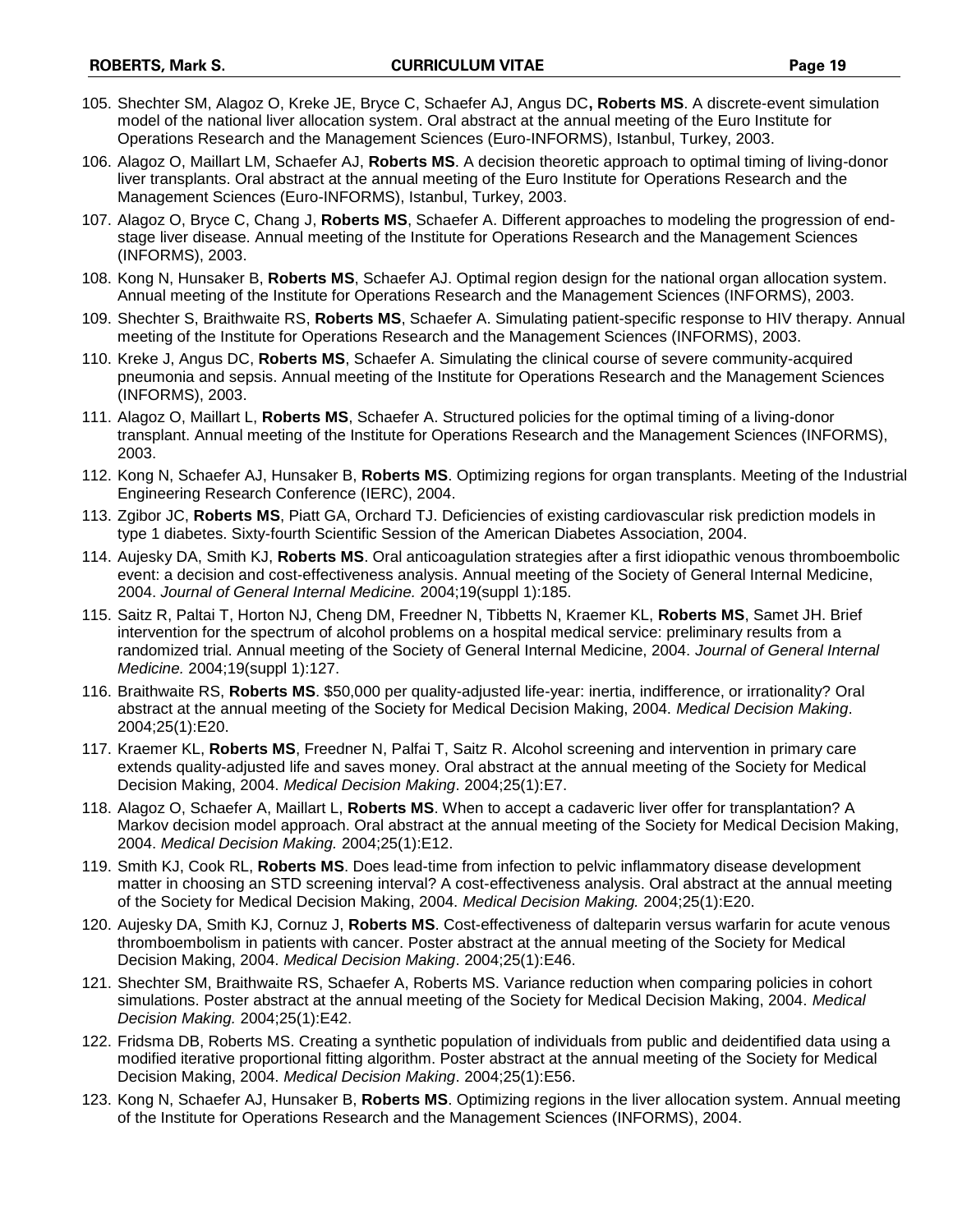105. Shechter SM, Alagoz O, Kreke JE, Bryce C, Schaefer AJ, Angus DC**, Roberts MS**. A discrete-event simulation model of the national liver allocation system. Oral abstract at the annual meeting of the Euro Institute for Operations Research and the Management Sciences (Euro-INFORMS), Istanbul, Turkey, 2003.

106. Alagoz O, Maillart LM, Schaefer AJ, **Roberts MS**. A decision theoretic approach to optimal timing of living-donor liver transplants. Oral abstract at the annual meeting of the Euro Institute for Operations Research and the Management Sciences (Euro-INFORMS), Istanbul, Turkey, 2003.

107. Alagoz O, Bryce C, Chang J, **Roberts MS**, Schaefer A. Different approaches to modeling the progression of end-stage liver disease. Annual meeting of the Institute for Operations Research and the Management Sciences (INFORMS), 2003.

108. Kong N, Hunsaker B, **Roberts MS**, Schaefer AJ. Optimal region design for the national organ allocation system. Annual meeting of the Institute for Operations Research and the Management Sciences (INFORMS), 2003.

109. Shechter S, Braithwaite RS, **Roberts MS**, Schaefer A. Simulating patient-specific response to HIV therapy. Annual meeting of the Institute for Operations Research and the Management Sciences (INFORMS), 2003.

110. Kreke J, Angus DC, **Roberts MS**, Schaefer A. Simulating the clinical course of severe community-acquired pneumonia and sepsis. Annual meeting of the Institute for Operations Research and the Management Sciences (INFORMS), 2003.

111. Alagoz O, Maillart L, **Roberts MS**, Schaefer A. Structured policies for the optimal timing of a living-donor transplant. Annual meeting of the Institute for Operations Research and the Management Sciences (INFORMS), 2003.

112. Kong N, Schaefer AJ, Hunsaker B, **Roberts MS**. Optimizing regions for organ transplants. Meeting of the Industrial Engineering Research Conference (IERC), 2004.

113. Zgibor JC, **Roberts MS**, Piatt GA, Orchard TJ. Deficiencies of existing cardiovascular risk prediction models in type 1 diabetes. Sixty-fourth Scientific Session of the American Diabetes Association, 2004.

114. Aujesky DA, Smith KJ, **Roberts MS**. Oral anticoagulation strategies after a first idiopathic venous thromboembolic event: a decision and cost-effectiveness analysis. Annual meeting of the Society of General Internal Medicine, 2004. *Journal of General Internal Medicine.* 2004;19(suppl 1):185.

115. Saitz R, Paltai T, Horton NJ, Cheng DM, Freedner N, Tibbetts N, Kraemer KL, **Roberts MS**, Samet JH. Brief intervention for the spectrum of alcohol problems on a hospital medical service: preliminary results from a randomized trial. Annual meeting of the Society of General Internal Medicine, 2004. *Journal of General Internal Medicine.* 2004;19(suppl 1):127.

116. Braithwaite RS, **Roberts MS**. $50,000 per quality-adjusted life-year: inertia, indifference, or irrationality? Oral abstract at the annual meeting of the Society for Medical Decision Making, 2004. *Medical Decision Making*. 2004;25(1):E20.

117. Kraemer KL, **Roberts MS**, Freedner N, Palfai T, Saitz R. Alcohol screening and intervention in primary care extends quality-adjusted life and saves money. Oral abstract at the annual meeting of the Society for Medical Decision Making, 2004. *Medical Decision Making*. 2004;25(1):E7.

118. Alagoz O, Schaefer A, Maillart L, **Roberts MS**. When to accept a cadaveric liver offer for transplantation? A Markov decision model approach. Oral abstract at the annual meeting of the Society for Medical Decision Making, 2004. *Medical Decision Making.* 2004;25(1):E12.

119. Smith KJ, Cook RL, **Roberts MS**. Does lead-time from infection to pelvic inflammatory disease development matter in choosing an STD screening interval? A cost-effectiveness analysis. Oral abstract at the annual meeting of the Society for Medical Decision Making, 2004. *Medical Decision Making.* 2004;25(1):E20.

120. Aujesky DA, Smith KJ, Cornuz J, **Roberts MS**. Cost-effectiveness of dalteparin versus warfarin for acute venous thromboembolism in patients with cancer. Poster abstract at the annual meeting of the Society for Medical Decision Making, 2004. *Medical Decision Making*. 2004;25(1):E46.

121. Shechter SM, Braithwaite RS, Schaefer A, Roberts MS. Variance reduction when comparing policies in cohort simulations. Poster abstract at the annual meeting of the Society for Medical Decision Making, 2004. *Medical Decision Making.* 2004;25(1):E42.

122. Fridsma DB, Roberts MS. Creating a synthetic population of individuals from public and deidentified data using a modified iterative proportional fitting algorithm. Poster abstract at the annual meeting of the Society for Medical Decision Making, 2004. *Medical Decision Making*. 2004;25(1):E56.

123. Kong N, Schaefer AJ, Hunsaker B, **Roberts MS**. Optimizing regions in the liver allocation system. Annual meeting of the Institute for Operations Research and the Management Sciences (INFORMS), 2004.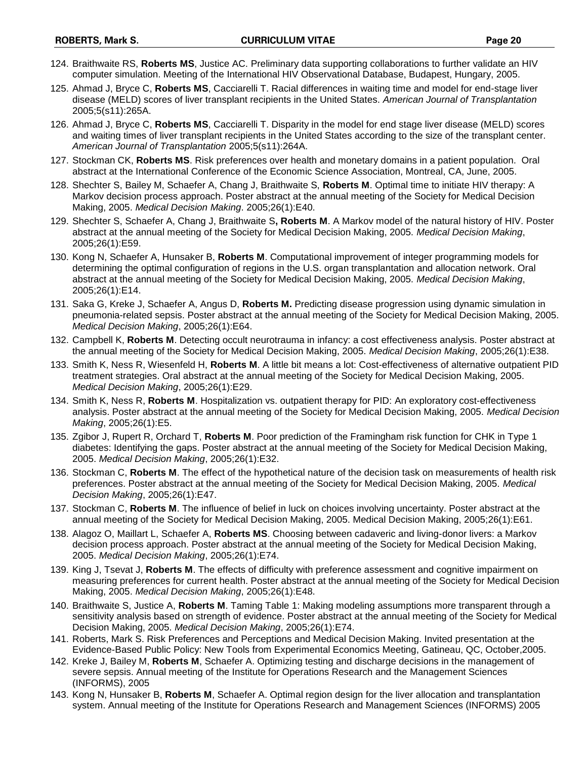124. Braithwaite RS, **Roberts MS**, Justice AC. Preliminary data supporting collaborations to further validate an HIV computer simulation. Meeting of the International HIV Observational Database, Budapest, Hungary, 2005.
125. Ahmad J, Bryce C, **Roberts MS**, Cacciarelli T. Racial differences in waiting time and model for end-stage liver disease (MELD) scores of liver transplant recipients in the United States. *American Journal of Transplantation* 2005;5(s11):265A.
126. Ahmad J, Bryce C, **Roberts MS**, Cacciarelli T. Disparity in the model for end stage liver disease (MELD) scores and waiting times of liver transplant recipients in the United States according to the size of the transplant center. *American Journal of Transplantation* 2005;5(s11):264A.
127. Stockman CK, **Roberts MS**. Risk preferences over health and monetary domains in a patient population. Oral abstract at the International Conference of the Economic Science Association, Montreal, CA, June, 2005.
128. Shechter S, Bailey M, Schaefer A, Chang J, Braithwaite S, **Roberts M**. Optimal time to initiate HIV therapy: A Markov decision process approach. Poster abstract at the annual meeting of the Society for Medical Decision Making, 2005. *Medical Decision Making*. 2005;26(1):E40.
129. Shechter S, Schaefer A, Chang J, Braithwaite S**, Roberts M**. A Markov model of the natural history of HIV. Poster abstract at the annual meeting of the Society for Medical Decision Making, 2005. *Medical Decision Making*, 2005;26(1):E59.
130. Kong N, Schaefer A, Hunsaker B, **Roberts M**. Computational improvement of integer programming models for determining the optimal configuration of regions in the U.S. organ transplantation and allocation network. Oral abstract at the annual meeting of the Society for Medical Decision Making, 2005. *Medical Decision Making*, 2005;26(1):E14.
131. Saka G, Kreke J, Schaefer A, Angus D, **Roberts M.** Predicting disease progression using dynamic simulation in pneumonia-related sepsis. Poster abstract at the annual meeting of the Society for Medical Decision Making, 2005. *Medical Decision Making*, 2005;26(1):E64.
132. Campbell K, **Roberts M**. Detecting occult neurotrauma in infancy: a cost effectiveness analysis. Poster abstract at the annual meeting of the Society for Medical Decision Making, 2005. *Medical Decision Making*, 2005;26(1):E38.
133. Smith K, Ness R, Wiesenfeld H, **Roberts M**. A little bit means a lot: Cost-effectiveness of alternative outpatient PID treatment strategies. Oral abstract at the annual meeting of the Society for Medical Decision Making, 2005. *Medical Decision Making*, 2005;26(1):E29.
134. Smith K, Ness R, **Roberts M**. Hospitalization vs. outpatient therapy for PID: An exploratory cost-effectiveness analysis. Poster abstract at the annual meeting of the Society for Medical Decision Making, 2005. *Medical Decision Making*, 2005;26(1):E5.
135. Zgibor J, Rupert R, Orchard T, **Roberts M**. Poor prediction of the Framingham risk function for CHK in Type 1 diabetes: Identifying the gaps. Poster abstract at the annual meeting of the Society for Medical Decision Making, 2005. *Medical Decision Making*, 2005;26(1):E32.
136. Stockman C, **Roberts M**. The effect of the hypothetical nature of the decision task on measurements of health risk preferences. Poster abstract at the annual meeting of the Society for Medical Decision Making, 2005. *Medical Decision Making*, 2005;26(1):E47.
137. Stockman C, **Roberts M**. The influence of belief in luck on choices involving uncertainty. Poster abstract at the annual meeting of the Society for Medical Decision Making, 2005. Medical Decision Making, 2005;26(1):E61.
138. Alagoz O, Maillart L, Schaefer A, **Roberts MS**. Choosing between cadaveric and living-donor livers: a Markov decision process approach. Poster abstract at the annual meeting of the Society for Medical Decision Making, 2005. *Medical Decision Making*, 2005;26(1):E74.
139. King J, Tsevat J, **Roberts M**. The effects of difficulty with preference assessment and cognitive impairment on measuring preferences for current health. Poster abstract at the annual meeting of the Society for Medical Decision Making, 2005. *Medical Decision Making*, 2005;26(1):E48.
140. Braithwaite S, Justice A, **Roberts M**. Taming Table 1: Making modeling assumptions more transparent through a sensitivity analysis based on strength of evidence. Poster abstract at the annual meeting of the Society for Medical Decision Making, 2005. *Medical Decision Making*, 2005;26(1):E74.
141. Roberts, Mark S. Risk Preferences and Perceptions and Medical Decision Making. Invited presentation at the Evidence-Based Public Policy: New Tools from Experimental Economics Meeting, Gatineau, QC, October,2005.
142. Kreke J, Bailey M, **Roberts M**, Schaefer A. Optimizing testing and discharge decisions in the management of severe sepsis. Annual meeting of the Institute for Operations Research and the Management Sciences (INFORMS), 2005
143. Kong N, Hunsaker B, **Roberts M**, Schaefer A. Optimal region design for the liver allocation and transplantation system. Annual meeting of the Institute for Operations Research and Management Sciences (INFORMS) 2005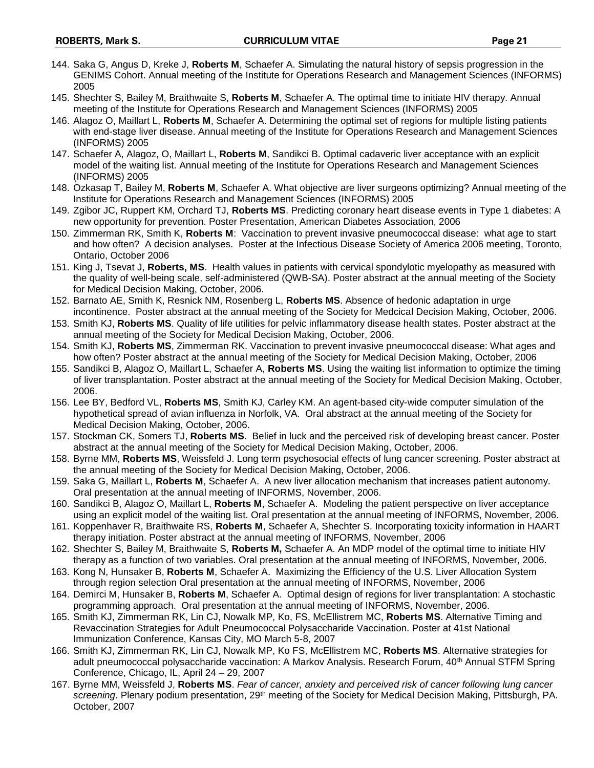144. Saka G, Angus D, Kreke J, **Roberts M**, Schaefer A. Simulating the natural history of sepsis progression in the GENIMS Cohort. Annual meeting of the Institute for Operations Research and Management Sciences (INFORMS) 2005
145. Shechter S, Bailey M, Braithwaite S, **Roberts M**, Schaefer A. The optimal time to initiate HIV therapy. Annual meeting of the Institute for Operations Research and Management Sciences (INFORMS) 2005
146. Alagoz O, Maillart L, **Roberts M**, Schaefer A. Determining the optimal set of regions for multiple listing patients with end-stage liver disease. Annual meeting of the Institute for Operations Research and Management Sciences (INFORMS) 2005
147. Schaefer A, Alagoz, O, Maillart L, **Roberts M**, Sandikci B. Optimal cadaveric liver acceptance with an explicit model of the waiting list. Annual meeting of the Institute for Operations Research and Management Sciences (INFORMS) 2005
148. Ozkasap T, Bailey M, **Roberts M**, Schaefer A. What objective are liver surgeons optimizing? Annual meeting of the Institute for Operations Research and Management Sciences (INFORMS) 2005
149. Zgibor JC, Ruppert KM, Orchard TJ, **Roberts MS**. Predicting coronary heart disease events in Type 1 diabetes: A new opportunity for prevention. Poster Presentation, American Diabetes Association, 2006
150. Zimmerman RK, Smith K, **Roberts M**: Vaccination to prevent invasive pneumococcal disease: what age to start and how often? A decision analyses. Poster at the Infectious Disease Society of America 2006 meeting, Toronto, Ontario, October 2006
151. King J, Tsevat J, **Roberts, MS**. Health values in patients with cervical spondylotic myelopathy as measured with the quality of well-being scale, self-administered (QWB-SA). Poster abstract at the annual meeting of the Society for Medical Decision Making, October, 2006.
152. Barnato AE, Smith K, Resnick NM, Rosenberg L, **Roberts MS**. Absence of hedonic adaptation in urge incontinence. Poster abstract at the annual meeting of the Society for Medcical Decision Making, October, 2006.
153. Smith KJ, **Roberts MS**. Quality of life utilities for pelvic inflammatory disease health states. Poster abstract at the annual meeting of the Society for Medical Decision Making, October, 2006.
154. Smith KJ, **Roberts MS**, Zimmerman RK. Vaccination to prevent invasive pneumococcal disease: What ages and how often? Poster abstract at the annual meeting of the Society for Medical Decision Making, October, 2006
155. Sandikci B, Alagoz O, Maillart L, Schaefer A, **Roberts MS**. Using the waiting list information to optimize the timing of liver transplantation. Poster abstract at the annual meeting of the Society for Medical Decision Making, October, 2006.
156. Lee BY, Bedford VL, **Roberts MS**, Smith KJ, Carley KM. An agent-based city-wide computer simulation of the hypothetical spread of avian influenza in Norfolk, VA. Oral abstract at the annual meeting of the Society for Medical Decision Making, October, 2006.
157. Stockman CK, Somers TJ, **Roberts MS**. Belief in luck and the perceived risk of developing breast cancer. Poster abstract at the annual meeting of the Society for Medical Decision Making, October, 2006.
158. Byrne MM, **Roberts MS**, Weissfeld J. Long term psychosocial effects of lung cancer screening. Poster abstract at the annual meeting of the Society for Medical Decision Making, October, 2006.
159. Saka G, Maillart L, **Roberts M**, Schaefer A. A new liver allocation mechanism that increases patient autonomy. Oral presentation at the annual meeting of INFORMS, November, 2006.
160. Sandikci B, Alagoz O, Maillart L, **Roberts M**, Schaefer A. Modeling the patient perspective on liver acceptance using an explicit model of the waiting list. Oral presentation at the annual meeting of INFORMS, November, 2006.
161. Koppenhaver R, Braithwaite RS, **Roberts M**, Schaefer A, Shechter S. Incorporating toxicity information in HAART therapy initiation. Poster abstract at the annual meeting of INFORMS, November, 2006
162. Shechter S, Bailey M, Braithwaite S, **Roberts M,** Schaefer A. An MDP model of the optimal time to initiate HIV therapy as a function of two variables. Oral presentation at the annual meeting of INFORMS, November, 2006.
163. Kong N, Hunsaker B, **Roberts M**, Schaefer A. Maximizing the Efficiency of the U.S. Liver Allocation System through region selection Oral presentation at the annual meeting of INFORMS, November, 2006
164. Demirci M, Hunsaker B, **Roberts M**, Schaefer A. Optimal design of regions for liver transplantation: A stochastic programming approach. Oral presentation at the annual meeting of INFORMS, November, 2006.
165. Smith KJ, Zimmerman RK, Lin CJ, Nowalk MP, Ko, FS, McEllistrem MC, **Roberts MS**. Alternative Timing and Revaccination Strategies for Adult Pneumococcal Polysaccharide Vaccination. Poster at 41st National Immunization Conference, Kansas City, MO March 5-8, 2007
166. Smith KJ, Zimmerman RK, Lin CJ, Nowalk MP, Ko FS, McEllistrem MC, **Roberts MS**. Alternative strategies for adult pneumococcal polysaccharide vaccination: A Markov Analysis. Research Forum, 40th Annual STFM Spring Conference, Chicago, IL, April 24 – 29, 2007
167. Byrne MM, Weissfeld J, **Roberts MS**. *Fear of cancer, anxiety and perceived risk of cancer following lung cancer screening*. Plenary podium presentation, 29th meeting of the Society for Medical Decision Making, Pittsburgh, PA. October, 2007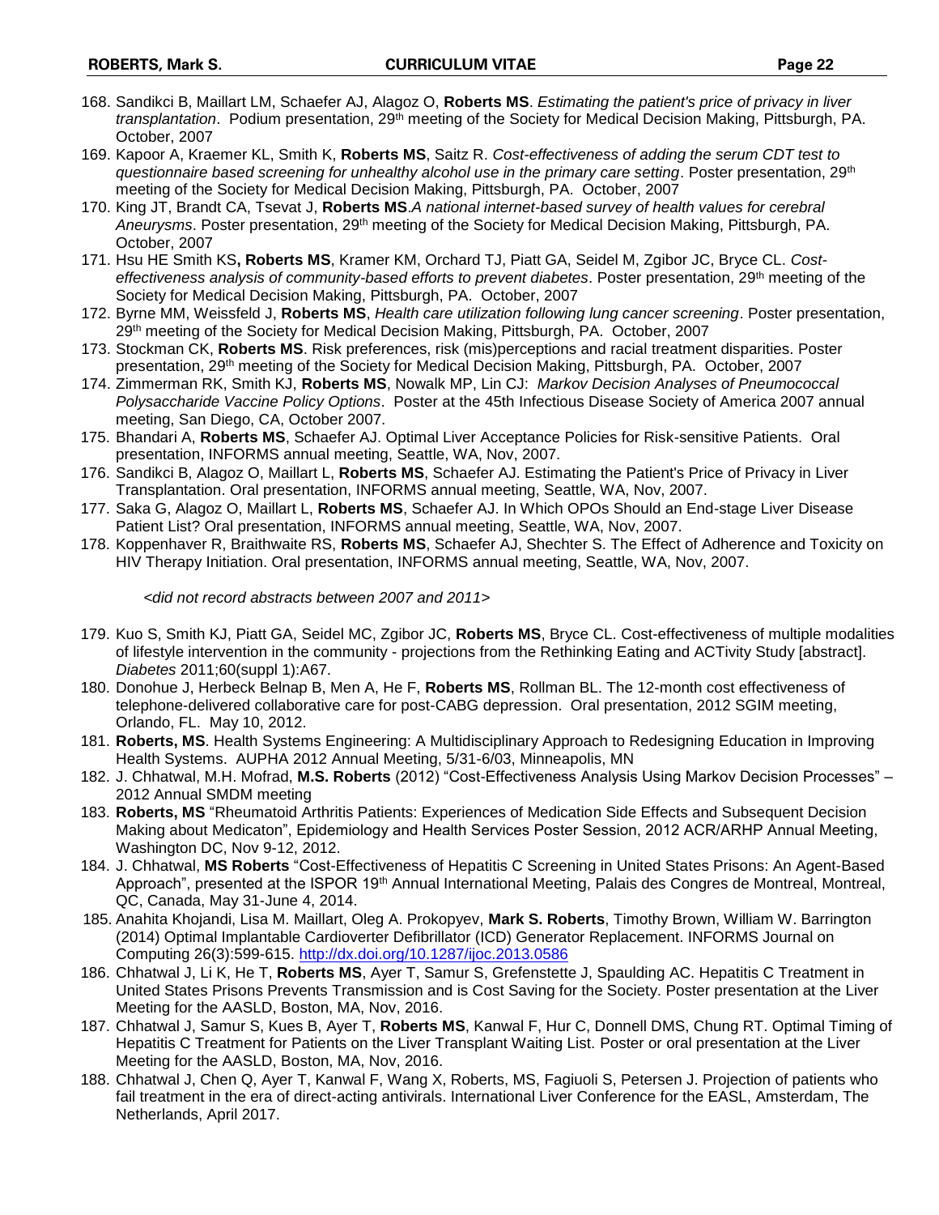168. Sandikci B, Maillart LM, Schaefer AJ, Alagoz O, **Roberts MS**. *Estimating the patient's price of privacy in liver transplantation*. Podium presentation, 29th meeting of the Society for Medical Decision Making, Pittsburgh, PA. October, 2007
169. Kapoor A, Kraemer KL, Smith K, **Roberts MS**, Saitz R. *Cost-effectiveness of adding the serum CDT test to questionnaire based screening for unhealthy alcohol use in the primary care setting*. Poster presentation, 29th meeting of the Society for Medical Decision Making, Pittsburgh, PA. October, 2007
170. King JT, Brandt CA, Tsevat J, **Roberts MS**.*A national internet-based survey of health values for cerebral Aneurysms*. Poster presentation, 29th meeting of the Society for Medical Decision Making, Pittsburgh, PA. October, 2007
171. Hsu HE Smith KS**, Roberts MS**, Kramer KM, Orchard TJ, Piatt GA, Seidel M, Zgibor JC, Bryce CL. *Cost-effectiveness analysis of community-based efforts to prevent diabetes*. Poster presentation, 29th meeting of the Society for Medical Decision Making, Pittsburgh, PA. October, 2007
172. Byrne MM, Weissfeld J, **Roberts MS**, *Health care utilization following lung cancer screening*. Poster presentation, 29th meeting of the Society for Medical Decision Making, Pittsburgh, PA. October, 2007
173. Stockman CK, **Roberts MS**. Risk preferences, risk (mis)perceptions and racial treatment disparities. Poster presentation, 29th meeting of the Society for Medical Decision Making, Pittsburgh, PA. October, 2007
174. Zimmerman RK, Smith KJ, **Roberts MS**, Nowalk MP, Lin CJ: *Markov Decision Analyses of Pneumococcal Polysaccharide Vaccine Policy Options*. Poster at the 45th Infectious Disease Society of America 2007 annual meeting, San Diego, CA, October 2007.
175. Bhandari A, **Roberts MS**, Schaefer AJ. Optimal Liver Acceptance Policies for Risk-sensitive Patients. Oral presentation, INFORMS annual meeting, Seattle, WA, Nov, 2007.
176. Sandikci B, Alagoz O, Maillart L, **Roberts MS**, Schaefer AJ. Estimating the Patient's Price of Privacy in Liver Transplantation. Oral presentation, INFORMS annual meeting, Seattle, WA, Nov, 2007.
177. Saka G, Alagoz O, Maillart L, **Roberts MS**, Schaefer AJ. In Which OPOs Should an End-stage Liver Disease Patient List? Oral presentation, INFORMS annual meeting, Seattle, WA, Nov, 2007.
178. Koppenhaver R, Braithwaite RS, **Roberts MS**, Schaefer AJ, Shechter S. The Effect of Adherence and Toxicity on HIV Therapy Initiation. Oral presentation, INFORMS annual meeting, Seattle, WA, Nov, 2007.

*<did not record abstracts between 2007 and 2011>*

179. Kuo S, Smith KJ, Piatt GA, Seidel MC, Zgibor JC, **Roberts MS**, Bryce CL. Cost-effectiveness of multiple modalities of lifestyle intervention in the community - projections from the Rethinking Eating and ACTivity Study [abstract]. *Diabetes* 2011;60(suppl 1):A67.
180. Donohue J, Herbeck Belnap B, Men A, He F, **Roberts MS**, Rollman BL. The 12-month cost effectiveness of telephone-delivered collaborative care for post-CABG depression. Oral presentation, 2012 SGIM meeting, Orlando, FL. May 10, 2012.
181. **Roberts, MS**. Health Systems Engineering: A Multidisciplinary Approach to Redesigning Education in Improving Health Systems. AUPHA 2012 Annual Meeting, 5/31-6/03, Minneapolis, MN
182. J. Chhatwal, M.H. Mofrad, **M.S. Roberts** (2012) "Cost-Effectiveness Analysis Using Markov Decision Processes" – 2012 Annual SMDM meeting
183. **Roberts, MS** "Rheumatoid Arthritis Patients: Experiences of Medication Side Effects and Subsequent Decision Making about Medicaton", Epidemiology and Health Services Poster Session, 2012 ACR/ARHP Annual Meeting, Washington DC, Nov 9-12, 2012.
184. J. Chhatwal, **MS Roberts** "Cost-Effectiveness of Hepatitis C Screening in United States Prisons: An Agent-Based Approach", presented at the ISPOR 19th Annual International Meeting, Palais des Congres de Montreal, Montreal, QC, Canada, May 31-June 4, 2014.
185. Anahita Khojandi, Lisa M. Maillart, Oleg A. Prokopyev, **Mark S. Roberts**, Timothy Brown, William W. Barrington (2014) Optimal Implantable Cardioverter Defibrillator (ICD) Generator Replacement. INFORMS Journal on Computing 26(3):599-615. http://dx.doi.org/10.1287/ijoc.2013.0586
186. Chhatwal J, Li K, He T, **Roberts MS**, Ayer T, Samur S, Grefenstette J, Spaulding AC. Hepatitis C Treatment in United States Prisons Prevents Transmission and is Cost Saving for the Society. Poster presentation at the Liver Meeting for the AASLD, Boston, MA, Nov, 2016.
187. Chhatwal J, Samur S, Kues B, Ayer T, **Roberts MS**, Kanwal F, Hur C, Donnell DMS, Chung RT. Optimal Timing of Hepatitis C Treatment for Patients on the Liver Transplant Waiting List. Poster or oral presentation at the Liver Meeting for the AASLD, Boston, MA, Nov, 2016.
188. Chhatwal J, Chen Q, Ayer T, Kanwal F, Wang X, Roberts, MS, Fagiuoli S, Petersen J. Projection of patients who fail treatment in the era of direct-acting antivirals. International Liver Conference for the EASL, Amsterdam, The Netherlands, April 2017.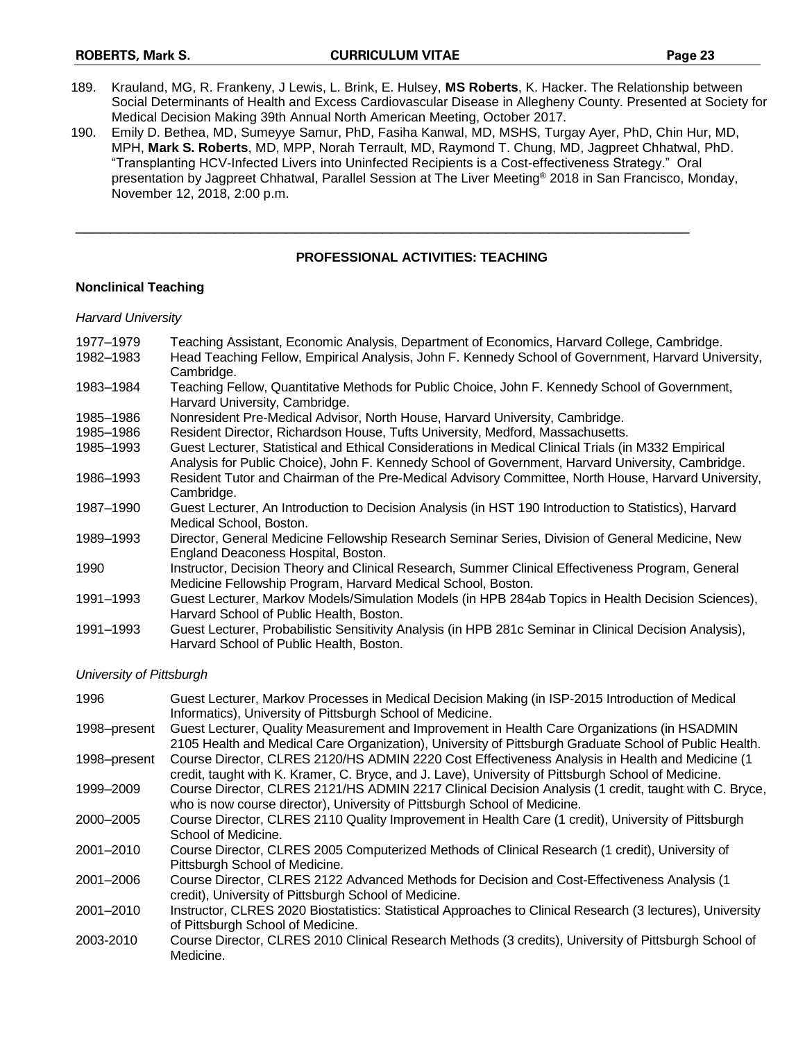189. Krauland, MG, R. Frankeny, J Lewis, L. Brink, E. Hulsey, **MS Roberts**, K. Hacker. The Relationship between Social Determinants of Health and Excess Cardiovascular Disease in Allegheny County. Presented at Society for Medical Decision Making 39th Annual North American Meeting, October 2017.
190. Emily D. Bethea, MD, Sumeyye Samur, PhD, Fasiha Kanwal, MD, MSHS, Turgay Ayer, PhD, Chin Hur, MD, MPH, **Mark S. Roberts**, MD, MPP, Norah Terrault, MD, Raymond T. Chung, MD, Jagpreet Chhatwal, PhD. "Transplanting HCV-Infected Livers into Uninfected Recipients is a Cost-effectiveness Strategy." Oral presentation by Jagpreet Chhatwal, Parallel Session at The Liver Meeting® 2018 in San Francisco, Monday, November 12, 2018, 2:00 p.m.

---

## PROFESSIONAL ACTIVITIES: TEACHING

### Nonclinical Teaching

*Harvard University*

| | |
|---|---|
| 1977–1979 | Teaching Assistant, Economic Analysis, Department of Economics, Harvard College, Cambridge. |
| 1982–1983 | Head Teaching Fellow, Empirical Analysis, John F. Kennedy School of Government, Harvard University, Cambridge. |
| 1983–1984 | Teaching Fellow, Quantitative Methods for Public Choice, John F. Kennedy School of Government, Harvard University, Cambridge. |
| 1985–1986 | Nonresident Pre-Medical Advisor, North House, Harvard University, Cambridge. |
| 1985–1986 | Resident Director, Richardson House, Tufts University, Medford, Massachusetts. |
| 1985–1993 | Guest Lecturer, Statistical and Ethical Considerations in Medical Clinical Trials (in M332 Empirical Analysis for Public Choice), John F. Kennedy School of Government, Harvard University, Cambridge. |
| 1986–1993 | Resident Tutor and Chairman of the Pre-Medical Advisory Committee, North House, Harvard University, Cambridge. |
| 1987–1990 | Guest Lecturer, An Introduction to Decision Analysis (in HST 190 Introduction to Statistics), Harvard Medical School, Boston. |
| 1989–1993 | Director, General Medicine Fellowship Research Seminar Series, Division of General Medicine, New England Deaconess Hospital, Boston. |
| 1990 | Instructor, Decision Theory and Clinical Research, Summer Clinical Effectiveness Program, General Medicine Fellowship Program, Harvard Medical School, Boston. |
| 1991–1993 | Guest Lecturer, Markov Models/Simulation Models (in HPB 284ab Topics in Health Decision Sciences), Harvard School of Public Health, Boston. |
| 1991–1993 | Guest Lecturer, Probabilistic Sensitivity Analysis (in HPB 281c Seminar in Clinical Decision Analysis), Harvard School of Public Health, Boston. |

*University of Pittsburgh*

| | |
|---|---|
| 1996 | Guest Lecturer, Markov Processes in Medical Decision Making (in ISP-2015 Introduction of Medical Informatics), University of Pittsburgh School of Medicine. |
| 1998–present | Guest Lecturer, Quality Measurement and Improvement in Health Care Organizations (in HSADMIN 2105 Health and Medical Care Organization), University of Pittsburgh Graduate School of Public Health. |
| 1998–present | Course Director, CLRES 2120/HS ADMIN 2220 Cost Effectiveness Analysis in Health and Medicine (1 credit, taught with K. Kramer, C. Bryce, and J. Lave), University of Pittsburgh School of Medicine. |
| 1999–2009 | Course Director, CLRES 2121/HS ADMIN 2217 Clinical Decision Analysis (1 credit, taught with C. Bryce, who is now course director), University of Pittsburgh School of Medicine. |
| 2000–2005 | Course Director, CLRES 2110 Quality Improvement in Health Care (1 credit), University of Pittsburgh School of Medicine. |
| 2001–2010 | Course Director, CLRES 2005 Computerized Methods of Clinical Research (1 credit), University of Pittsburgh School of Medicine. |
| 2001–2006 | Course Director, CLRES 2122 Advanced Methods for Decision and Cost-Effectiveness Analysis (1 credit), University of Pittsburgh School of Medicine. |
| 2001–2010 | Instructor, CLRES 2020 Biostatistics: Statistical Approaches to Clinical Research (3 lectures), University of Pittsburgh School of Medicine. |
| 2003-2010 | Course Director, CLRES 2010 Clinical Research Methods (3 credits), University of Pittsburgh School of Medicine. |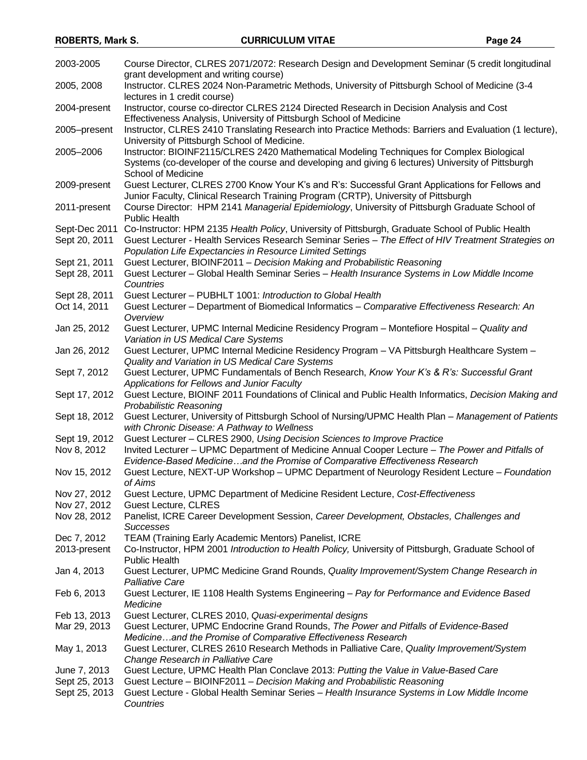| | |
|---|---|
| 2003-2005 | Course Director, CLRES 2071/2072: Research Design and Development Seminar (5 credit longitudinal grant development and writing course) |
| 2005, 2008 | Instructor. CLRES 2024 Non-Parametric Methods, University of Pittsburgh School of Medicine (3-4 lectures in 1 credit course) |
| 2004-present | Instructor, course co-director CLRES 2124 Directed Research in Decision Analysis and Cost Effectiveness Analysis, University of Pittsburgh School of Medicine |
| 2005–present | Instructor, CLRES 2410 Translating Research into Practice Methods: Barriers and Evaluation (1 lecture), University of Pittsburgh School of Medicine. |
| 2005–2006 | Instructor: BIOINF2115/CLRES 2420 Mathematical Modeling Techniques for Complex Biological Systems (co-developer of the course and developing and giving 6 lectures) University of Pittsburgh School of Medicine |
| 2009-present | Guest Lecturer, CLRES 2700 Know Your K's and R's: Successful Grant Applications for Fellows and Junior Faculty, Clinical Research Training Program (CRTP), University of Pittsburgh |
| 2011-present | Course Director: HPM 2141 *Managerial Epidemiology*, University of Pittsburgh Graduate School of Public Health |
| Sept-Dec 2011 | Co-Instructor: HPM 2135 *Health Policy*, University of Pittsburgh, Graduate School of Public Health |
| Sept 20, 2011 | Guest Lecturer - Health Services Research Seminar Series – *The Effect of HIV Treatment Strategies on Population Life Expectancies in Resource Limited Settings* |
| Sept 21, 2011 | Guest Lecturer, BIOINF2011 – *Decision Making and Probabilistic Reasoning* |
| Sept 28, 2011 | Guest Lecturer – Global Health Seminar Series – *Health Insurance Systems in Low Middle Income Countries* |
| Sept 28, 2011 | Guest Lecturer – PUBHLT 1001: *Introduction to Global Health* |
| Oct 14, 2011 | Guest Lecturer – Department of Biomedical Informatics – *Comparative Effectiveness Research: An Overview* |
| Jan 25, 2012 | Guest Lecturer, UPMC Internal Medicine Residency Program – Montefiore Hospital – *Quality and Variation in US Medical Care Systems* |
| Jan 26, 2012 | Guest Lecturer, UPMC Internal Medicine Residency Program – VA Pittsburgh Healthcare System – *Quality and Variation in US Medical Care Systems* |
| Sept 7, 2012 | Guest Lecturer, UPMC Fundamentals of Bench Research, *Know Your K's & R's: Successful Grant Applications for Fellows and Junior Faculty* |
| Sept 17, 2012 | Guest Lecture, BIOINF 2011 Foundations of Clinical and Public Health Informatics, *Decision Making and Probabilistic Reasoning* |
| Sept 18, 2012 | Guest Lecturer, University of Pittsburgh School of Nursing/UPMC Health Plan – *Management of Patients with Chronic Disease: A Pathway to Wellness* |
| Sept 19, 2012 | Guest Lecturer – CLRES 2900, *Using Decision Sciences to Improve Practice* |
| Nov 8, 2012 | Invited Lecturer – UPMC Department of Medicine Annual Cooper Lecture – *The Power and Pitfalls of Evidence-Based Medicine…and the Promise of Comparative Effectiveness Research* |
| Nov 15, 2012 | Guest Lecture, NEXT-UP Workshop – UPMC Department of Neurology Resident Lecture – *Foundation of Aims* |
| Nov 27, 2012 | Guest Lecture, UPMC Department of Medicine Resident Lecture, *Cost-Effectiveness* |
| Nov 27, 2012 | Guest Lecture, CLRES |
| Nov 28, 2012 | Panelist, ICRE Career Development Session, *Career Development, Obstacles, Challenges and Successes* |
| Dec 7, 2012 | TEAM (Training Early Academic Mentors) Panelist, ICRE |
| 2013-present | Co-Instructor, HPM 2001 *Introduction to Health Policy,* University of Pittsburgh, Graduate School of Public Health |
| Jan 4, 2013 | Guest Lecturer, UPMC Medicine Grand Rounds, *Quality Improvement/System Change Research in Palliative Care* |
| Feb 6, 2013 | Guest Lecturer, IE 1108 Health Systems Engineering – *Pay for Performance and Evidence Based Medicine* |
| Feb 13, 2013 | Guest Lecturer, CLRES 2010, *Quasi-experimental designs* |
| Mar 29, 2013 | Guest Lecturer, UPMC Endocrine Grand Rounds, *The Power and Pitfalls of Evidence-Based Medicine…and the Promise of Comparative Effectiveness Research* |
| May 1, 2013 | Guest Lecturer, CLRES 2610 Research Methods in Palliative Care, *Quality Improvement/System Change Research in Palliative Care* |
| June 7, 2013 | Guest Lecture, UPMC Health Plan Conclave 2013: *Putting the Value in Value-Based Care* |
| Sept 25, 2013 | Guest Lecture – BIOINF2011 – *Decision Making and Probabilistic Reasoning* |
| Sept 25, 2013 | Guest Lecture - Global Health Seminar Series – *Health Insurance Systems in Low Middle Income Countries* |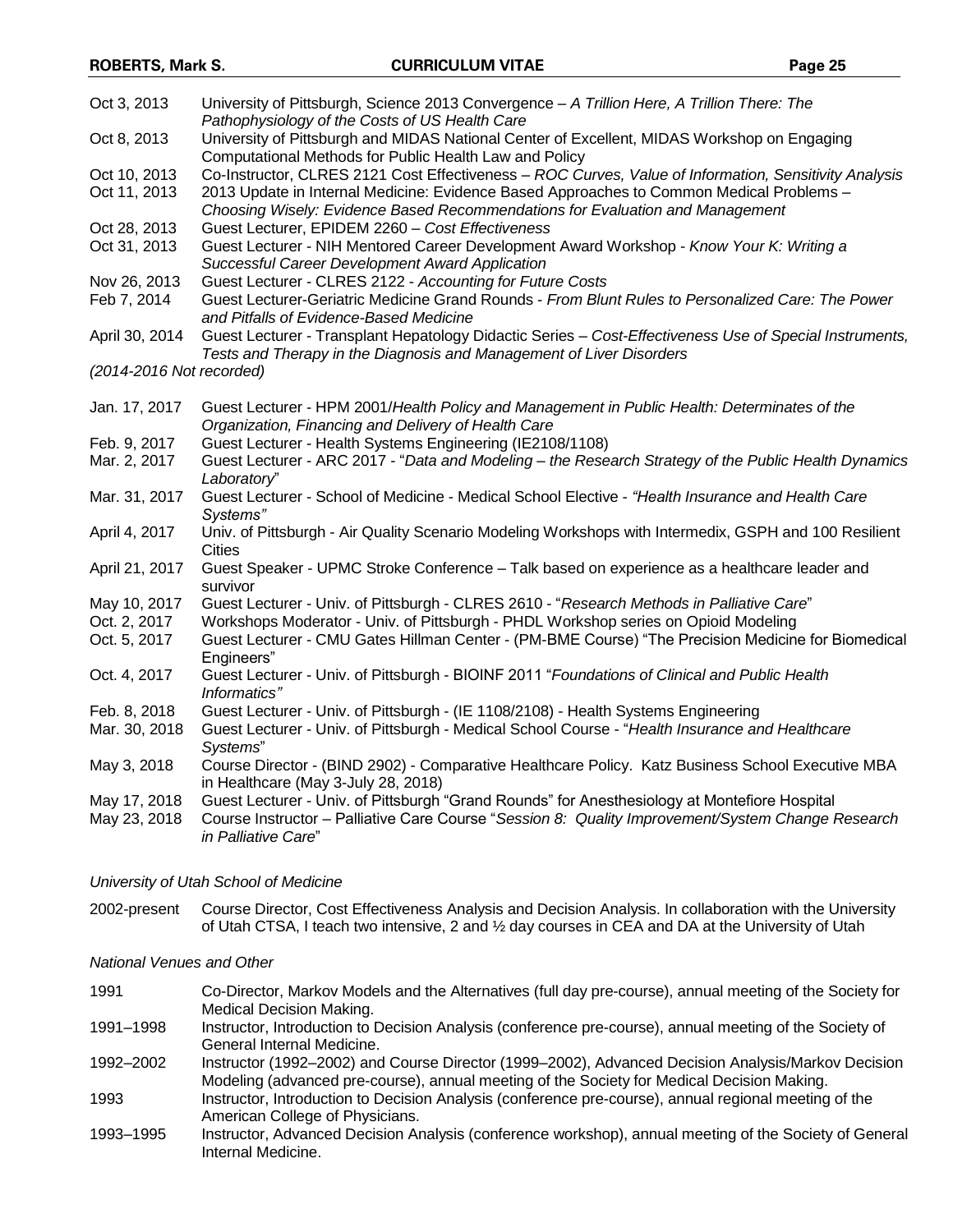| | |
|---|---|
| Oct 3, 2013 | University of Pittsburgh, Science 2013 Convergence – *A Trillion Here, A Trillion There: The Pathophysiology of the Costs of US Health Care* |
| Oct 8, 2013 | University of Pittsburgh and MIDAS National Center of Excellent, MIDAS Workshop on Engaging Computational Methods for Public Health Law and Policy |
| Oct 10, 2013 | Co-Instructor, CLRES 2121 Cost Effectiveness – *ROC Curves, Value of Information, Sensitivity Analysis* |
| Oct 11, 2013 | 2013 Update in Internal Medicine: Evidence Based Approaches to Common Medical Problems – *Choosing Wisely: Evidence Based Recommendations for Evaluation and Management* |
| Oct 28, 2013 | Guest Lecturer, EPIDEM 2260 – *Cost Effectiveness* |
| Oct 31, 2013 | Guest Lecturer - NIH Mentored Career Development Award Workshop - *Know Your K: Writing a Successful Career Development Award Application* |
| Nov 26, 2013 | Guest Lecturer - CLRES 2122 - *Accounting for Future Costs* |
| Feb 7, 2014 | Guest Lecturer-Geriatric Medicine Grand Rounds - *From Blunt Rules to Personalized Care: The Power and Pitfalls of Evidence-Based Medicine* |
| April 30, 2014 | Guest Lecturer - Transplant Hepatology Didactic Series – *Cost-Effectiveness Use of Special Instruments, Tests and Therapy in the Diagnosis and Management of Liver Disorders* |

*(2014-2016 Not recorded)*

| | |
|---|---|
| Jan. 17, 2017 | Guest Lecturer - HPM 2001/*Health Policy and Management in Public Health: Determinates of the Organization, Financing and Delivery of Health Care* |
| Feb. 9, 2017 | Guest Lecturer - Health Systems Engineering (IE2108/1108) |
| Mar. 2, 2017 | Guest Lecturer - ARC 2017 - "*Data and Modeling – the Research Strategy of the Public Health Dynamics Laboratory*" |
| Mar. 31, 2017 | Guest Lecturer - School of Medicine - Medical School Elective - *"Health Insurance and Health Care Systems"* |
| April 4, 2017 | Univ. of Pittsburgh - Air Quality Scenario Modeling Workshops with Intermedix, GSPH and 100 Resilient Cities |
| April 21, 2017 | Guest Speaker - UPMC Stroke Conference – Talk based on experience as a healthcare leader and survivor |
| May 10, 2017 | Guest Lecturer - Univ. of Pittsburgh - CLRES 2610 - "*Research Methods in Palliative Care*" |
| Oct. 2, 2017 | Workshops Moderator - Univ. of Pittsburgh - PHDL Workshop series on Opioid Modeling |
| Oct. 5, 2017 | Guest Lecturer - CMU Gates Hillman Center - (PM-BME Course) "The Precision Medicine for Biomedical Engineers" |
| Oct. 4, 2017 | Guest Lecturer - Univ. of Pittsburgh - BIOINF 2011 "*Foundations of Clinical and Public Health Informatics"* |
| Feb. 8, 2018 | Guest Lecturer - Univ. of Pittsburgh - (IE 1108/2108) - Health Systems Engineering |
| Mar. 30, 2018 | Guest Lecturer - Univ. of Pittsburgh - Medical School Course - "*Health Insurance and Healthcare Systems*" |
| May 3, 2018 | Course Director - (BIND 2902) - Comparative Healthcare Policy. Katz Business School Executive MBA in Healthcare (May 3-July 28, 2018) |
| May 17, 2018 | Guest Lecturer - Univ. of Pittsburgh "Grand Rounds" for Anesthesiology at Montefiore Hospital |
| May 23, 2018 | Course Instructor – Palliative Care Course "*Session 8: Quality Improvement/System Change Research in Palliative Care*" |

*University of Utah School of Medicine*

| | |
|---|---|
| 2002-present | Course Director, Cost Effectiveness Analysis and Decision Analysis. In collaboration with the University of Utah CTSA, I teach two intensive, 2 and ½ day courses in CEA and DA at the University of Utah |

*National Venues and Other*

| | |
|---|---|
| 1991 | Co-Director, Markov Models and the Alternatives (full day pre-course), annual meeting of the Society for Medical Decision Making. |
| 1991–1998 | Instructor, Introduction to Decision Analysis (conference pre-course), annual meeting of the Society of General Internal Medicine. |
| 1992–2002 | Instructor (1992–2002) and Course Director (1999–2002), Advanced Decision Analysis/Markov Decision Modeling (advanced pre-course), annual meeting of the Society for Medical Decision Making. |
| 1993 | Instructor, Introduction to Decision Analysis (conference pre-course), annual regional meeting of the American College of Physicians. |
| 1993–1995 | Instructor, Advanced Decision Analysis (conference workshop), annual meeting of the Society of General Internal Medicine. |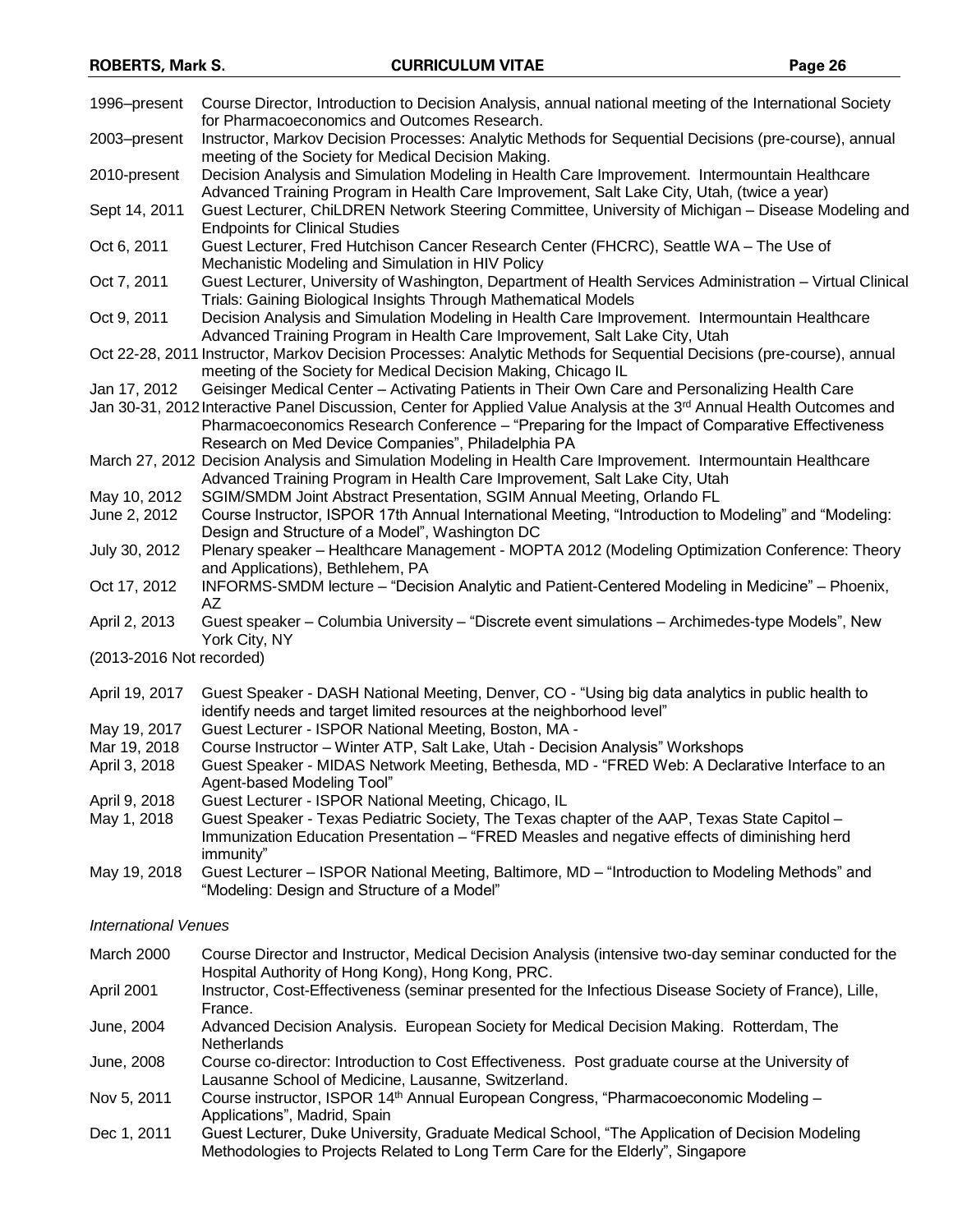1996–present Course Director, Introduction to Decision Analysis, annual national meeting of the International Society for Pharmacoeconomics and Outcomes Research.

2003–present Instructor, Markov Decision Processes: Analytic Methods for Sequential Decisions (pre-course), annual meeting of the Society for Medical Decision Making.

2010-present Decision Analysis and Simulation Modeling in Health Care Improvement. Intermountain Healthcare Advanced Training Program in Health Care Improvement, Salt Lake City, Utah, (twice a year)

Sept 14, 2011 Guest Lecturer, ChiLDREN Network Steering Committee, University of Michigan – Disease Modeling and Endpoints for Clinical Studies

Oct 6, 2011 Guest Lecturer, Fred Hutchison Cancer Research Center (FHCRC), Seattle WA – The Use of Mechanistic Modeling and Simulation in HIV Policy

Oct 7, 2011 Guest Lecturer, University of Washington, Department of Health Services Administration – Virtual Clinical Trials: Gaining Biological Insights Through Mathematical Models

Oct 9, 2011 Decision Analysis and Simulation Modeling in Health Care Improvement. Intermountain Healthcare Advanced Training Program in Health Care Improvement, Salt Lake City, Utah

Oct 22-28, 2011 Instructor, Markov Decision Processes: Analytic Methods for Sequential Decisions (pre-course), annual meeting of the Society for Medical Decision Making, Chicago IL

Jan 17, 2012 Geisinger Medical Center – Activating Patients in Their Own Care and Personalizing Health Care

Jan 30-31, 2012 Interactive Panel Discussion, Center for Applied Value Analysis at the 3rd Annual Health Outcomes and Pharmacoeconomics Research Conference – "Preparing for the Impact of Comparative Effectiveness Research on Med Device Companies", Philadelphia PA

March 27, 2012 Decision Analysis and Simulation Modeling in Health Care Improvement. Intermountain Healthcare Advanced Training Program in Health Care Improvement, Salt Lake City, Utah

May 10, 2012 SGIM/SMDM Joint Abstract Presentation, SGIM Annual Meeting, Orlando FL

June 2, 2012 Course Instructor, ISPOR 17th Annual International Meeting, "Introduction to Modeling" and "Modeling: Design and Structure of a Model", Washington DC

July 30, 2012 Plenary speaker – Healthcare Management - MOPTA 2012 (Modeling Optimization Conference: Theory and Applications), Bethlehem, PA

Oct 17, 2012 INFORMS-SMDM lecture – "Decision Analytic and Patient-Centered Modeling in Medicine" – Phoenix, AZ

April 2, 2013 Guest speaker – Columbia University – "Discrete event simulations – Archimedes-type Models", New York City, NY

(2013-2016 Not recorded)

April 19, 2017 Guest Speaker - DASH National Meeting, Denver, CO - "Using big data analytics in public health to identify needs and target limited resources at the neighborhood level"

May 19, 2017 Guest Lecturer - ISPOR National Meeting, Boston, MA -

Mar 19, 2018 Course Instructor – Winter ATP, Salt Lake, Utah - Decision Analysis" Workshops

April 3, 2018 Guest Speaker - MIDAS Network Meeting, Bethesda, MD - "FRED Web: A Declarative Interface to an Agent-based Modeling Tool"

April 9, 2018 Guest Lecturer - ISPOR National Meeting, Chicago, IL

May 1, 2018 Guest Speaker - Texas Pediatric Society, The Texas chapter of the AAP, Texas State Capitol – Immunization Education Presentation – "FRED Measles and negative effects of diminishing herd immunity"

May 19, 2018 Guest Lecturer – ISPOR National Meeting, Baltimore, MD – "Introduction to Modeling Methods" and "Modeling: Design and Structure of a Model"

*International Venues*

March 2000 Course Director and Instructor, Medical Decision Analysis (intensive two-day seminar conducted for the Hospital Authority of Hong Kong), Hong Kong, PRC.

April 2001 Instructor, Cost-Effectiveness (seminar presented for the Infectious Disease Society of France), Lille, France.

June, 2004 Advanced Decision Analysis. European Society for Medical Decision Making. Rotterdam, The Netherlands

June, 2008 Course co-director: Introduction to Cost Effectiveness. Post graduate course at the University of Lausanne School of Medicine, Lausanne, Switzerland.

Nov 5, 2011 Course instructor, ISPOR 14th Annual European Congress, "Pharmacoeconomic Modeling – Applications", Madrid, Spain

Dec 1, 2011 Guest Lecturer, Duke University, Graduate Medical School, "The Application of Decision Modeling Methodologies to Projects Related to Long Term Care for the Elderly", Singapore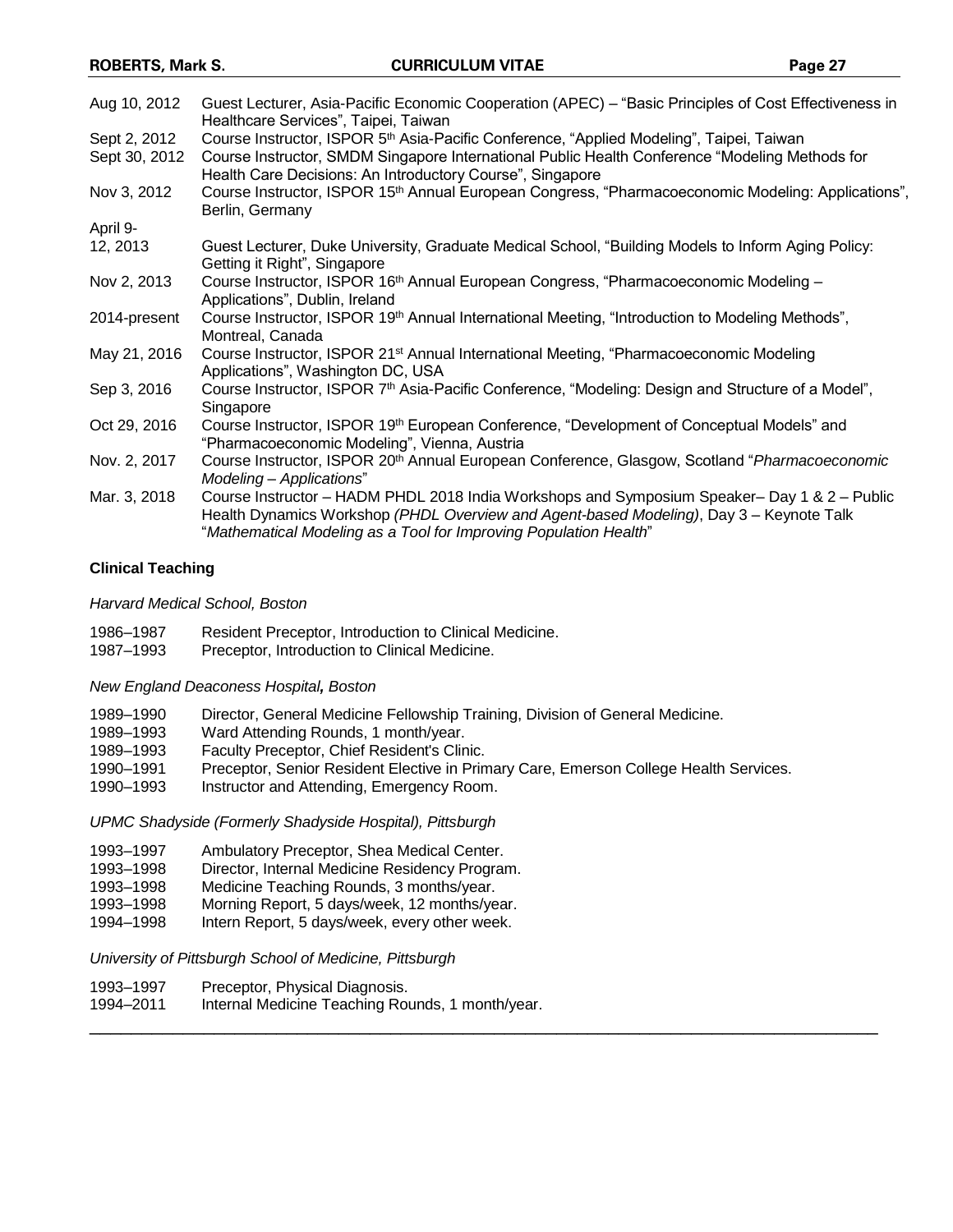| | |
|---|---|
| Aug 10, 2012 | Guest Lecturer, Asia-Pacific Economic Cooperation (APEC) – "Basic Principles of Cost Effectiveness in Healthcare Services", Taipei, Taiwan |
| Sept 2, 2012 | Course Instructor, ISPOR 5th Asia-Pacific Conference, "Applied Modeling", Taipei, Taiwan |
| Sept 30, 2012 | Course Instructor, SMDM Singapore International Public Health Conference "Modeling Methods for Health Care Decisions: An Introductory Course", Singapore |
| Nov 3, 2012 | Course Instructor, ISPOR 15th Annual European Congress, "Pharmacoeconomic Modeling: Applications", Berlin, Germany |
| April 9-12, 2013 | Guest Lecturer, Duke University, Graduate Medical School, "Building Models to Inform Aging Policy: Getting it Right", Singapore |
| Nov 2, 2013 | Course Instructor, ISPOR 16th Annual European Congress, "Pharmacoeconomic Modeling – Applications", Dublin, Ireland |
| 2014-present | Course Instructor, ISPOR 19th Annual International Meeting, "Introduction to Modeling Methods", Montreal, Canada |
| May 21, 2016 | Course Instructor, ISPOR 21st Annual International Meeting, "Pharmacoeconomic Modeling Applications", Washington DC, USA |
| Sep 3, 2016 | Course Instructor, ISPOR 7th Asia-Pacific Conference, "Modeling: Design and Structure of a Model", Singapore |
| Oct 29, 2016 | Course Instructor, ISPOR 19th European Conference, "Development of Conceptual Models" and "Pharmacoeconomic Modeling", Vienna, Austria |
| Nov. 2, 2017 | Course Instructor, ISPOR 20th Annual European Conference, Glasgow, Scotland "*Pharmacoeconomic Modeling – Applications*" |
| Mar. 3, 2018 | Course Instructor – HADM PHDL 2018 India Workshops and Symposium Speaker– Day 1 & 2 – Public Health Dynamics Workshop *(PHDL Overview and Agent-based Modeling)*, Day 3 – Keynote Talk "*Mathematical Modeling as a Tool for Improving Population Health*" |

**Clinical Teaching**

*Harvard Medical School, Boston*

| | |
|---|---|
| 1986–1987 | Resident Preceptor, Introduction to Clinical Medicine. |
| 1987–1993 | Preceptor, Introduction to Clinical Medicine. |

*New England Deaconess Hospital, Boston*

| | |
|---|---|
| 1989–1990 | Director, General Medicine Fellowship Training, Division of General Medicine. |
| 1989–1993 | Ward Attending Rounds, 1 month/year. |
| 1989–1993 | Faculty Preceptor, Chief Resident's Clinic. |
| 1990–1991 | Preceptor, Senior Resident Elective in Primary Care, Emerson College Health Services. |
| 1990–1993 | Instructor and Attending, Emergency Room. |

*UPMC Shadyside (Formerly Shadyside Hospital), Pittsburgh*

| | |
|---|---|
| 1993–1997 | Ambulatory Preceptor, Shea Medical Center. |
| 1993–1998 | Director, Internal Medicine Residency Program. |
| 1993–1998 | Medicine Teaching Rounds, 3 months/year. |
| 1993–1998 | Morning Report, 5 days/week, 12 months/year. |
| 1994–1998 | Intern Report, 5 days/week, every other week. |

*University of Pittsburgh School of Medicine, Pittsburgh*

| | |
|---|---|
| 1993–1997 | Preceptor, Physical Diagnosis. |
| 1994–2011 | Internal Medicine Teaching Rounds, 1 month/year. |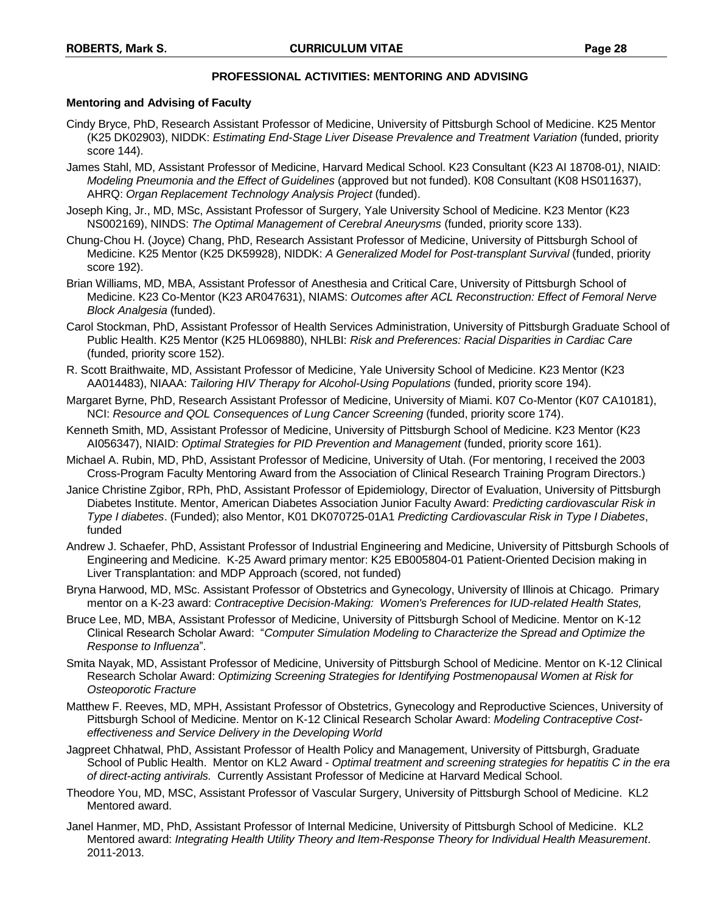## PROFESSIONAL ACTIVITIES: MENTORING AND ADVISING

### Mentoring and Advising of Faculty

Cindy Bryce, PhD, Research Assistant Professor of Medicine, University of Pittsburgh School of Medicine. K25 Mentor (K25 DK02903), NIDDK: *Estimating End-Stage Liver Disease Prevalence and Treatment Variation* (funded, priority score 144).

James Stahl, MD, Assistant Professor of Medicine, Harvard Medical School. K23 Consultant (K23 AI 18708-01*)*, NIAID: *Modeling Pneumonia and the Effect of Guidelines* (approved but not funded). K08 Consultant (K08 HS011637), AHRQ: *Organ Replacement Technology Analysis Project* (funded).

Joseph King, Jr., MD, MSc, Assistant Professor of Surgery, Yale University School of Medicine. K23 Mentor (K23 NS002169), NINDS: *The Optimal Management of Cerebral Aneurysms* (funded, priority score 133).

Chung-Chou H. (Joyce) Chang, PhD, Research Assistant Professor of Medicine, University of Pittsburgh School of Medicine. K25 Mentor (K25 DK59928), NIDDK: *A Generalized Model for Post-transplant Survival* (funded, priority score 192).

Brian Williams, MD, MBA, Assistant Professor of Anesthesia and Critical Care, University of Pittsburgh School of Medicine. K23 Co-Mentor (K23 AR047631), NIAMS: *Outcomes after ACL Reconstruction: Effect of Femoral Nerve Block Analgesia* (funded).

Carol Stockman, PhD, Assistant Professor of Health Services Administration, University of Pittsburgh Graduate School of Public Health. K25 Mentor (K25 HL069880), NHLBI: *Risk and Preferences: Racial Disparities in Cardiac Care* (funded, priority score 152).

R. Scott Braithwaite, MD, Assistant Professor of Medicine, Yale University School of Medicine. K23 Mentor (K23 AA014483), NIAAA: *Tailoring HIV Therapy for Alcohol-Using Populations* (funded, priority score 194).

Margaret Byrne, PhD, Research Assistant Professor of Medicine, University of Miami. K07 Co-Mentor (K07 CA10181), NCI: *Resource and QOL Consequences of Lung Cancer Screening* (funded, priority score 174).

Kenneth Smith, MD, Assistant Professor of Medicine, University of Pittsburgh School of Medicine. K23 Mentor (K23 AI056347), NIAID: *Optimal Strategies for PID Prevention and Management* (funded, priority score 161).

Michael A. Rubin, MD, PhD, Assistant Professor of Medicine, University of Utah. (For mentoring, I received the 2003 Cross-Program Faculty Mentoring Award from the Association of Clinical Research Training Program Directors.)

Janice Christine Zgibor, RPh, PhD, Assistant Professor of Epidemiology, Director of Evaluation, University of Pittsburgh Diabetes Institute. Mentor, American Diabetes Association Junior Faculty Award: *Predicting cardiovascular Risk in Type I diabetes*. (Funded); also Mentor, K01 DK070725-01A1 *Predicting Cardiovascular Risk in Type I Diabetes*, funded

Andrew J. Schaefer, PhD, Assistant Professor of Industrial Engineering and Medicine, University of Pittsburgh Schools of Engineering and Medicine. K-25 Award primary mentor: K25 EB005804-01 Patient-Oriented Decision making in Liver Transplantation: and MDP Approach (scored, not funded)

Bryna Harwood, MD, MSc. Assistant Professor of Obstetrics and Gynecology, University of Illinois at Chicago. Primary mentor on a K-23 award: *Contraceptive Decision-Making: Women's Preferences for IUD-related Health States,*

Bruce Lee, MD, MBA, Assistant Professor of Medicine, University of Pittsburgh School of Medicine. Mentor on K-12 Clinical Research Scholar Award: "*Computer Simulation Modeling to Characterize the Spread and Optimize the Response to Influenza*".

Smita Nayak, MD, Assistant Professor of Medicine, University of Pittsburgh School of Medicine. Mentor on K-12 Clinical Research Scholar Award: *Optimizing Screening Strategies for Identifying Postmenopausal Women at Risk for Osteoporotic Fracture*

Matthew F. Reeves, MD, MPH, Assistant Professor of Obstetrics, Gynecology and Reproductive Sciences, University of Pittsburgh School of Medicine. Mentor on K-12 Clinical Research Scholar Award: *Modeling Contraceptive Cost-effectiveness and Service Delivery in the Developing World*

Jagpreet Chhatwal, PhD, Assistant Professor of Health Policy and Management, University of Pittsburgh, Graduate School of Public Health. Mentor on KL2 Award - *Optimal treatment and screening strategies for hepatitis C in the era of direct-acting antivirals.* Currently Assistant Professor of Medicine at Harvard Medical School.

Theodore You, MD, MSC, Assistant Professor of Vascular Surgery, University of Pittsburgh School of Medicine. KL2 Mentored award.

Janel Hanmer, MD, PhD, Assistant Professor of Internal Medicine, University of Pittsburgh School of Medicine. KL2 Mentored award: *Integrating Health Utility Theory and Item-Response Theory for Individual Health Measurement*. 2011-2013.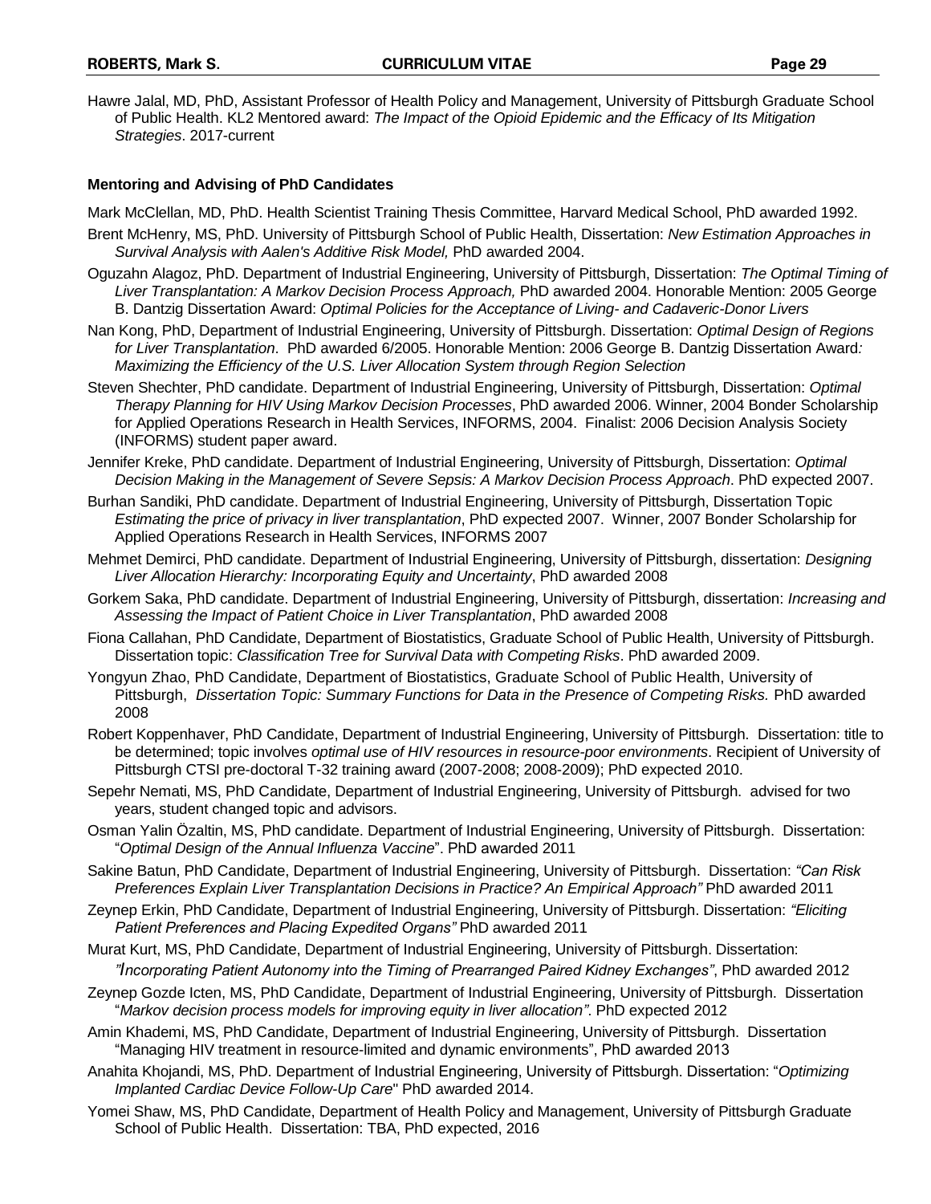Hawre Jalal, MD, PhD, Assistant Professor of Health Policy and Management, University of Pittsburgh Graduate School of Public Health. KL2 Mentored award: *The Impact of the Opioid Epidemic and the Efficacy of Its Mitigation Strategies*. 2017-current

**Mentoring and Advising of PhD Candidates**

Mark McClellan, MD, PhD. Health Scientist Training Thesis Committee, Harvard Medical School, PhD awarded 1992.

Brent McHenry, MS, PhD. University of Pittsburgh School of Public Health, Dissertation: *New Estimation Approaches in Survival Analysis with Aalen's Additive Risk Model,* PhD awarded 2004.

Oguzahn Alagoz, PhD. Department of Industrial Engineering, University of Pittsburgh, Dissertation: *The Optimal Timing of Liver Transplantation: A Markov Decision Process Approach,* PhD awarded 2004. Honorable Mention: 2005 George B. Dantzig Dissertation Award: *Optimal Policies for the Acceptance of Living- and Cadaveric-Donor Livers*

Nan Kong, PhD, Department of Industrial Engineering, University of Pittsburgh. Dissertation: *Optimal Design of Regions for Liver Transplantation*. PhD awarded 6/2005. Honorable Mention: 2006 George B. Dantzig Dissertation Award*: Maximizing the Efficiency of the U.S. Liver Allocation System through Region Selection*

Steven Shechter, PhD candidate. Department of Industrial Engineering, University of Pittsburgh, Dissertation: *Optimal Therapy Planning for HIV Using Markov Decision Processes*, PhD awarded 2006. Winner, 2004 Bonder Scholarship for Applied Operations Research in Health Services, INFORMS, 2004. Finalist: 2006 Decision Analysis Society (INFORMS) student paper award.

Jennifer Kreke, PhD candidate. Department of Industrial Engineering, University of Pittsburgh, Dissertation: *Optimal Decision Making in the Management of Severe Sepsis: A Markov Decision Process Approach*. PhD expected 2007.

Burhan Sandiki, PhD candidate. Department of Industrial Engineering, University of Pittsburgh, Dissertation Topic *Estimating the price of privacy in liver transplantation*, PhD expected 2007. Winner, 2007 Bonder Scholarship for Applied Operations Research in Health Services, INFORMS 2007

Mehmet Demirci, PhD candidate. Department of Industrial Engineering, University of Pittsburgh, dissertation: *Designing Liver Allocation Hierarchy: Incorporating Equity and Uncertainty*, PhD awarded 2008

Gorkem Saka, PhD candidate. Department of Industrial Engineering, University of Pittsburgh, dissertation: *Increasing and Assessing the Impact of Patient Choice in Liver Transplantation*, PhD awarded 2008

Fiona Callahan, PhD Candidate, Department of Biostatistics, Graduate School of Public Health, University of Pittsburgh. Dissertation topic: *Classification Tree for Survival Data with Competing Risks*. PhD awarded 2009.

Yongyun Zhao, PhD Candidate, Department of Biostatistics, Graduate School of Public Health, University of Pittsburgh, *Dissertation Topic: Summary Functions for Data in the Presence of Competing Risks.* PhD awarded 2008

Robert Koppenhaver, PhD Candidate, Department of Industrial Engineering, University of Pittsburgh. Dissertation: title to be determined; topic involves *optimal use of HIV resources in resource-poor environments*. Recipient of University of Pittsburgh CTSI pre-doctoral T-32 training award (2007-2008; 2008-2009); PhD expected 2010.

Sepehr Nemati, MS, PhD Candidate, Department of Industrial Engineering, University of Pittsburgh. advised for two years, student changed topic and advisors.

Osman Yalin Özaltin, MS, PhD candidate. Department of Industrial Engineering, University of Pittsburgh. Dissertation: "*Optimal Design of the Annual Influenza Vaccine*". PhD awarded 2011

Sakine Batun, PhD Candidate, Department of Industrial Engineering, University of Pittsburgh. Dissertation: *"Can Risk Preferences Explain Liver Transplantation Decisions in Practice? An Empirical Approach"* PhD awarded 2011

Zeynep Erkin, PhD Candidate, Department of Industrial Engineering, University of Pittsburgh. Dissertation: *"Eliciting Patient Preferences and Placing Expedited Organs"* PhD awarded 2011

Murat Kurt, MS, PhD Candidate, Department of Industrial Engineering, University of Pittsburgh. Dissertation: *"Incorporating Patient Autonomy into the Timing of Prearranged Paired Kidney Exchanges"*, PhD awarded 2012

Zeynep Gozde Icten, MS, PhD Candidate, Department of Industrial Engineering, University of Pittsburgh. Dissertation "*Markov decision process models for improving equity in liver allocation"*. PhD expected 2012

Amin Khademi, MS, PhD Candidate, Department of Industrial Engineering, University of Pittsburgh. Dissertation "Managing HIV treatment in resource-limited and dynamic environments", PhD awarded 2013

Anahita Khojandi, MS, PhD. Department of Industrial Engineering, University of Pittsburgh. Dissertation: "*Optimizing Implanted Cardiac Device Follow-Up Care*" PhD awarded 2014.

Yomei Shaw, MS, PhD Candidate, Department of Health Policy and Management, University of Pittsburgh Graduate School of Public Health. Dissertation: TBA, PhD expected, 2016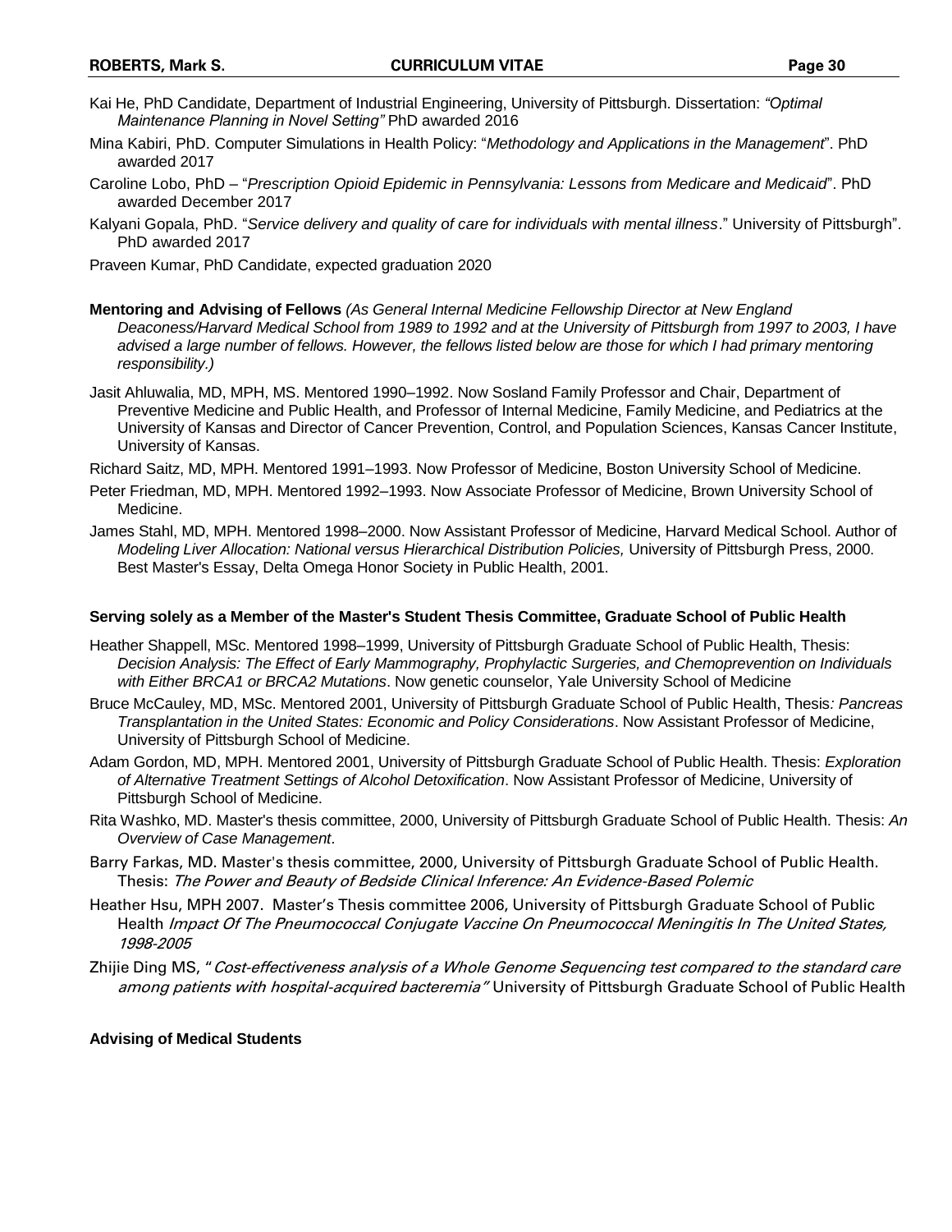Kai He, PhD Candidate, Department of Industrial Engineering, University of Pittsburgh. Dissertation: *"Optimal Maintenance Planning in Novel Setting"* PhD awarded 2016

Mina Kabiri, PhD. Computer Simulations in Health Policy: "*Methodology and Applications in the Management*". PhD awarded 2017

Caroline Lobo, PhD – "*Prescription Opioid Epidemic in Pennsylvania: Lessons from Medicare and Medicaid*". PhD awarded December 2017

Kalyani Gopala, PhD. "*Service delivery and quality of care for individuals with mental illness*." University of Pittsburgh". PhD awarded 2017

Praveen Kumar, PhD Candidate, expected graduation 2020

**Mentoring and Advising of Fellows** *(As General Internal Medicine Fellowship Director at New England Deaconess/Harvard Medical School from 1989 to 1992 and at the University of Pittsburgh from 1997 to 2003, I have advised a large number of fellows. However, the fellows listed below are those for which I had primary mentoring responsibility.)*

Jasit Ahluwalia, MD, MPH, MS. Mentored 1990–1992. Now Sosland Family Professor and Chair, Department of Preventive Medicine and Public Health, and Professor of Internal Medicine, Family Medicine, and Pediatrics at the University of Kansas and Director of Cancer Prevention, Control, and Population Sciences, Kansas Cancer Institute, University of Kansas.

Richard Saitz, MD, MPH. Mentored 1991–1993. Now Professor of Medicine, Boston University School of Medicine.

Peter Friedman, MD, MPH. Mentored 1992–1993. Now Associate Professor of Medicine, Brown University School of Medicine.

James Stahl, MD, MPH. Mentored 1998–2000. Now Assistant Professor of Medicine, Harvard Medical School. Author of *Modeling Liver Allocation: National versus Hierarchical Distribution Policies,* University of Pittsburgh Press, 2000. Best Master's Essay, Delta Omega Honor Society in Public Health, 2001.

**Serving solely as a Member of the Master's Student Thesis Committee, Graduate School of Public Health**

Heather Shappell, MSc. Mentored 1998–1999, University of Pittsburgh Graduate School of Public Health, Thesis: *Decision Analysis: The Effect of Early Mammography, Prophylactic Surgeries, and Chemoprevention on Individuals with Either BRCA1 or BRCA2 Mutations*. Now genetic counselor, Yale University School of Medicine

Bruce McCauley, MD, MSc. Mentored 2001, University of Pittsburgh Graduate School of Public Health, Thesis*: Pancreas Transplantation in the United States: Economic and Policy Considerations*. Now Assistant Professor of Medicine, University of Pittsburgh School of Medicine.

Adam Gordon, MD, MPH. Mentored 2001, University of Pittsburgh Graduate School of Public Health. Thesis: *Exploration of Alternative Treatment Settings of Alcohol Detoxification*. Now Assistant Professor of Medicine, University of Pittsburgh School of Medicine.

Rita Washko, MD. Master's thesis committee, 2000, University of Pittsburgh Graduate School of Public Health. Thesis: *An Overview of Case Management*.

Barry Farkas, MD. Master's thesis committee, 2000, University of Pittsburgh Graduate School of Public Health. Thesis: *The Power and Beauty of Bedside Clinical Inference: An Evidence-Based Polemic*

Heather Hsu, MPH 2007. Master's Thesis committee 2006, University of Pittsburgh Graduate School of Public Health *Impact Of The Pneumococcal Conjugate Vaccine On Pneumococcal Meningitis In The United States, 1998-2005*

Zhijie Ding MS, "*Cost-effectiveness analysis of a Whole Genome Sequencing test compared to the standard care among patients with hospital-acquired bacteremia"* University of Pittsburgh Graduate School of Public Health

**Advising of Medical Students**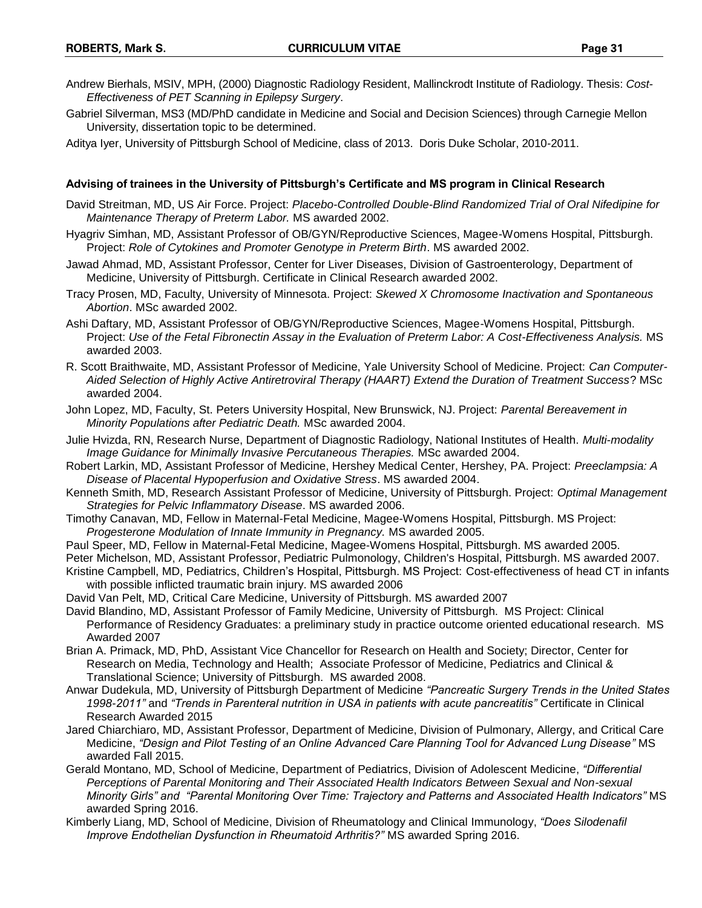Andrew Bierhals, MSIV, MPH, (2000) Diagnostic Radiology Resident, Mallinckrodt Institute of Radiology. Thesis: *Cost-Effectiveness of PET Scanning in Epilepsy Surgery*.

Gabriel Silverman, MS3 (MD/PhD candidate in Medicine and Social and Decision Sciences) through Carnegie Mellon University, dissertation topic to be determined.

Aditya Iyer, University of Pittsburgh School of Medicine, class of 2013. Doris Duke Scholar, 2010-2011.

**Advising of trainees in the University of Pittsburgh's Certificate and MS program in Clinical Research**

David Streitman, MD, US Air Force. Project: *Placebo-Controlled Double-Blind Randomized Trial of Oral Nifedipine for Maintenance Therapy of Preterm Labor.* MS awarded 2002.

Hyagriv Simhan, MD, Assistant Professor of OB/GYN/Reproductive Sciences, Magee-Womens Hospital, Pittsburgh. Project: *Role of Cytokines and Promoter Genotype in Preterm Birth*. MS awarded 2002.

Jawad Ahmad, MD, Assistant Professor, Center for Liver Diseases, Division of Gastroenterology, Department of Medicine, University of Pittsburgh. Certificate in Clinical Research awarded 2002.

Tracy Prosen, MD, Faculty, University of Minnesota. Project: *Skewed X Chromosome Inactivation and Spontaneous Abortion*. MSc awarded 2002.

Ashi Daftary, MD, Assistant Professor of OB/GYN/Reproductive Sciences, Magee-Womens Hospital, Pittsburgh. Project: *Use of the Fetal Fibronectin Assay in the Evaluation of Preterm Labor: A Cost-Effectiveness Analysis.* MS awarded 2003.

R. Scott Braithwaite, MD, Assistant Professor of Medicine, Yale University School of Medicine. Project: *Can Computer-Aided Selection of Highly Active Antiretroviral Therapy (HAART) Extend the Duration of Treatment Success*? MSc awarded 2004.

John Lopez, MD, Faculty, St. Peters University Hospital, New Brunswick, NJ. Project: *Parental Bereavement in Minority Populations after Pediatric Death.* MSc awarded 2004.

Julie Hvizda, RN, Research Nurse, Department of Diagnostic Radiology, National Institutes of Health. *Multi-modality Image Guidance for Minimally Invasive Percutaneous Therapies.* MSc awarded 2004.

Robert Larkin, MD, Assistant Professor of Medicine, Hershey Medical Center, Hershey, PA. Project: *Preeclampsia: A Disease of Placental Hypoperfusion and Oxidative Stress*. MS awarded 2004.

Kenneth Smith, MD, Research Assistant Professor of Medicine, University of Pittsburgh. Project: *Optimal Management Strategies for Pelvic Inflammatory Disease*. MS awarded 2006.

Timothy Canavan, MD, Fellow in Maternal-Fetal Medicine, Magee-Womens Hospital, Pittsburgh. MS Project: *Progesterone Modulation of Innate Immunity in Pregnancy.* MS awarded 2005.

Paul Speer, MD, Fellow in Maternal-Fetal Medicine, Magee-Womens Hospital, Pittsburgh. MS awarded 2005.

Peter Michelson, MD, Assistant Professor, Pediatric Pulmonology, Children's Hospital, Pittsburgh. MS awarded 2007.

Kristine Campbell, MD, Pediatrics, Children's Hospital, Pittsburgh. MS Project: Cost-effectiveness of head CT in infants with possible inflicted traumatic brain injury. MS awarded 2006

David Van Pelt, MD, Critical Care Medicine, University of Pittsburgh. MS awarded 2007

David Blandino, MD, Assistant Professor of Family Medicine, University of Pittsburgh. MS Project: Clinical Performance of Residency Graduates: a preliminary study in practice outcome oriented educational research. MS Awarded 2007

Brian A. Primack, MD, PhD, Assistant Vice Chancellor for Research on Health and Society; Director, Center for Research on Media, Technology and Health; Associate Professor of Medicine, Pediatrics and Clinical & Translational Science; University of Pittsburgh. MS awarded 2008.

Anwar Dudekula, MD, University of Pittsburgh Department of Medicine *"Pancreatic Surgery Trends in the United States 1998-2011"* and *"Trends in Parenteral nutrition in USA in patients with acute pancreatitis"* Certificate in Clinical Research Awarded 2015

Jared Chiarchiaro, MD, Assistant Professor, Department of Medicine, Division of Pulmonary, Allergy, and Critical Care Medicine, *"Design and Pilot Testing of an Online Advanced Care Planning Tool for Advanced Lung Disease"* MS awarded Fall 2015.

Gerald Montano, MD, School of Medicine, Department of Pediatrics, Division of Adolescent Medicine, *"Differential Perceptions of Parental Monitoring and Their Associated Health Indicators Between Sexual and Non-sexual Minority Girls" and "Parental Monitoring Over Time: Trajectory and Patterns and Associated Health Indicators"* MS awarded Spring 2016.

Kimberly Liang, MD, School of Medicine, Division of Rheumatology and Clinical Immunology, *"Does Silodenafil Improve Endothelian Dysfunction in Rheumatoid Arthritis?"* MS awarded Spring 2016.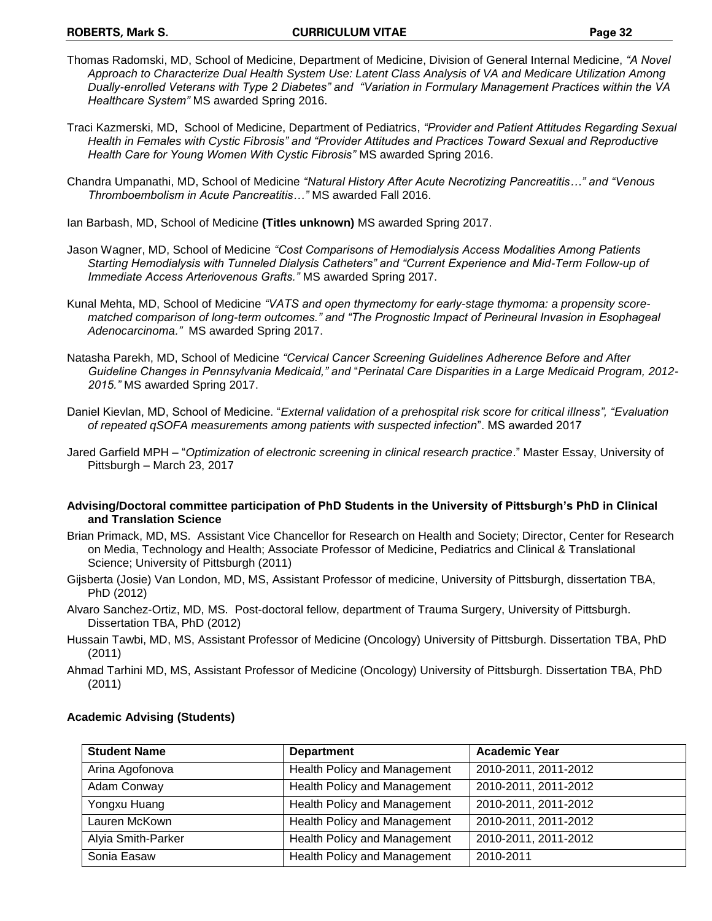Thomas Radomski, MD, School of Medicine, Department of Medicine, Division of General Internal Medicine, *"A Novel Approach to Characterize Dual Health System Use: Latent Class Analysis of VA and Medicare Utilization Among Dually-enrolled Veterans with Type 2 Diabetes"* and *"Variation in Formulary Management Practices within the VA Healthcare System"* MS awarded Spring 2016.

Traci Kazmerski, MD, School of Medicine, Department of Pediatrics, *"Provider and Patient Attitudes Regarding Sexual Health in Females with Cystic Fibrosis" and "Provider Attitudes and Practices Toward Sexual and Reproductive Health Care for Young Women With Cystic Fibrosis"* MS awarded Spring 2016.

Chandra Umpanathi, MD, School of Medicine *"Natural History After Acute Necrotizing Pancreatitis…" and "Venous Thromboembolism in Acute Pancreatitis…"* MS awarded Fall 2016.

Ian Barbash, MD, School of Medicine **(Titles unknown)** MS awarded Spring 2017.

Jason Wagner, MD, School of Medicine *"Cost Comparisons of Hemodialysis Access Modalities Among Patients Starting Hemodialysis with Tunneled Dialysis Catheters" and "Current Experience and Mid-Term Follow-up of Immediate Access Arteriovenous Grafts."* MS awarded Spring 2017.

Kunal Mehta, MD, School of Medicine *"VATS and open thymectomy for early-stage thymoma: a propensity score-matched comparison of long-term outcomes." and "The Prognostic Impact of Perineural Invasion in Esophageal Adenocarcinoma."* MS awarded Spring 2017.

Natasha Parekh, MD, School of Medicine *"Cervical Cancer Screening Guidelines Adherence Before and After Guideline Changes in Pennsylvania Medicaid," and "Perinatal Care Disparities in a Large Medicaid Program, 2012-2015."* MS awarded Spring 2017.

Daniel Kievlan, MD, School of Medicine. "*External validation of a prehospital risk score for critical illness", "Evaluation of repeated qSOFA measurements among patients with suspected infection*". MS awarded 2017

Jared Garfield MPH – "*Optimization of electronic screening in clinical research practice*." Master Essay, University of Pittsburgh – March 23, 2017

**Advising/Doctoral committee participation of PhD Students in the University of Pittsburgh's PhD in Clinical and Translation Science**

Brian Primack, MD, MS. Assistant Vice Chancellor for Research on Health and Society; Director, Center for Research on Media, Technology and Health; Associate Professor of Medicine, Pediatrics and Clinical & Translational Science; University of Pittsburgh (2011)

Gijsberta (Josie) Van London, MD, MS, Assistant Professor of medicine, University of Pittsburgh, dissertation TBA, PhD (2012)

Alvaro Sanchez-Ortiz, MD, MS. Post-doctoral fellow, department of Trauma Surgery, University of Pittsburgh. Dissertation TBA, PhD (2012)

Hussain Tawbi, MD, MS, Assistant Professor of Medicine (Oncology) University of Pittsburgh. Dissertation TBA, PhD (2011)

Ahmad Tarhini MD, MS, Assistant Professor of Medicine (Oncology) University of Pittsburgh. Dissertation TBA, PhD (2011)

**Academic Advising (Students)**

| Student Name | Department | Academic Year |
|---|---|---|
| Arina Agofonova | Health Policy and Management | 2010-2011, 2011-2012 |
| Adam Conway | Health Policy and Management | 2010-2011, 2011-2012 |
| Yongxu Huang | Health Policy and Management | 2010-2011, 2011-2012 |
| Lauren McKown | Health Policy and Management | 2010-2011, 2011-2012 |
| Alyia Smith-Parker | Health Policy and Management | 2010-2011, 2011-2012 |
| Sonia Easaw | Health Policy and Management | 2010-2011 |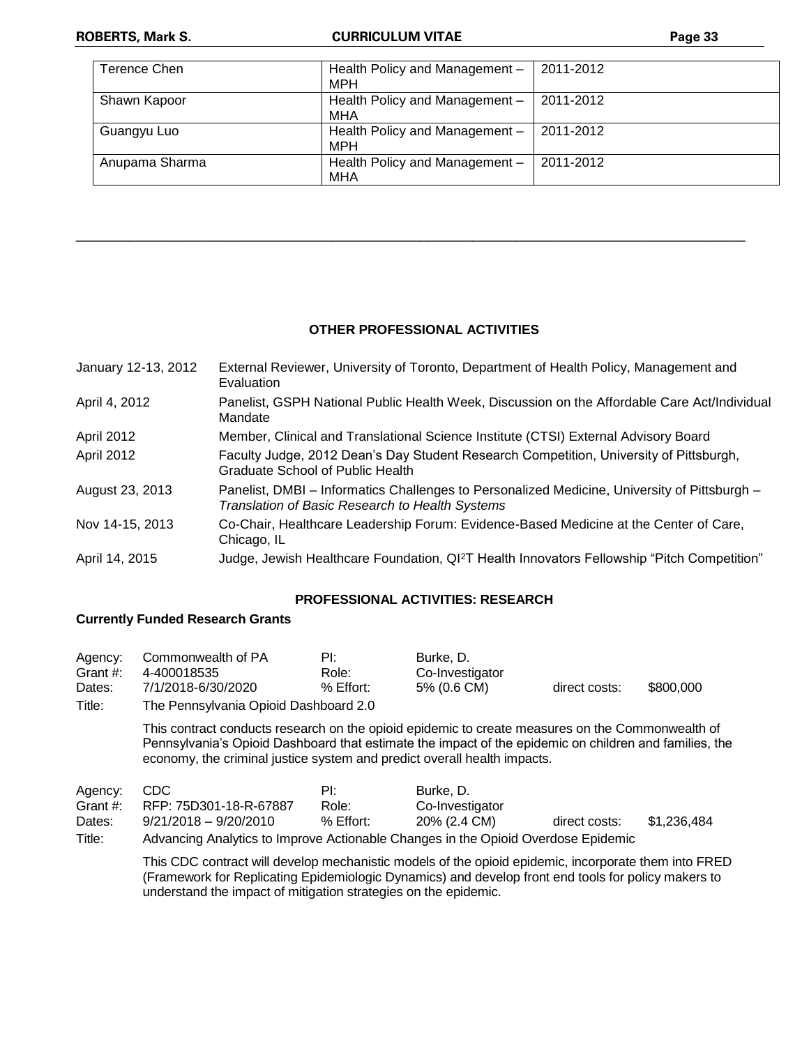| Terence Chen | Health Policy and Management – MPH | 2011-2012 |
|---|---|---|
| Shawn Kapoor | Health Policy and Management – MHA | 2011-2012 |
| Guangyu Luo | Health Policy and Management – MPH | 2011-2012 |
| Anupama Sharma | Health Policy and Management – MHA | 2011-2012 |

---

## OTHER PROFESSIONAL ACTIVITIES

| | |
|---|---|
| January 12-13, 2012 | External Reviewer, University of Toronto, Department of Health Policy, Management and Evaluation |
| April 4, 2012 | Panelist, GSPH National Public Health Week, Discussion on the Affordable Care Act/Individual Mandate |
| April 2012 | Member, Clinical and Translational Science Institute (CTSI) External Advisory Board |
| April 2012 | Faculty Judge, 2012 Dean's Day Student Research Competition, University of Pittsburgh, Graduate School of Public Health |
| August 23, 2013 | Panelist, DMBI – Informatics Challenges to Personalized Medicine, University of Pittsburgh – *Translation of Basic Research to Health Systems* |
| Nov 14-15, 2013 | Co-Chair, Healthcare Leadership Forum: Evidence-Based Medicine at the Center of Care, Chicago, IL |
| April 14, 2015 | Judge, Jewish Healthcare Foundation, QI$^2$T Health Innovators Fellowship "Pitch Competition" |

## PROFESSIONAL ACTIVITIES: RESEARCH

**Currently Funded Research Grants**

| | | | | | |
|---|---|---|---|---|---|
| Agency: | Commonwealth of PA | PI: | Burke, D. | | |
| Grant #: | 4-400018535 | Role: | Co-Investigator | | |
| Dates: | 7/1/2018-6/30/2020 | % Effort: | 5% (0.6 CM) | direct costs: | $800,000 |
| Title: | The Pennsylvania Opioid Dashboard 2.0 | | | | |

This contract conducts research on the opioid epidemic to create measures on the Commonwealth of Pennsylvania's Opioid Dashboard that estimate the impact of the epidemic on children and families, the economy, the criminal justice system and predict overall health impacts.

| | | | | | |
|---|---|---|---|---|---|
| Agency: | CDC | PI: | Burke, D. | | |
| Grant #: | RFP: 75D301-18-R-67887 | Role: | Co-Investigator | | |
| Dates: | 9/21/2018 – 9/20/2010 | % Effort: | 20% (2.4 CM) | direct costs: | $1,236,484 |
| Title: | Advancing Analytics to Improve Actionable Changes in the Opioid Overdose Epidemic | | | | |

This CDC contract will develop mechanistic models of the opioid epidemic, incorporate them into FRED (Framework for Replicating Epidemiologic Dynamics) and develop front end tools for policy makers to understand the impact of mitigation strategies on the epidemic.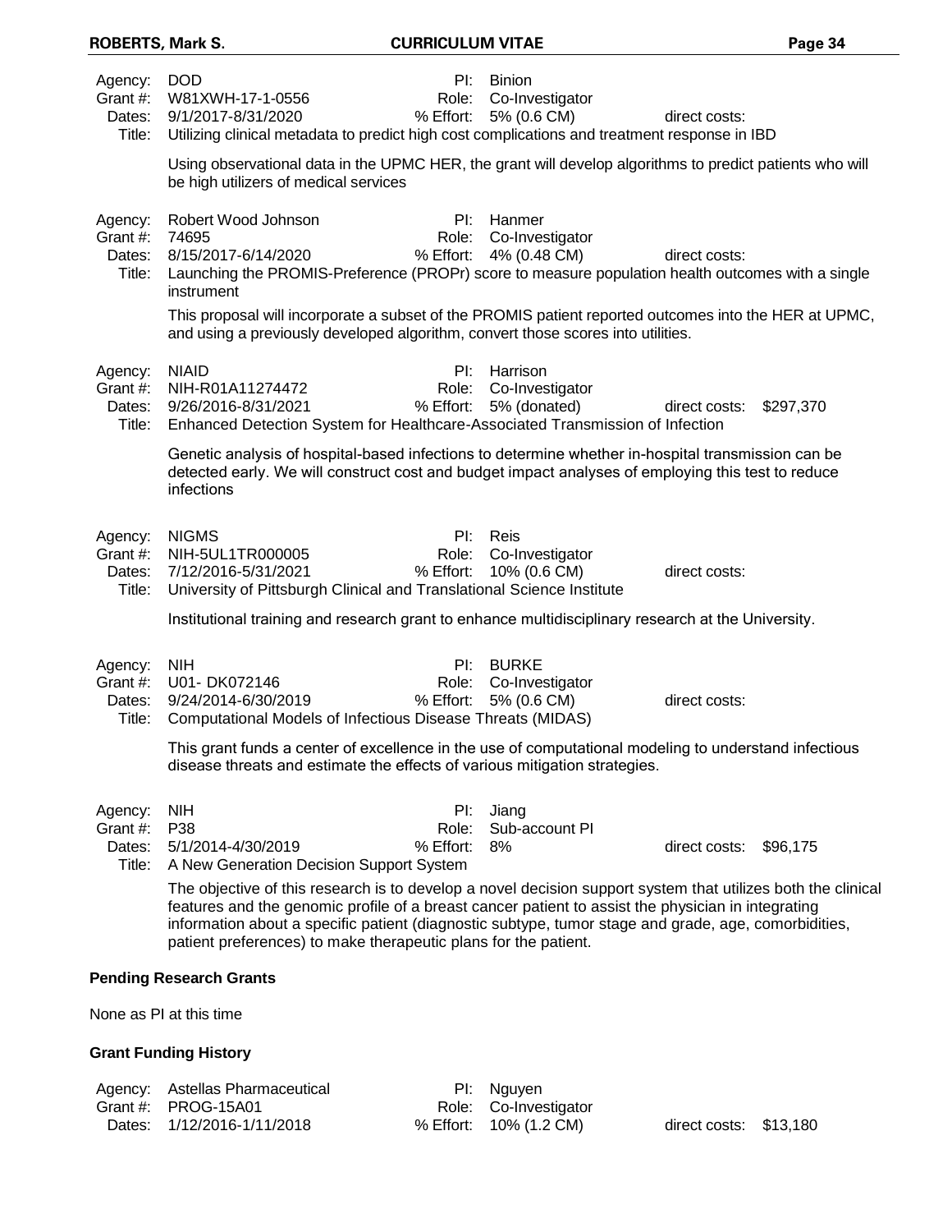Agency: DOD
Grant #: W81XWH-17-1-0556
Dates: 9/1/2017-8/31/2020
Title: Utilizing clinical metadata to predict high cost complications and treatment response in IBD
PI: Binion
Role: Co-Investigator
% Effort: 5% (0.6 CM)
direct costs:

Using observational data in the UPMC HER, the grant will develop algorithms to predict patients who will be high utilizers of medical services

Agency: Robert Wood Johnson
Grant #: 74695
Dates: 8/15/2017-6/14/2020
Title: Launching the PROMIS-Preference (PROPr) score to measure population health outcomes with a single instrument
PI: Hanmer
Role: Co-Investigator
% Effort: 4% (0.48 CM)
direct costs:

This proposal will incorporate a subset of the PROMIS patient reported outcomes into the HER at UPMC, and using a previously developed algorithm, convert those scores into utilities.

Agency: NIAID
Grant #: NIH-R01A11274472
Dates: 9/26/2016-8/31/2021
Title: Enhanced Detection System for Healthcare-Associated Transmission of Infection
PI: Harrison
Role: Co-Investigator
% Effort: 5% (donated)
direct costs: $297,370

Genetic analysis of hospital-based infections to determine whether in-hospital transmission can be detected early. We will construct cost and budget impact analyses of employing this test to reduce infections

Agency: NIGMS
Grant #: NIH-5UL1TR000005
Dates: 7/12/2016-5/31/2021
Title: University of Pittsburgh Clinical and Translational Science Institute
PI: Reis
Role: Co-Investigator
% Effort: 10% (0.6 CM)
direct costs:

Institutional training and research grant to enhance multidisciplinary research at the University.

Agency: NIH
Grant #: U01- DK072146
Dates: 9/24/2014-6/30/2019
Title: Computational Models of Infectious Disease Threats (MIDAS)
PI: BURKE
Role: Co-Investigator
% Effort: 5% (0.6 CM)
direct costs:

This grant funds a center of excellence in the use of computational modeling to understand infectious disease threats and estimate the effects of various mitigation strategies.

Agency: NIH
Grant #: P38
Dates: 5/1/2014-4/30/2019
Title: A New Generation Decision Support System
PI: Jiang
Role: Sub-account PI
% Effort: 8%
direct costs: $96,175

The objective of this research is to develop a novel decision support system that utilizes both the clinical features and the genomic profile of a breast cancer patient to assist the physician in integrating information about a specific patient (diagnostic subtype, tumor stage and grade, age, comorbidities, patient preferences) to make therapeutic plans for the patient.

**Pending Research Grants**

None as PI at this time

**Grant Funding History**

Agency: Astellas Pharmaceutical
Grant #: PROG-15A01
Dates: 1/12/2016-1/11/2018
PI: Nguyen
Role: Co-Investigator
% Effort: 10% (1.2 CM)
direct costs: $13,180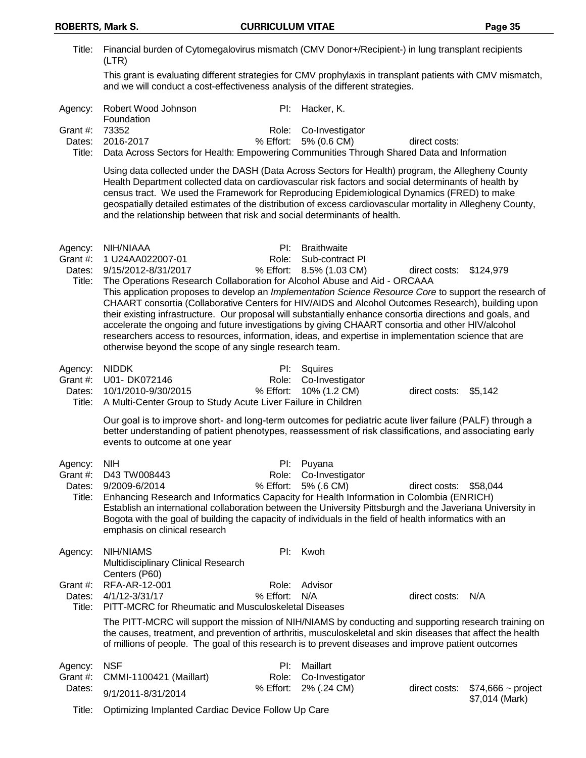Title: Financial burden of Cytomegalovirus mismatch (CMV Donor+/Recipient-) in lung transplant recipients (LTR)

This grant is evaluating different strategies for CMV prophylaxis in transplant patients with CMV mismatch, and we will conduct a cost-effectiveness analysis of the different strategies.

| | | | | | |
|---|---|---|---|---|---|
| Agency: | Robert Wood Johnson Foundation | PI: | Hacker, K. | | |
| Grant #: | 73352 | Role: | Co-Investigator | | |
| Dates: | 2016-2017 | % Effort: | 5% (0.6 CM) | direct costs: | |
| Title: | Data Across Sectors for Health: Empowering Communities Through Shared Data and Information | | | | |

Using data collected under the DASH (Data Across Sectors for Health) program, the Allegheny County Health Department collected data on cardiovascular risk factors and social determinants of health by census tract. We used the Framework for Reproducing Epidemiological Dynamics (FRED) to make geospatially detailed estimates of the distribution of excess cardiovascular mortality in Allegheny County, and the relationship between that risk and social determinants of health.

| | | | | | |
|---|---|---|---|---|---|
| Agency: | NIH/NIAAA | PI: | Braithwaite | | |
| Grant #: | 1 U24AA022007-01 | Role: | Sub-contract PI | | |
| Dates: | 9/15/2012-8/31/2017 | % Effort: | 8.5% (1.03 CM) | direct costs: | $124,979 |
| Title: | The Operations Research Collaboration for Alcohol Abuse and Aid - ORCAAA | | | | |

This application proposes to develop an *Implementation Science Resource Core* to support the research of CHAART consortia (Collaborative Centers for HIV/AIDS and Alcohol Outcomes Research), building upon their existing infrastructure. Our proposal will substantially enhance consortia directions and goals, and accelerate the ongoing and future investigations by giving CHAART consortia and other HIV/alcohol researchers access to resources, information, ideas, and expertise in implementation science that are otherwise beyond the scope of any single research team.

| | | | | | |
|---|---|---|---|---|---|
| Agency: | NIDDK | PI: | Squires | | |
| Grant #: | U01- DK072146 | Role: | Co-Investigator | | |
| Dates: | 10/1/2010-9/30/2015 | % Effort: | 10% (1.2 CM) | direct costs: | $5,142 |
| Title: | A Multi-Center Group to Study Acute Liver Failure in Children | | | | |

Our goal is to improve short- and long-term outcomes for pediatric acute liver failure (PALF) through a better understanding of patient phenotypes, reassessment of risk classifications, and associating early events to outcome at one year

| | | | | | |
|---|---|---|---|---|---|
| Agency: | NIH | PI: | Puyana | | |
| Grant #: | D43 TW008443 | Role: | Co-Investigator | | |
| Dates: | 9/2009-6/2014 | % Effort: | 5% (.6 CM) | direct costs: | $58,044 |
| Title: | Enhancing Research and Informatics Capacity for Health Information in Colombia (ENRICH) | | | | |

Establish an international collaboration between the University Pittsburgh and the Javeriana University in Bogota with the goal of building the capacity of individuals in the field of health informatics with an emphasis on clinical research

| | | | | | |
|---|---|---|---|---|---|
| Agency: | NIH/NIAMS Multidisciplinary Clinical Research Centers (P60) | PI: | Kwoh | | |
| Grant #: | RFA-AR-12-001 | Role: | Advisor | | |
| Dates: | 4/1/12-3/31/17 | % Effort: | N/A | direct costs: | N/A |
| Title: | PITT-MCRC for Rheumatic and Musculoskeletal Diseases | | | | |

The PITT-MCRC will support the mission of NIH/NIAMS by conducting and supporting research training on the causes, treatment, and prevention of arthritis, musculoskeletal and skin diseases that affect the health of millions of people. The goal of this research is to prevent diseases and improve patient outcomes

| | | | | | |
|---|---|---|---|---|---|
| Agency: | NSF | PI: | Maillart | | |
| Grant #: | CMMI-1100421 (Maillart) | Role: | Co-Investigator | | |
| Dates: | 9/1/2011-8/31/2014 | % Effort: | 2% (.24 CM) | direct costs: | $74,666 ~ project $7,014 (Mark) |
| Title: | Optimizing Implanted Cardiac Device Follow Up Care | | | | |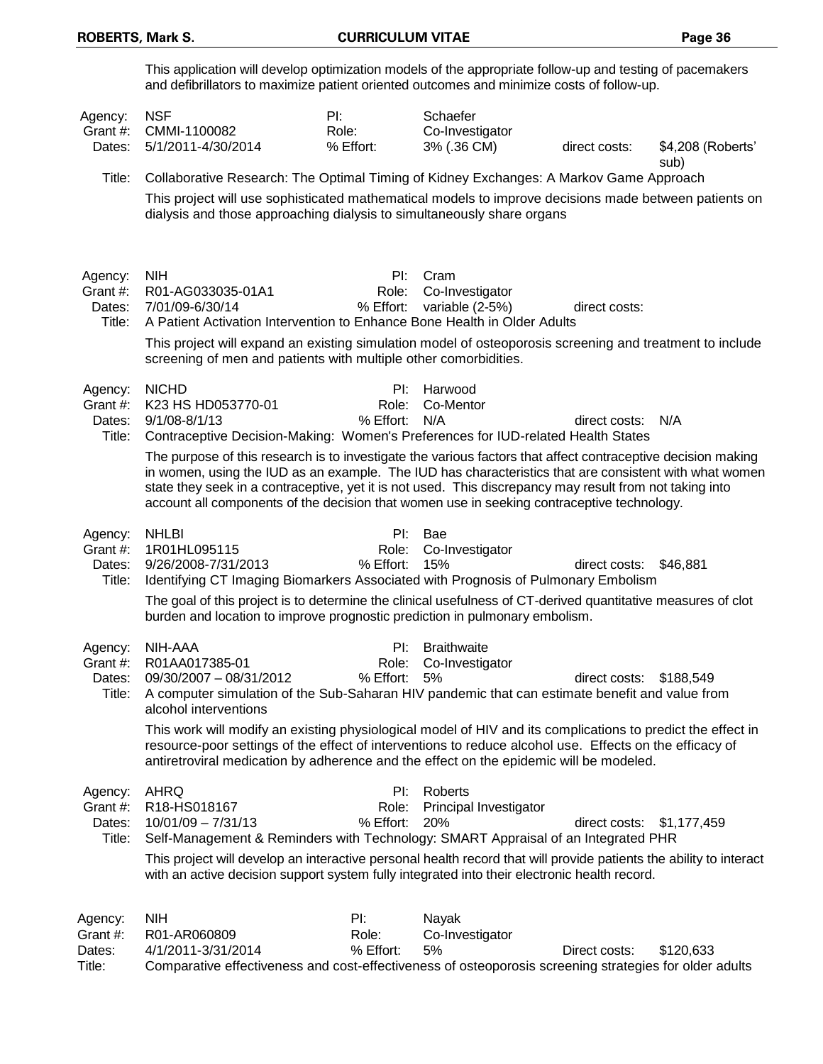This application will develop optimization models of the appropriate follow-up and testing of pacemakers and defibrillators to maximize patient oriented outcomes and minimize costs of follow-up.

| | | | | | |
|---|---|---|---|---|---|
| Agency: | NSF | PI: | Schaefer | | |
| Grant #: | CMMI-1100082 | Role: | Co-Investigator | | |
| Dates: | 5/1/2011-4/30/2014 | % Effort: | 3% (.36 CM) | direct costs: | $4,208 (Roberts' sub) |
| Title: | Collaborative Research: The Optimal Timing of Kidney Exchanges: A Markov Game Approach | | | | |

This project will use sophisticated mathematical models to improve decisions made between patients on dialysis and those approaching dialysis to simultaneously share organs

| | | | | | |
|---|---|---|---|---|---|
| Agency: | NIH | PI: | Cram | | |
| Grant #: | R01-AG033035-01A1 | Role: | Co-Investigator | | |
| Dates: | 7/01/09-6/30/14 | % Effort: | variable (2-5%) | direct costs: | |
| Title: | A Patient Activation Intervention to Enhance Bone Health in Older Adults | | | | |

This project will expand an existing simulation model of osteoporosis screening and treatment to include screening of men and patients with multiple other comorbidities.

| | | | | | |
|---|---|---|---|---|---|
| Agency: | NICHD | PI: | Harwood | | |
| Grant #: | K23 HS HD053770-01 | Role: | Co-Mentor | | |
| Dates: | 9/1/08-8/1/13 | % Effort: | N/A | direct costs: | N/A |
| Title: | Contraceptive Decision-Making: Women's Preferences for IUD-related Health States | | | | |

The purpose of this research is to investigate the various factors that affect contraceptive decision making in women, using the IUD as an example. The IUD has characteristics that are consistent with what women state they seek in a contraceptive, yet it is not used. This discrepancy may result from not taking into account all components of the decision that women use in seeking contraceptive technology.

| | | | | | |
|---|---|---|---|---|---|
| Agency: | NHLBI | PI: | Bae | | |
| Grant #: | 1R01HL095115 | Role: | Co-Investigator | | |
| Dates: | 9/26/2008-7/31/2013 | % Effort: | 15% | direct costs: | $46,881 |
| Title: | Identifying CT Imaging Biomarkers Associated with Prognosis of Pulmonary Embolism | | | | |

The goal of this project is to determine the clinical usefulness of CT-derived quantitative measures of clot burden and location to improve prognostic prediction in pulmonary embolism.

| | | | | | |
|---|---|---|---|---|---|
| Agency: | NIH-AAA | PI: | Braithwaite | | |
| Grant #: | R01AA017385-01 | Role: | Co-Investigator | | |
| Dates: | 09/30/2007 – 08/31/2012 | % Effort: | 5% | direct costs: | $188,549 |
| Title: | A computer simulation of the Sub-Saharan HIV pandemic that can estimate benefit and value from alcohol interventions | | | | |

This work will modify an existing physiological model of HIV and its complications to predict the effect in resource-poor settings of the effect of interventions to reduce alcohol use. Effects on the efficacy of antiretroviral medication by adherence and the effect on the epidemic will be modeled.

| | | | | | |
|---|---|---|---|---|---|
| Agency: | AHRQ | PI: | Roberts | | |
| Grant #: | R18-HS018167 | Role: | Principal Investigator | | |
| Dates: | 10/01/09 – 7/31/13 | % Effort: | 20% | direct costs: | $1,177,459 |
| Title: | Self-Management & Reminders with Technology: SMART Appraisal of an Integrated PHR | | | | |

This project will develop an interactive personal health record that will provide patients the ability to interact with an active decision support system fully integrated into their electronic health record.

| | | | | | |
|---|---|---|---|---|---|
| Agency: | NIH | PI: | Nayak | | |
| Grant #: | R01-AR060809 | Role: | Co-Investigator | | |
| Dates: | 4/1/2011-3/31/2014 | % Effort: | 5% | Direct costs: | $120,633 |
| Title: | Comparative effectiveness and cost-effectiveness of osteoporosis screening strategies for older adults | | | | |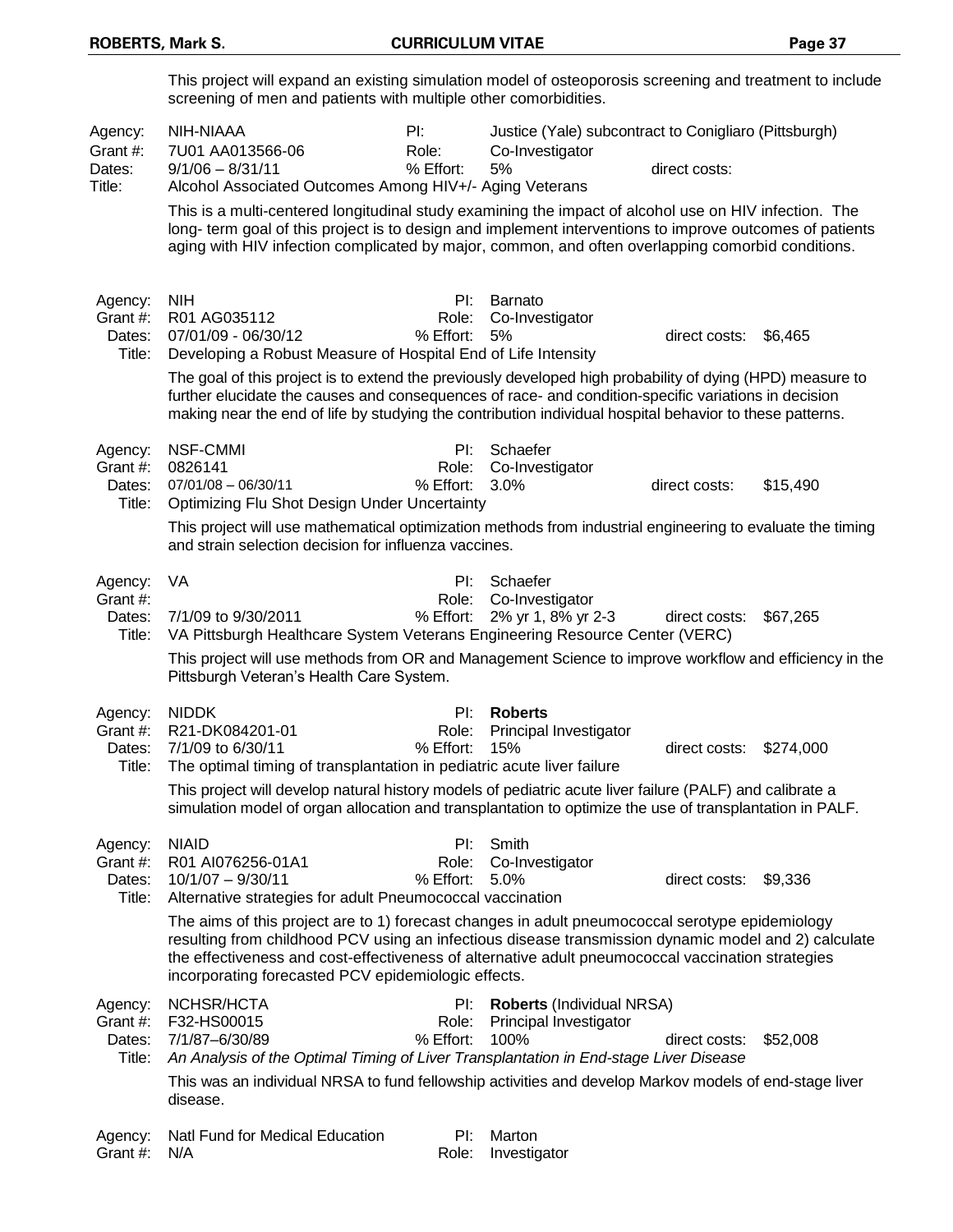This project will expand an existing simulation model of osteoporosis screening and treatment to include screening of men and patients with multiple other comorbidities.

| | | | | | |
|---|---|---|---|---|---|
| Agency: | NIH-NIAAA | PI: | Justice (Yale) subcontract to Conigliaro (Pittsburgh) | | |
| Grant #: | 7U01 AA013566-06 | Role: | Co-Investigator | | |
| Dates: | 9/1/06 – 8/31/11 | % Effort: | 5% | direct costs: | |
| Title: | Alcohol Associated Outcomes Among HIV+/- Aging Veterans | | | | |

This is a multi-centered longitudinal study examining the impact of alcohol use on HIV infection. The long- term goal of this project is to design and implement interventions to improve outcomes of patients aging with HIV infection complicated by major, common, and often overlapping comorbid conditions.

| | | | | | |
|---|---|---|---|---|---|
| Agency: | NIH | PI: | Barnato | | |
| Grant #: | R01 AG035112 | Role: | Co-Investigator | | |
| Dates: | 07/01/09 - 06/30/12 | % Effort: | 5% | direct costs: | $6,465 |
| Title: | Developing a Robust Measure of Hospital End of Life Intensity | | | | |

The goal of this project is to extend the previously developed high probability of dying (HPD) measure to further elucidate the causes and consequences of race- and condition-specific variations in decision making near the end of life by studying the contribution individual hospital behavior to these patterns.

| | | | | | |
|---|---|---|---|---|---|
| Agency: | NSF-CMMI | PI: | Schaefer | | |
| Grant #: | 0826141 | Role: | Co-Investigator | | |
| Dates: | 07/01/08 – 06/30/11 | % Effort: | 3.0% | direct costs: | $15,490 |
| Title: | Optimizing Flu Shot Design Under Uncertainty | | | | |

This project will use mathematical optimization methods from industrial engineering to evaluate the timing and strain selection decision for influenza vaccines.

| | | | | | |
|---|---|---|---|---|---|
| Agency: | VA | PI: | Schaefer | | |
| Grant #: | | Role: | Co-Investigator | | |
| Dates: | 7/1/09 to 9/30/2011 | % Effort: | 2% yr 1, 8% yr 2-3 | direct costs: | $67,265 |
| Title: | VA Pittsburgh Healthcare System Veterans Engineering Resource Center (VERC) | | | | |

This project will use methods from OR and Management Science to improve workflow and efficiency in the Pittsburgh Veteran's Health Care System.

| | | | | | |
|---|---|---|---|---|---|
| Agency: | NIDDK | PI: | **Roberts** | | |
| Grant #: | R21-DK084201-01 | Role: | Principal Investigator | | |
| Dates: | 7/1/09 to 6/30/11 | % Effort: | 15% | direct costs: | $274,000 |
| Title: | The optimal timing of transplantation in pediatric acute liver failure | | | | |

This project will develop natural history models of pediatric acute liver failure (PALF) and calibrate a simulation model of organ allocation and transplantation to optimize the use of transplantation in PALF.

| | | | | | |
|---|---|---|---|---|---|
| Agency: | NIAID | PI: | Smith | | |
| Grant #: | R01 AI076256-01A1 | Role: | Co-Investigator | | |
| Dates: | 10/1/07 – 9/30/11 | % Effort: | 5.0% | direct costs: | $9,336 |
| Title: | Alternative strategies for adult Pneumococcal vaccination | | | | |

The aims of this project are to 1) forecast changes in adult pneumococcal serotype epidemiology resulting from childhood PCV using an infectious disease transmission dynamic model and 2) calculate the effectiveness and cost-effectiveness of alternative adult pneumococcal vaccination strategies incorporating forecasted PCV epidemiologic effects.

| | | | | | |
|---|---|---|---|---|---|
| Agency: | NCHSR/HCTA | PI: | **Roberts** (Individual NRSA) | | |
| Grant #: | F32-HS00015 | Role: | Principal Investigator | | |
| Dates: | 7/1/87–6/30/89 | % Effort: | 100% | direct costs: | $52,008 |
| Title: | *An Analysis of the Optimal Timing of Liver Transplantation in End-stage Liver Disease* | | | | |

This was an individual NRSA to fund fellowship activities and develop Markov models of end-stage liver disease.

| | | | |
|---|---|---|---|
| Agency: | Natl Fund for Medical Education | PI: | Marton |
| Grant #: | N/A | Role: | Investigator |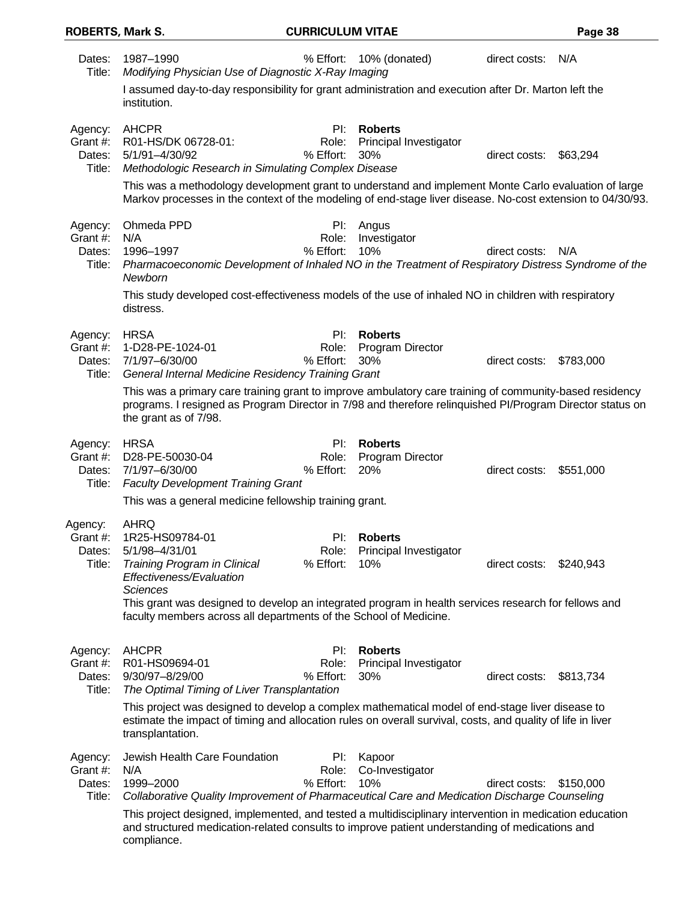Dates: 1987–1990 % Effort: 10% (donated) direct costs: N/A
Title: *Modifying Physician Use of Diagnostic X-Ray Imaging*

I assumed day-to-day responsibility for grant administration and execution after Dr. Marton left the institution.

Agency: AHCPR PI: **Roberts**
Grant #: R01-HS/DK 06728-01: Role: Principal Investigator
Dates: 5/1/91–4/30/92 % Effort: 30% direct costs: $63,294
Title: *Methodologic Research in Simulating Complex Disease*

This was a methodology development grant to understand and implement Monte Carlo evaluation of large Markov processes in the context of the modeling of end-stage liver disease. No-cost extension to 04/30/93.

Agency: Ohmeda PPD PI: Angus
Grant #: N/A Role: Investigator
Dates: 1996–1997 % Effort: 10% direct costs: N/A
Title: *Pharmacoeconomic Development of Inhaled NO in the Treatment of Respiratory Distress Syndrome of the Newborn*

This study developed cost-effectiveness models of the use of inhaled NO in children with respiratory distress.

Agency: HRSA PI: **Roberts**
Grant #: 1-D28-PE-1024-01 Role: Program Director
Dates: 7/1/97–6/30/00 % Effort: 30% direct costs: $783,000
Title: *General Internal Medicine Residency Training Grant*

This was a primary care training grant to improve ambulatory care training of community-based residency programs. I resigned as Program Director in 7/98 and therefore relinquished PI/Program Director status on the grant as of 7/98.

Agency: HRSA PI: **Roberts**
Grant #: D28-PE-50030-04 Role: Program Director
Dates: 7/1/97–6/30/00 % Effort: 20% direct costs: $551,000
Title: *Faculty Development Training Grant*

This was a general medicine fellowship training grant.

Agency: AHRQ
Grant #: 1R25-HS09784-01 PI: **Roberts**
Dates: 5/1/98–4/31/01 Role: Principal Investigator
Title: *Training Program in Clinical Effectiveness/Evaluation Sciences* % Effort: 10% direct costs: $240,943

This grant was designed to develop an integrated program in health services research for fellows and faculty members across all departments of the School of Medicine.

Agency: AHCPR PI: **Roberts**
Grant #: R01-HS09694-01 Role: Principal Investigator
Dates: 9/30/97–8/29/00 % Effort: 30% direct costs: $813,734
Title: *The Optimal Timing of Liver Transplantation*

This project was designed to develop a complex mathematical model of end-stage liver disease to estimate the impact of timing and allocation rules on overall survival, costs, and quality of life in liver transplantation.

Agency: Jewish Health Care Foundation PI: Kapoor
Grant #: N/A Role: Co-Investigator
Dates: 1999–2000 % Effort: 10% direct costs: $150,000
Title: *Collaborative Quality Improvement of Pharmaceutical Care and Medication Discharge Counseling*

This project designed, implemented, and tested a multidisciplinary intervention in medication education and structured medication-related consults to improve patient understanding of medications and compliance.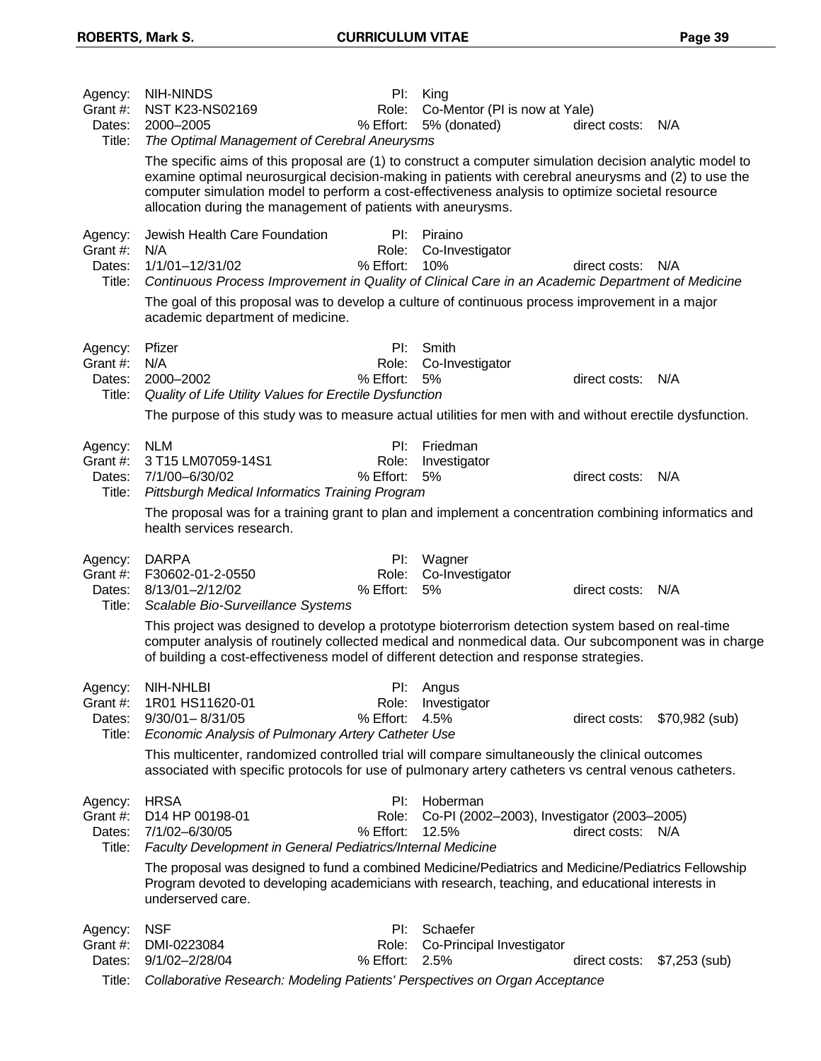Agency: NIH-NINDS
Grant #: NST K23-NS02169
Dates: 2000–2005
Title: *The Optimal Management of Cerebral Aneurysms*
PI: King
Role: Co-Mentor (PI is now at Yale)
% Effort: 5% (donated)
direct costs: N/A

The specific aims of this proposal are (1) to construct a computer simulation decision analytic model to examine optimal neurosurgical decision-making in patients with cerebral aneurysms and (2) to use the computer simulation model to perform a cost-effectiveness analysis to optimize societal resource allocation during the management of patients with aneurysms.

Agency: Jewish Health Care Foundation
Grant #: N/A
Dates: 1/1/01–12/31/02
Title: *Continuous Process Improvement in Quality of Clinical Care in an Academic Department of Medicine*
PI: Piraino
Role: Co-Investigator
% Effort: 10%
direct costs: N/A

The goal of this proposal was to develop a culture of continuous process improvement in a major academic department of medicine.

Agency: Pfizer
Grant #: N/A
Dates: 2000–2002
Title: *Quality of Life Utility Values for Erectile Dysfunction*
PI: Smith
Role: Co-Investigator
% Effort: 5%
direct costs: N/A

The purpose of this study was to measure actual utilities for men with and without erectile dysfunction.

Agency: NLM
Grant #: 3 T15 LM07059-14S1
Dates: 7/1/00–6/30/02
Title: *Pittsburgh Medical Informatics Training Program*
PI: Friedman
Role: Investigator
% Effort: 5%
direct costs: N/A

The proposal was for a training grant to plan and implement a concentration combining informatics and health services research.

Agency: DARPA
Grant #: F30602-01-2-0550
Dates: 8/13/01–2/12/02
Title: *Scalable Bio-Surveillance Systems*
PI: Wagner
Role: Co-Investigator
% Effort: 5%
direct costs: N/A

This project was designed to develop a prototype bioterrorism detection system based on real-time computer analysis of routinely collected medical and nonmedical data. Our subcomponent was in charge of building a cost-effectiveness model of different detection and response strategies.

Agency: NIH-NHLBI
Grant #: 1R01 HS11620-01
Dates: 9/30/01– 8/31/05
Title: *Economic Analysis of Pulmonary Artery Catheter Use*
PI: Angus
Role: Investigator
% Effort: 4.5%
direct costs: $70,982 (sub)

This multicenter, randomized controlled trial will compare simultaneously the clinical outcomes associated with specific protocols for use of pulmonary artery catheters vs central venous catheters.

Agency: HRSA
Grant #: D14 HP 00198-01
Dates: 7/1/02–6/30/05
Title: *Faculty Development in General Pediatrics/Internal Medicine*
PI: Hoberman
Role: Co-PI (2002–2003), Investigator (2003–2005)
% Effort: 12.5%
direct costs: N/A

The proposal was designed to fund a combined Medicine/Pediatrics and Medicine/Pediatrics Fellowship Program devoted to developing academicians with research, teaching, and educational interests in underserved care.

Agency: NSF
Grant #: DMI-0223084
Dates: 9/1/02–2/28/04
Title: *Collaborative Research: Modeling Patients' Perspectives on Organ Acceptance*
PI: Schaefer
Role: Co-Principal Investigator
% Effort: 2.5%
direct costs: $7,253 (sub)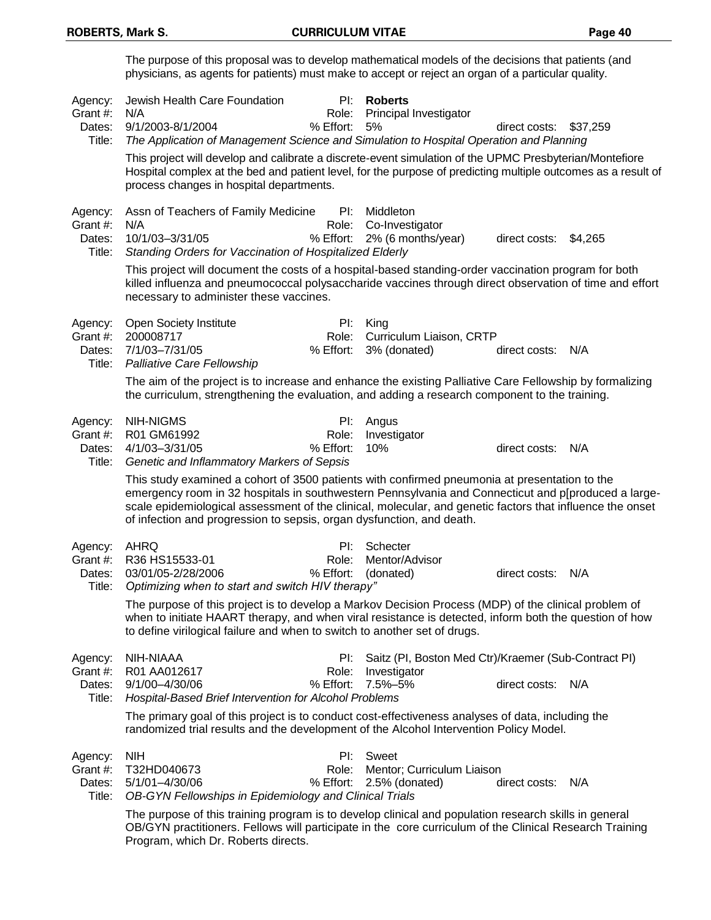The purpose of this proposal was to develop mathematical models of the decisions that patients (and physicians, as agents for patients) must make to accept or reject an organ of a particular quality.

| | | | | | |
|---|---|---|---|---|---|
| Agency: | Jewish Health Care Foundation | PI: | **Roberts** | | |
| Grant #: | N/A | Role: | Principal Investigator | | |
| Dates: | 9/1/2003-8/1/2004 | % Effort: | 5% | direct costs: | $37,259 |
| Title: | *The Application of Management Science and Simulation to Hospital Operation and Planning* | | | | |

This project will develop and calibrate a discrete-event simulation of the UPMC Presbyterian/Montefiore Hospital complex at the bed and patient level, for the purpose of predicting multiple outcomes as a result of process changes in hospital departments.

| | | | | | |
|---|---|---|---|---|---|
| Agency: | Assn of Teachers of Family Medicine | PI: | Middleton | | |
| Grant #: | N/A | Role: | Co-Investigator | | |
| Dates: | 10/1/03–3/31/05 | % Effort: | 2% (6 months/year) | direct costs: | $4,265 |
| Title: | *Standing Orders for Vaccination of Hospitalized Elderly* | | | | |

This project will document the costs of a hospital-based standing-order vaccination program for both killed influenza and pneumococcal polysaccharide vaccines through direct observation of time and effort necessary to administer these vaccines.

| | | | | | |
|---|---|---|---|---|---|
| Agency: | Open Society Institute | PI: | King | | |
| Grant #: | 200008717 | Role: | Curriculum Liaison, CRTP | | |
| Dates: | 7/1/03–7/31/05 | % Effort: | 3% (donated) | direct costs: | N/A |
| Title: | *Palliative Care Fellowship* | | | | |

The aim of the project is to increase and enhance the existing Palliative Care Fellowship by formalizing the curriculum, strengthening the evaluation, and adding a research component to the training.

| | | | | | |
|---|---|---|---|---|---|
| Agency: | NIH-NIGMS | PI: | Angus | | |
| Grant #: | R01 GM61992 | Role: | Investigator | | |
| Dates: | 4/1/03–3/31/05 | % Effort: | 10% | direct costs: | N/A |
| Title: | *Genetic and Inflammatory Markers of Sepsis* | | | | |

This study examined a cohort of 3500 patients with confirmed pneumonia at presentation to the emergency room in 32 hospitals in southwestern Pennsylvania and Connecticut and p[produced a large-scale epidemiological assessment of the clinical, molecular, and genetic factors that influence the onset of infection and progression to sepsis, organ dysfunction, and death.

| | | | | | |
|---|---|---|---|---|---|
| Agency: | AHRQ | PI: | Schecter | | |
| Grant #: | R36 HS15533-01 | Role: | Mentor/Advisor | | |
| Dates: | 03/01/05-2/28/2006 | % Effort: | (donated) | direct costs: | N/A |
| Title: | *Optimizing when to start and switch HIV therapy"* | | | | |

The purpose of this project is to develop a Markov Decision Process (MDP) of the clinical problem of when to initiate HAART therapy, and when viral resistance is detected, inform both the question of how to define virilogical failure and when to switch to another set of drugs.

| | | | | | |
|---|---|---|---|---|---|
| Agency: | NIH-NIAAA | PI: | Saitz (PI, Boston Med Ctr)/Kraemer (Sub-Contract PI) | | |
| Grant #: | R01 AA012617 | Role: | Investigator | | |
| Dates: | 9/1/00–4/30/06 | % Effort: | 7.5%–5% | direct costs: | N/A |
| Title: | *Hospital-Based Brief Intervention for Alcohol Problems* | | | | |

The primary goal of this project is to conduct cost-effectiveness analyses of data, including the randomized trial results and the development of the Alcohol Intervention Policy Model.

| | | | | | |
|---|---|---|---|---|---|
| Agency: | NIH | PI: | Sweet | | |
| Grant #: | T32HD040673 | Role: | Mentor; Curriculum Liaison | | |
| Dates: | 5/1/01–4/30/06 | % Effort: | 2.5% (donated) | direct costs: | N/A |
| Title: | *OB-GYN Fellowships in Epidemiology and Clinical Trials* | | | | |

The purpose of this training program is to develop clinical and population research skills in general OB/GYN practitioners. Fellows will participate in the core curriculum of the Clinical Research Training Program, which Dr. Roberts directs.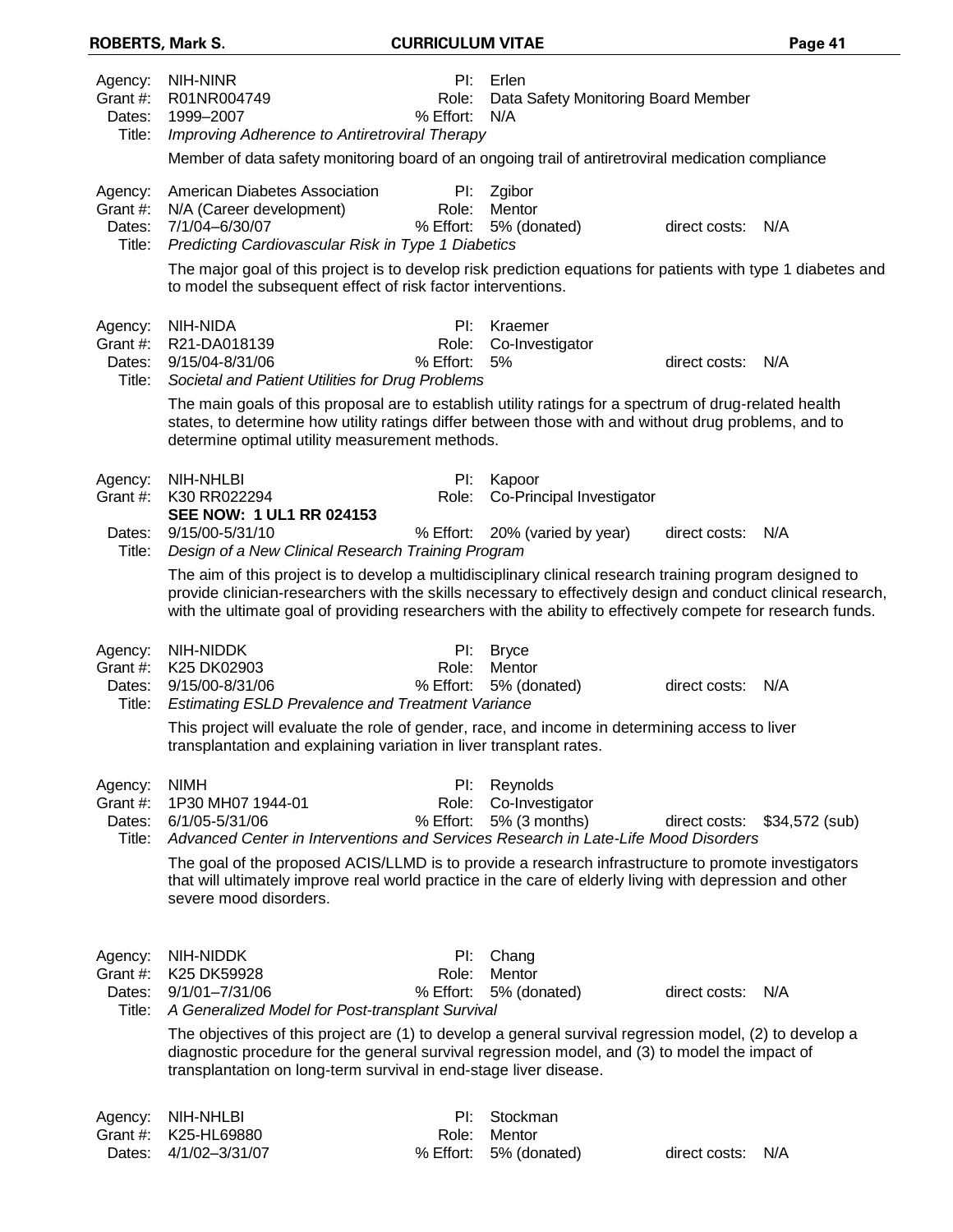Agency: NIH-NINR  
Grant #: R01NR004749  
Dates: 1999–2007  
PI: Erlen  
Role: Data Safety Monitoring Board Member  
% Effort: N/A  
Title: *Improving Adherence to Antiretroviral Therapy*

Member of data safety monitoring board of an ongoing trail of antiretroviral medication compliance

Agency: American Diabetes Association  
Grant #: N/A (Career development)  
Dates: 7/1/04–6/30/07  
PI: Zgibor  
Role: Mentor  
% Effort: 5% (donated)  
direct costs: N/A  
Title: *Predicting Cardiovascular Risk in Type 1 Diabetics*

The major goal of this project is to develop risk prediction equations for patients with type 1 diabetes and to model the subsequent effect of risk factor interventions.

Agency: NIH-NIDA  
Grant #: R21-DA018139  
Dates: 9/15/04-8/31/06  
PI: Kraemer  
Role: Co-Investigator  
% Effort: 5%  
direct costs: N/A  
Title: *Societal and Patient Utilities for Drug Problems*

The main goals of this proposal are to establish utility ratings for a spectrum of drug-related health states, to determine how utility ratings differ between those with and without drug problems, and to determine optimal utility measurement methods.

Agency: NIH-NHLBI  
Grant #: K30 RR022294  
**SEE NOW: 1 UL1 RR 024153**  
Dates: 9/15/00-5/31/10  
PI: Kapoor  
Role: Co-Principal Investigator  
% Effort: 20% (varied by year)  
direct costs: N/A  
Title: *Design of a New Clinical Research Training Program*

The aim of this project is to develop a multidisciplinary clinical research training program designed to provide clinician-researchers with the skills necessary to effectively design and conduct clinical research, with the ultimate goal of providing researchers with the ability to effectively compete for research funds.

Agency: NIH-NIDDK  
Grant #: K25 DK02903  
Dates: 9/15/00-8/31/06  
PI: Bryce  
Role: Mentor  
% Effort: 5% (donated)  
direct costs: N/A  
Title: *Estimating ESLD Prevalence and Treatment Variance*

This project will evaluate the role of gender, race, and income in determining access to liver transplantation and explaining variation in liver transplant rates.

Agency: NIMH  
Grant #: 1P30 MH07 1944-01  
Dates: 6/1/05-5/31/06  
PI: Reynolds  
Role: Co-Investigator  
% Effort: 5% (3 months)  
direct costs: $34,572 (sub)  
Title: *Advanced Center in Interventions and Services Research in Late-Life Mood Disorders*

The goal of the proposed ACIS/LLMD is to provide a research infrastructure to promote investigators that will ultimately improve real world practice in the care of elderly living with depression and other severe mood disorders.

Agency: NIH-NIDDK  
Grant #: K25 DK59928  
Dates: 9/1/01–7/31/06  
PI: Chang  
Role: Mentor  
% Effort: 5% (donated)  
direct costs: N/A  
Title: *A Generalized Model for Post-transplant Survival*

The objectives of this project are (1) to develop a general survival regression model, (2) to develop a diagnostic procedure for the general survival regression model, and (3) to model the impact of transplantation on long-term survival in end-stage liver disease.

Agency: NIH-NHLBI  
Grant #: K25-HL69880  
Dates: 4/1/02–3/31/07  
PI: Stockman  
Role: Mentor  
% Effort: 5% (donated)  
direct costs: N/A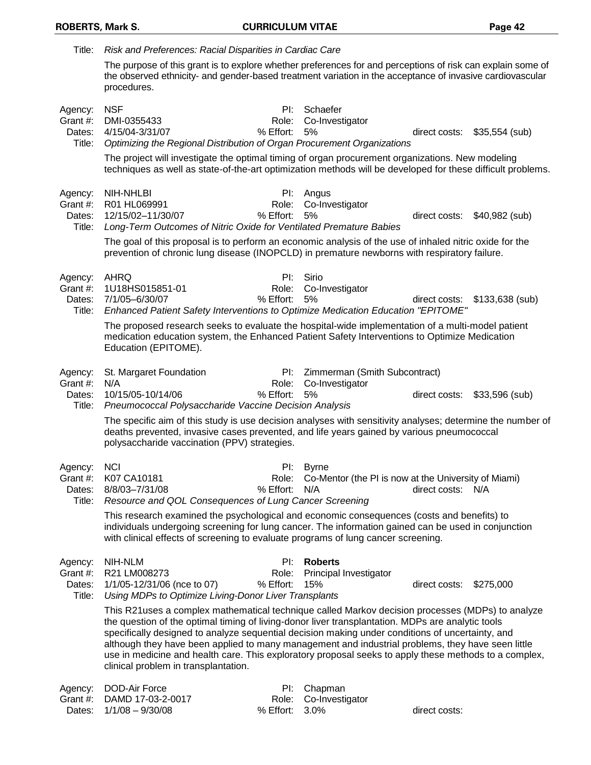Title: *Risk and Preferences: Racial Disparities in Cardiac Care*

The purpose of this grant is to explore whether preferences for and perceptions of risk can explain some of the observed ethnicity- and gender-based treatment variation in the acceptance of invasive cardiovascular procedures.

Agency: NSF | PI: Schaefer
Grant #: DMI-0355433 | Role: Co-Investigator
Dates: 4/15/04-3/31/07 | % Effort: 5% | direct costs: $35,554 (sub)
Title: *Optimizing the Regional Distribution of Organ Procurement Organizations*

The project will investigate the optimal timing of organ procurement organizations. New modeling techniques as well as state-of-the-art optimization methods will be developed for these difficult problems.

Agency: NIH-NHLBI | PI: Angus
Grant #: R01 HL069991 | Role: Co-Investigator
Dates: 12/15/02–11/30/07 | % Effort: 5% | direct costs: $40,982 (sub)
Title: *Long-Term Outcomes of Nitric Oxide for Ventilated Premature Babies*

The goal of this proposal is to perform an economic analysis of the use of inhaled nitric oxide for the prevention of chronic lung disease (INOPCLD) in premature newborns with respiratory failure.

Agency: AHRQ | PI: Sirio
Grant #: 1U18HS015851-01 | Role: Co-Investigator
Dates: 7/1/05–6/30/07 | % Effort: 5% | direct costs: $133,638 (sub)
Title: *Enhanced Patient Safety Interventions to Optimize Medication Education "EPITOME"*

The proposed research seeks to evaluate the hospital-wide implementation of a multi-model patient medication education system, the Enhanced Patient Safety Interventions to Optimize Medication Education (EPITOME).

Agency: St. Margaret Foundation | PI: Zimmerman (Smith Subcontract)
Grant #: N/A | Role: Co-Investigator
Dates: 10/15/05-10/14/06 | % Effort: 5% | direct costs: $33,596 (sub)
Title: *Pneumococcal Polysaccharide Vaccine Decision Analysis*

The specific aim of this study is use decision analyses with sensitivity analyses; determine the number of deaths prevented, invasive cases prevented, and life years gained by various pneumococcal polysaccharide vaccination (PPV) strategies.

Agency: NCI | PI: Byrne
Grant #: K07 CA10181 | Role: Co-Mentor (the PI is now at the University of Miami)
Dates: 8/8/03–7/31/08 | % Effort: N/A | direct costs: N/A
Title: *Resource and QOL Consequences of Lung Cancer Screening*

This research examined the psychological and economic consequences (costs and benefits) to individuals undergoing screening for lung cancer. The information gained can be used in conjunction with clinical effects of screening to evaluate programs of lung cancer screening.

Agency: NIH-NLM | PI: **Roberts**
Grant #: R21 LM008273 | Role: Principal Investigator
Dates: 1/1/05-12/31/06 (nce to 07) | % Effort: 15% | direct costs: $275,000
Title: *Using MDPs to Optimize Living-Donor Liver Transplants*

This R21uses a complex mathematical technique called Markov decision processes (MDPs) to analyze the question of the optimal timing of living-donor liver transplantation. MDPs are analytic tools specifically designed to analyze sequential decision making under conditions of uncertainty, and although they have been applied to many management and industrial problems, they have seen little use in medicine and health care. This exploratory proposal seeks to apply these methods to a complex, clinical problem in transplantation.

Agency: DOD-Air Force | PI: Chapman
Grant #: DAMD 17-03-2-0017 | Role: Co-Investigator
Dates: 1/1/08 – 9/30/08 | % Effort: 3.0% | direct costs: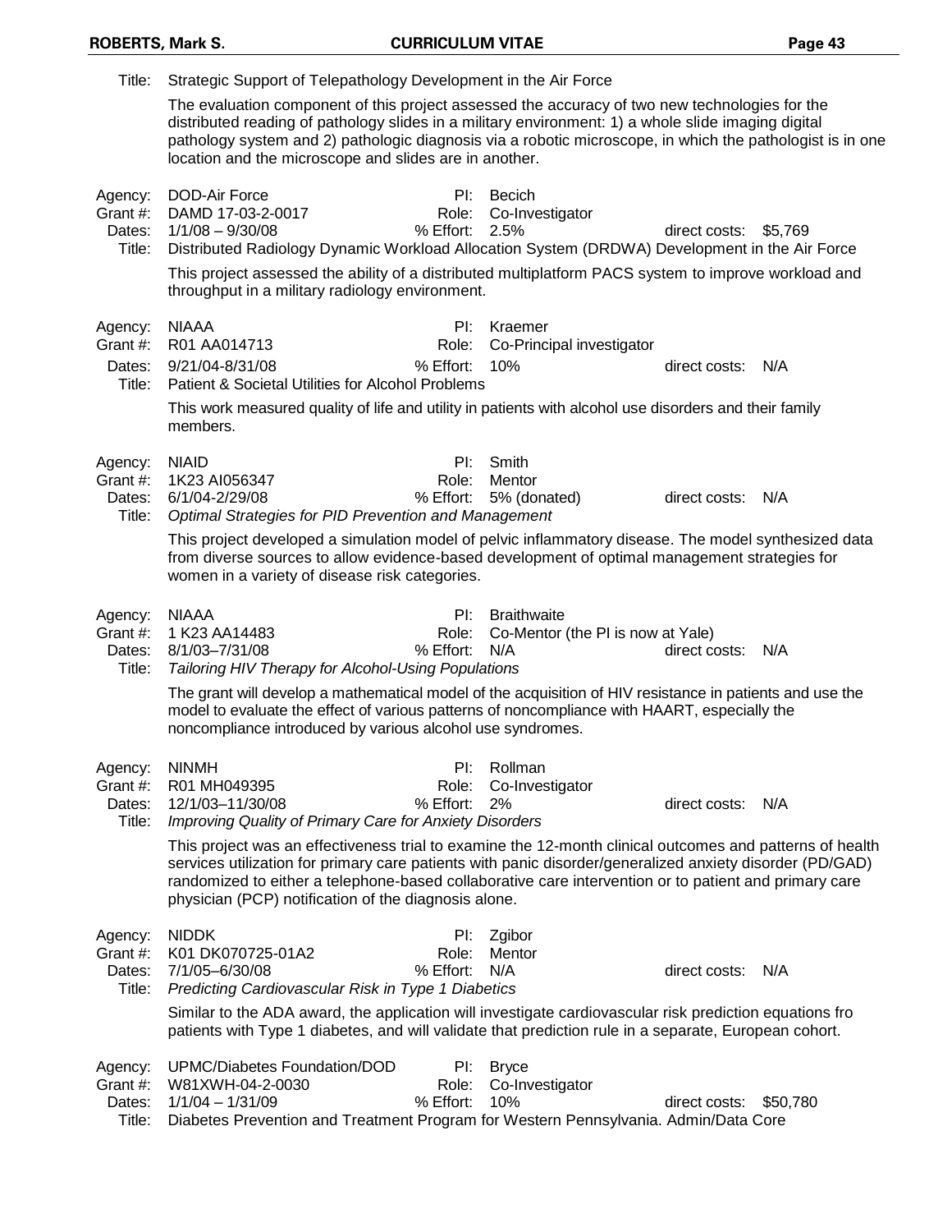Title: Strategic Support of Telepathology Development in the Air Force

The evaluation component of this project assessed the accuracy of two new technologies for the distributed reading of pathology slides in a military environment: 1) a whole slide imaging digital pathology system and 2) pathologic diagnosis via a robotic microscope, in which the pathologist is in one location and the microscope and slides are in another.

Agency: DOD-Air Force PI: Becich
Grant #: DAMD 17-03-2-0017 Role: Co-Investigator
Dates: 1/1/08 – 9/30/08 % Effort: 2.5% direct costs: $5,769
Title: Distributed Radiology Dynamic Workload Allocation System (DRDWA) Development in the Air Force

This project assessed the ability of a distributed multiplatform PACS system to improve workload and throughput in a military radiology environment.

Agency: NIAAA PI: Kraemer
Grant #: R01 AA014713 Role: Co-Principal investigator
Dates: 9/21/04-8/31/08 % Effort: 10% direct costs: N/A
Title: Patient & Societal Utilities for Alcohol Problems

This work measured quality of life and utility in patients with alcohol use disorders and their family members.

Agency: NIAID PI: Smith
Grant #: 1K23 AI056347 Role: Mentor
Dates: 6/1/04-2/29/08 % Effort: 5% (donated) direct costs: N/A
Title: *Optimal Strategies for PID Prevention and Management*

This project developed a simulation model of pelvic inflammatory disease. The model synthesized data from diverse sources to allow evidence-based development of optimal management strategies for women in a variety of disease risk categories.

Agency: NIAAA PI: Braithwaite
Grant #: 1 K23 AA14483 Role: Co-Mentor (the PI is now at Yale)
Dates: 8/1/03–7/31/08 % Effort: N/A direct costs: N/A
Title: *Tailoring HIV Therapy for Alcohol-Using Populations*

The grant will develop a mathematical model of the acquisition of HIV resistance in patients and use the model to evaluate the effect of various patterns of noncompliance with HAART, especially the noncompliance introduced by various alcohol use syndromes.

Agency: NINMH PI: Rollman
Grant #: R01 MH049395 Role: Co-Investigator
Dates: 12/1/03–11/30/08 % Effort: 2% direct costs: N/A
Title: *Improving Quality of Primary Care for Anxiety Disorders*

This project was an effectiveness trial to examine the 12-month clinical outcomes and patterns of health services utilization for primary care patients with panic disorder/generalized anxiety disorder (PD/GAD) randomized to either a telephone-based collaborative care intervention or to patient and primary care physician (PCP) notification of the diagnosis alone.

Agency: NIDDK PI: Zgibor
Grant #: K01 DK070725-01A2 Role: Mentor
Dates: 7/1/05–6/30/08 % Effort: N/A direct costs: N/A
Title: *Predicting Cardiovascular Risk in Type 1 Diabetics*

Similar to the ADA award, the application will investigate cardiovascular risk prediction equations fro patients with Type 1 diabetes, and will validate that prediction rule in a separate, European cohort.

Agency: UPMC/Diabetes Foundation/DOD PI: Bryce
Grant #: W81XWH-04-2-0030 Role: Co-Investigator
Dates: 1/1/04 – 1/31/09 % Effort: 10% direct costs: $50,780
Title: Diabetes Prevention and Treatment Program for Western Pennsylvania. Admin/Data Core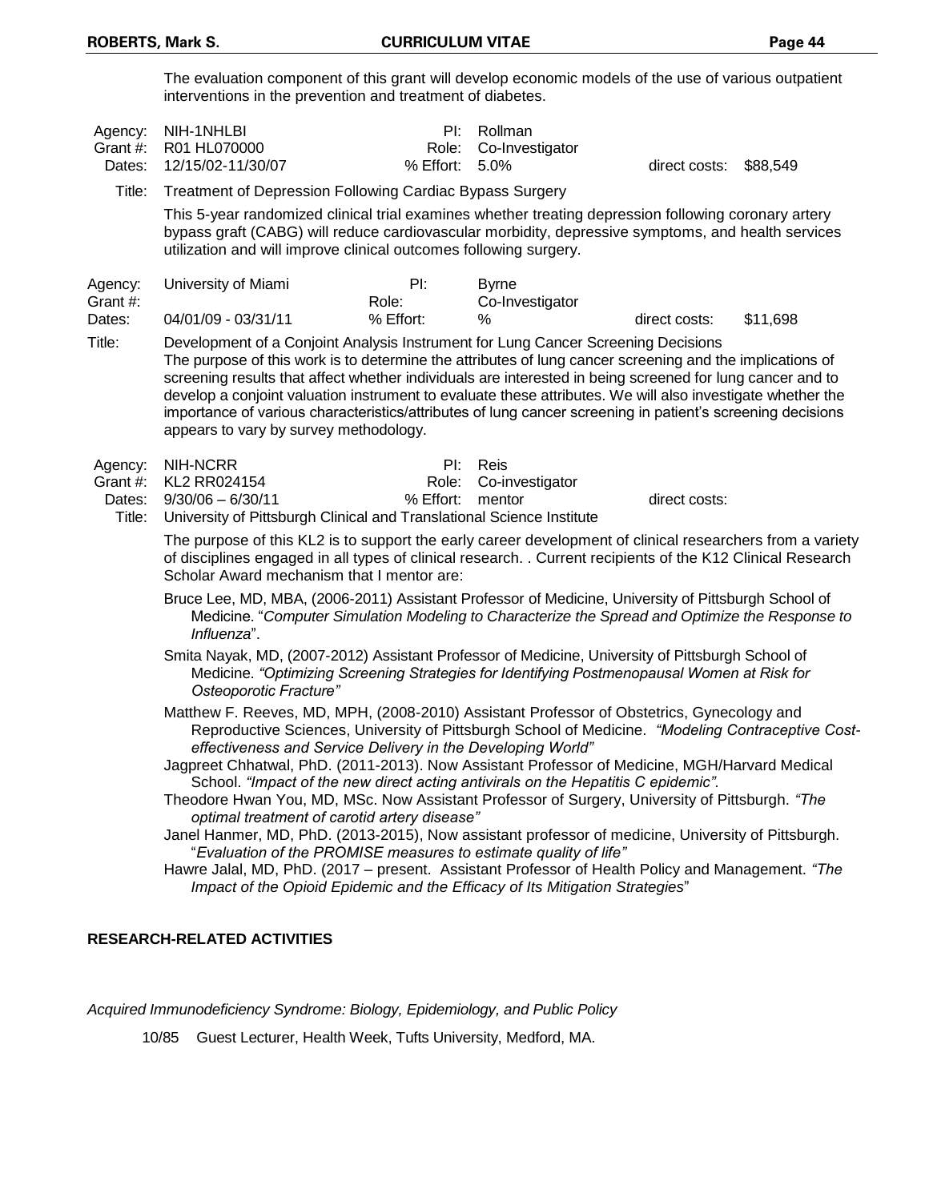The evaluation component of this grant will develop economic models of the use of various outpatient interventions in the prevention and treatment of diabetes.

| | | | | | |
|---|---|---|---|---|---|
| Agency: | NIH-1NHLBI | PI: | Rollman | | |
| Grant #: | R01 HL070000 | Role: | Co-Investigator | | |
| Dates: | 12/15/02-11/30/07 | % Effort: | 5.0% | direct costs: | $88,549 |

Title: Treatment of Depression Following Cardiac Bypass Surgery

This 5-year randomized clinical trial examines whether treating depression following coronary artery bypass graft (CABG) will reduce cardiovascular morbidity, depressive symptoms, and health services utilization and will improve clinical outcomes following surgery.

| | | | | | |
|---|---|---|---|---|---|
| Agency: | University of Miami | PI: | Byrne | | |
| Grant #: | | Role: | Co-Investigator | | |
| Dates: | 04/01/09 - 03/31/11 | % Effort: | % | direct costs: | $11,698 |

Title: Development of a Conjoint Analysis Instrument for Lung Cancer Screening Decisions

The purpose of this work is to determine the attributes of lung cancer screening and the implications of screening results that affect whether individuals are interested in being screened for lung cancer and to develop a conjoint valuation instrument to evaluate these attributes. We will also investigate whether the importance of various characteristics/attributes of lung cancer screening in patient's screening decisions appears to vary by survey methodology.

| | | | | | |
|---|---|---|---|---|---|
| Agency: | NIH-NCRR | PI: | Reis | | |
| Grant #: | KL2 RR024154 | Role: | Co-investigator | | |
| Dates: | 9/30/06 – 6/30/11 | % Effort: | mentor | direct costs: | |

Title: University of Pittsburgh Clinical and Translational Science Institute

The purpose of this KL2 is to support the early career development of clinical researchers from a variety of disciplines engaged in all types of clinical research. . Current recipients of the K12 Clinical Research Scholar Award mechanism that I mentor are:

Bruce Lee, MD, MBA, (2006-2011) Assistant Professor of Medicine, University of Pittsburgh School of Medicine. "*Computer Simulation Modeling to Characterize the Spread and Optimize the Response to Influenza*".

Smita Nayak, MD, (2007-2012) Assistant Professor of Medicine, University of Pittsburgh School of Medicine. *"Optimizing Screening Strategies for Identifying Postmenopausal Women at Risk for Osteoporotic Fracture"*

Matthew F. Reeves, MD, MPH, (2008-2010) Assistant Professor of Obstetrics, Gynecology and Reproductive Sciences, University of Pittsburgh School of Medicine. *"Modeling Contraceptive Cost-effectiveness and Service Delivery in the Developing World"*

Jagpreet Chhatwal, PhD. (2011-2013). Now Assistant Professor of Medicine, MGH/Harvard Medical School. *"Impact of the new direct acting antivirals on the Hepatitis C epidemic".*

Theodore Hwan You, MD, MSc. Now Assistant Professor of Surgery, University of Pittsburgh. *"The optimal treatment of carotid artery disease"*

Janel Hanmer, MD, PhD. (2013-2015), Now assistant professor of medicine, University of Pittsburgh. "*Evaluation of the PROMISE measures to estimate quality of life"*

Hawre Jalal, MD, PhD. (2017 – present. Assistant Professor of Health Policy and Management. *"The Impact of the Opioid Epidemic and the Efficacy of Its Mitigation Strategies*"

## RESEARCH-RELATED ACTIVITIES

*Acquired Immunodeficiency Syndrome: Biology, Epidemiology, and Public Policy*

10/85 Guest Lecturer, Health Week, Tufts University, Medford, MA.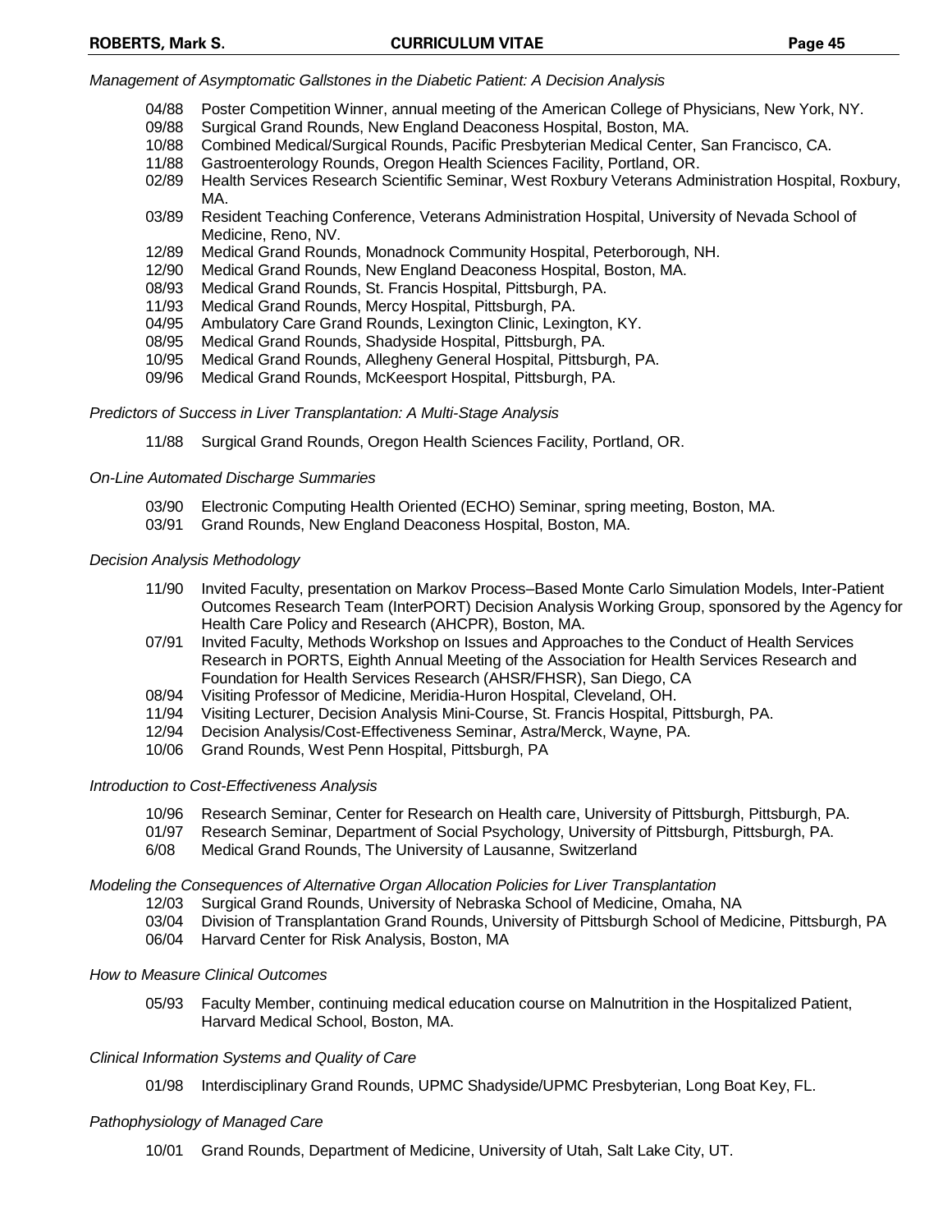*Management of Asymptomatic Gallstones in the Diabetic Patient: A Decision Analysis*

- 04/88 Poster Competition Winner, annual meeting of the American College of Physicians, New York, NY.
- 09/88 Surgical Grand Rounds, New England Deaconess Hospital, Boston, MA.
- 10/88 Combined Medical/Surgical Rounds, Pacific Presbyterian Medical Center, San Francisco, CA.
- 11/88 Gastroenterology Rounds, Oregon Health Sciences Facility, Portland, OR.
- 02/89 Health Services Research Scientific Seminar, West Roxbury Veterans Administration Hospital, Roxbury, MA.
- 03/89 Resident Teaching Conference, Veterans Administration Hospital, University of Nevada School of Medicine, Reno, NV.
- 12/89 Medical Grand Rounds, Monadnock Community Hospital, Peterborough, NH.
- 12/90 Medical Grand Rounds, New England Deaconess Hospital, Boston, MA.
- 08/93 Medical Grand Rounds, St. Francis Hospital, Pittsburgh, PA.
- 11/93 Medical Grand Rounds, Mercy Hospital, Pittsburgh, PA.
- 04/95 Ambulatory Care Grand Rounds, Lexington Clinic, Lexington, KY.
- 08/95 Medical Grand Rounds, Shadyside Hospital, Pittsburgh, PA.
- 10/95 Medical Grand Rounds, Allegheny General Hospital, Pittsburgh, PA.
- 09/96 Medical Grand Rounds, McKeesport Hospital, Pittsburgh, PA.

*Predictors of Success in Liver Transplantation: A Multi-Stage Analysis*

- 11/88 Surgical Grand Rounds, Oregon Health Sciences Facility, Portland, OR.

*On-Line Automated Discharge Summaries*

- 03/90 Electronic Computing Health Oriented (ECHO) Seminar, spring meeting, Boston, MA.
- 03/91 Grand Rounds, New England Deaconess Hospital, Boston, MA.

*Decision Analysis Methodology*

- 11/90 Invited Faculty, presentation on Markov Process–Based Monte Carlo Simulation Models, Inter-Patient Outcomes Research Team (InterPORT) Decision Analysis Working Group, sponsored by the Agency for Health Care Policy and Research (AHCPR), Boston, MA.
- 07/91 Invited Faculty, Methods Workshop on Issues and Approaches to the Conduct of Health Services Research in PORTS, Eighth Annual Meeting of the Association for Health Services Research and Foundation for Health Services Research (AHSR/FHSR), San Diego, CA
- 08/94 Visiting Professor of Medicine, Meridia-Huron Hospital, Cleveland, OH.
- 11/94 Visiting Lecturer, Decision Analysis Mini-Course, St. Francis Hospital, Pittsburgh, PA.
- 12/94 Decision Analysis/Cost-Effectiveness Seminar, Astra/Merck, Wayne, PA.
- 10/06 Grand Rounds, West Penn Hospital, Pittsburgh, PA

*Introduction to Cost-Effectiveness Analysis*

- 10/96 Research Seminar, Center for Research on Health care, University of Pittsburgh, Pittsburgh, PA.
- 01/97 Research Seminar, Department of Social Psychology, University of Pittsburgh, Pittsburgh, PA.
- 6/08 Medical Grand Rounds, The University of Lausanne, Switzerland

*Modeling the Consequences of Alternative Organ Allocation Policies for Liver Transplantation*

- 12/03 Surgical Grand Rounds, University of Nebraska School of Medicine, Omaha, NA
- 03/04 Division of Transplantation Grand Rounds, University of Pittsburgh School of Medicine, Pittsburgh, PA
- 06/04 Harvard Center for Risk Analysis, Boston, MA

*How to Measure Clinical Outcomes*

- 05/93 Faculty Member, continuing medical education course on Malnutrition in the Hospitalized Patient, Harvard Medical School, Boston, MA.

*Clinical Information Systems and Quality of Care*

- 01/98 Interdisciplinary Grand Rounds, UPMC Shadyside/UPMC Presbyterian, Long Boat Key, FL.

*Pathophysiology of Managed Care*

- 10/01 Grand Rounds, Department of Medicine, University of Utah, Salt Lake City, UT.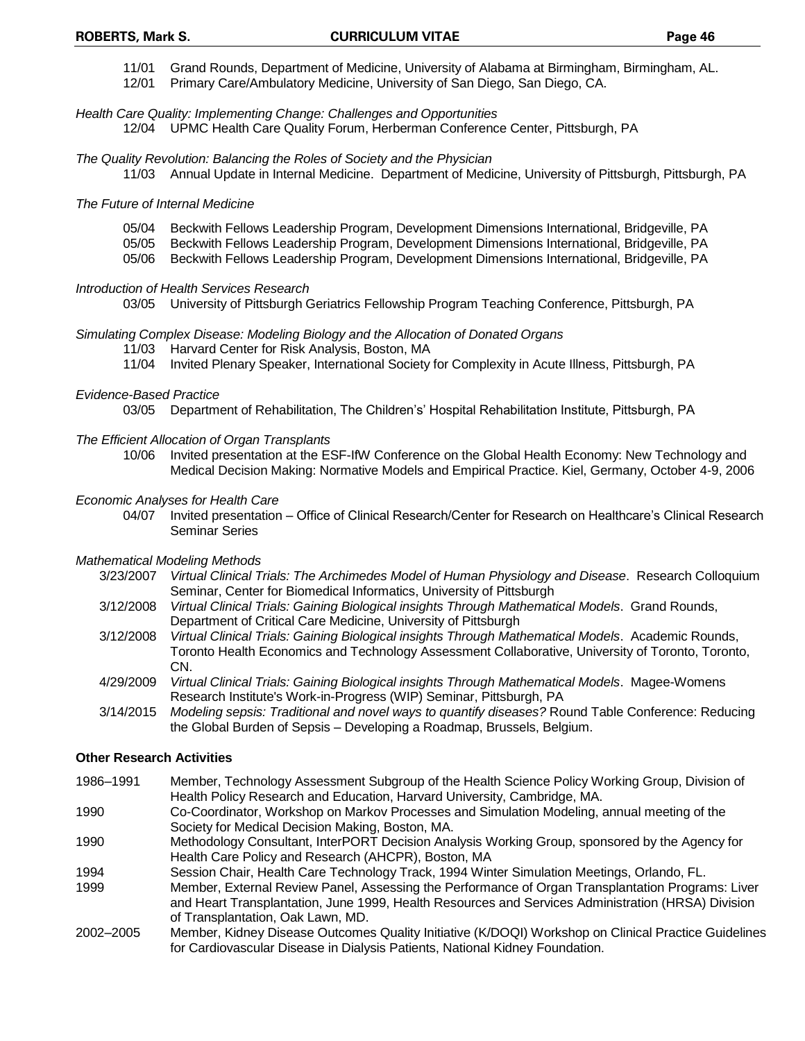11/01 Grand Rounds, Department of Medicine, University of Alabama at Birmingham, Birmingham, AL.
12/01 Primary Care/Ambulatory Medicine, University of San Diego, San Diego, CA.

*Health Care Quality: Implementing Change: Challenges and Opportunities*

12/04 UPMC Health Care Quality Forum, Herberman Conference Center, Pittsburgh, PA

*The Quality Revolution: Balancing the Roles of Society and the Physician*

11/03 Annual Update in Internal Medicine. Department of Medicine, University of Pittsburgh, Pittsburgh, PA

*The Future of Internal Medicine*

05/04 Beckwith Fellows Leadership Program, Development Dimensions International, Bridgeville, PA
05/05 Beckwith Fellows Leadership Program, Development Dimensions International, Bridgeville, PA
05/06 Beckwith Fellows Leadership Program, Development Dimensions International, Bridgeville, PA

*Introduction of Health Services Research*

03/05 University of Pittsburgh Geriatrics Fellowship Program Teaching Conference, Pittsburgh, PA

*Simulating Complex Disease: Modeling Biology and the Allocation of Donated Organs*

11/03 Harvard Center for Risk Analysis, Boston, MA
11/04 Invited Plenary Speaker, International Society for Complexity in Acute Illness, Pittsburgh, PA

*Evidence-Based Practice*

03/05 Department of Rehabilitation, The Children's' Hospital Rehabilitation Institute, Pittsburgh, PA

*The Efficient Allocation of Organ Transplants*

10/06 Invited presentation at the ESF-IfW Conference on the Global Health Economy: New Technology and Medical Decision Making: Normative Models and Empirical Practice. Kiel, Germany, October 4-9, 2006

*Economic Analyses for Health Care*

04/07 Invited presentation – Office of Clinical Research/Center for Research on Healthcare's Clinical Research Seminar Series

*Mathematical Modeling Methods*

3/23/2007 *Virtual Clinical Trials: The Archimedes Model of Human Physiology and Disease*. Research Colloquium Seminar, Center for Biomedical Informatics, University of Pittsburgh
3/12/2008 *Virtual Clinical Trials: Gaining Biological insights Through Mathematical Models*. Grand Rounds, Department of Critical Care Medicine, University of Pittsburgh
3/12/2008 *Virtual Clinical Trials: Gaining Biological insights Through Mathematical Models*. Academic Rounds, Toronto Health Economics and Technology Assessment Collaborative, University of Toronto, Toronto, CN.
4/29/2009 *Virtual Clinical Trials: Gaining Biological insights Through Mathematical Models*. Magee-Womens Research Institute's Work-in-Progress (WIP) Seminar, Pittsburgh, PA
3/14/2015 *Modeling sepsis: Traditional and novel ways to quantify diseases?* Round Table Conference: Reducing the Global Burden of Sepsis – Developing a Roadmap, Brussels, Belgium.

**Other Research Activities**

1986–1991 Member, Technology Assessment Subgroup of the Health Science Policy Working Group, Division of Health Policy Research and Education, Harvard University, Cambridge, MA.
1990 Co-Coordinator, Workshop on Markov Processes and Simulation Modeling, annual meeting of the Society for Medical Decision Making, Boston, MA.
1990 Methodology Consultant, InterPORT Decision Analysis Working Group, sponsored by the Agency for Health Care Policy and Research (AHCPR), Boston, MA
1994 Session Chair, Health Care Technology Track, 1994 Winter Simulation Meetings, Orlando, FL.
1999 Member, External Review Panel, Assessing the Performance of Organ Transplantation Programs: Liver and Heart Transplantation, June 1999, Health Resources and Services Administration (HRSA) Division of Transplantation, Oak Lawn, MD.
2002–2005 Member, Kidney Disease Outcomes Quality Initiative (K/DOQI) Workshop on Clinical Practice Guidelines for Cardiovascular Disease in Dialysis Patients, National Kidney Foundation.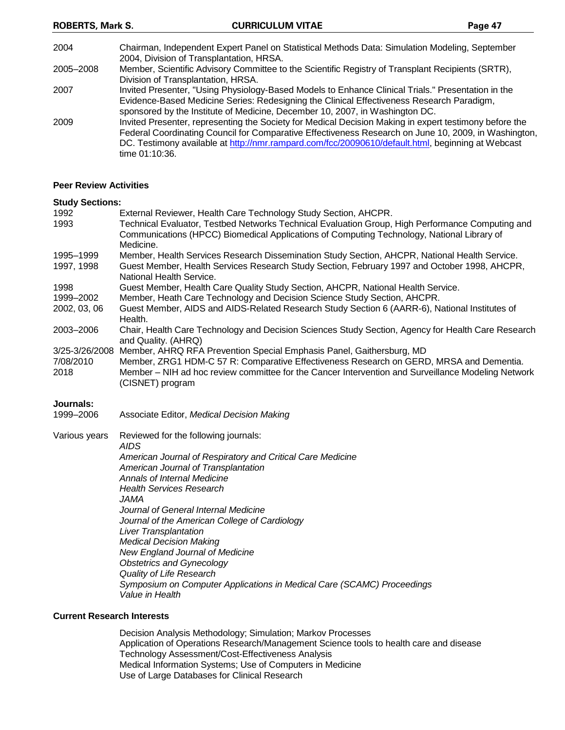| | |
|---|---|
| 2004 | Chairman, Independent Expert Panel on Statistical Methods Data: Simulation Modeling, September 2004, Division of Transplantation, HRSA. |
| 2005–2008 | Member, Scientific Advisory Committee to the Scientific Registry of Transplant Recipients (SRTR), Division of Transplantation, HRSA. |
| 2007 | Invited Presenter, "Using Physiology-Based Models to Enhance Clinical Trials." Presentation in the Evidence-Based Medicine Series: Redesigning the Clinical Effectiveness Research Paradigm, sponsored by the Institute of Medicine, December 10, 2007, in Washington DC. |
| 2009 | Invited Presenter, representing the Society for Medical Decision Making in expert testimony before the Federal Coordinating Council for Comparative Effectiveness Research on June 10, 2009, in Washington, DC. Testimony available at [http://nmr.rampard.com/fcc/20090610/default.html](http://nmr.rampard.com/fcc/20090610/default.html), beginning at Webcast time 01:10:36. |

## Peer Review Activities

### Study Sections:

| | |
|---|---|
| 1992 | External Reviewer, Health Care Technology Study Section, AHCPR. |
| 1993 | Technical Evaluator, Testbed Networks Technical Evaluation Group, High Performance Computing and Communications (HPCC) Biomedical Applications of Computing Technology, National Library of Medicine. |
| 1995–1999 | Member, Health Services Research Dissemination Study Section, AHCPR, National Health Service. |
| 1997, 1998 | Guest Member, Health Services Research Study Section, February 1997 and October 1998, AHCPR, National Health Service. |
| 1998 | Guest Member, Health Care Quality Study Section, AHCPR, National Health Service. |
| 1999–2002 | Member, Heath Care Technology and Decision Science Study Section, AHCPR. |
| 2002, 03, 06 | Guest Member, AIDS and AIDS-Related Research Study Section 6 (AARR-6), National Institutes of Health. |
| 2003–2006 | Chair, Health Care Technology and Decision Sciences Study Section, Agency for Health Care Research and Quality. (AHRQ) |
| 3/25-3/26/2008 | Member, AHRQ RFA Prevention Special Emphasis Panel, Gaithersburg, MD |
| 7/08/2010 | Member, ZRG1 HDM-C 57 R: Comparative Effectiveness Research on GERD, MRSA and Dementia. |
| 2018 | Member – NIH ad hoc review committee for the Cancer Intervention and Surveillance Modeling Network (CISNET) program |

### Journals:

| | |
|---|---|
| 1999–2006 | Associate Editor, *Medical Decision Making* |

Various years — Reviewed for the following journals:

*AIDS*
*American Journal of Respiratory and Critical Care Medicine*
*American Journal of Transplantation*
*Annals of Internal Medicine*
*Health Services Research*
*JAMA*
*Journal of General Internal Medicine*
*Journal of the American College of Cardiology*
*Liver Transplantation*
*Medical Decision Making*
*New England Journal of Medicine*
*Obstetrics and Gynecology*
*Quality of Life Research*
*Symposium on Computer Applications in Medical Care (SCAMC) Proceedings*
*Value in Health*

## Current Research Interests

Decision Analysis Methodology; Simulation; Markov Processes
Application of Operations Research/Management Science tools to health care and disease
Technology Assessment/Cost-Effectiveness Analysis
Medical Information Systems; Use of Computers in Medicine
Use of Large Databases for Clinical Research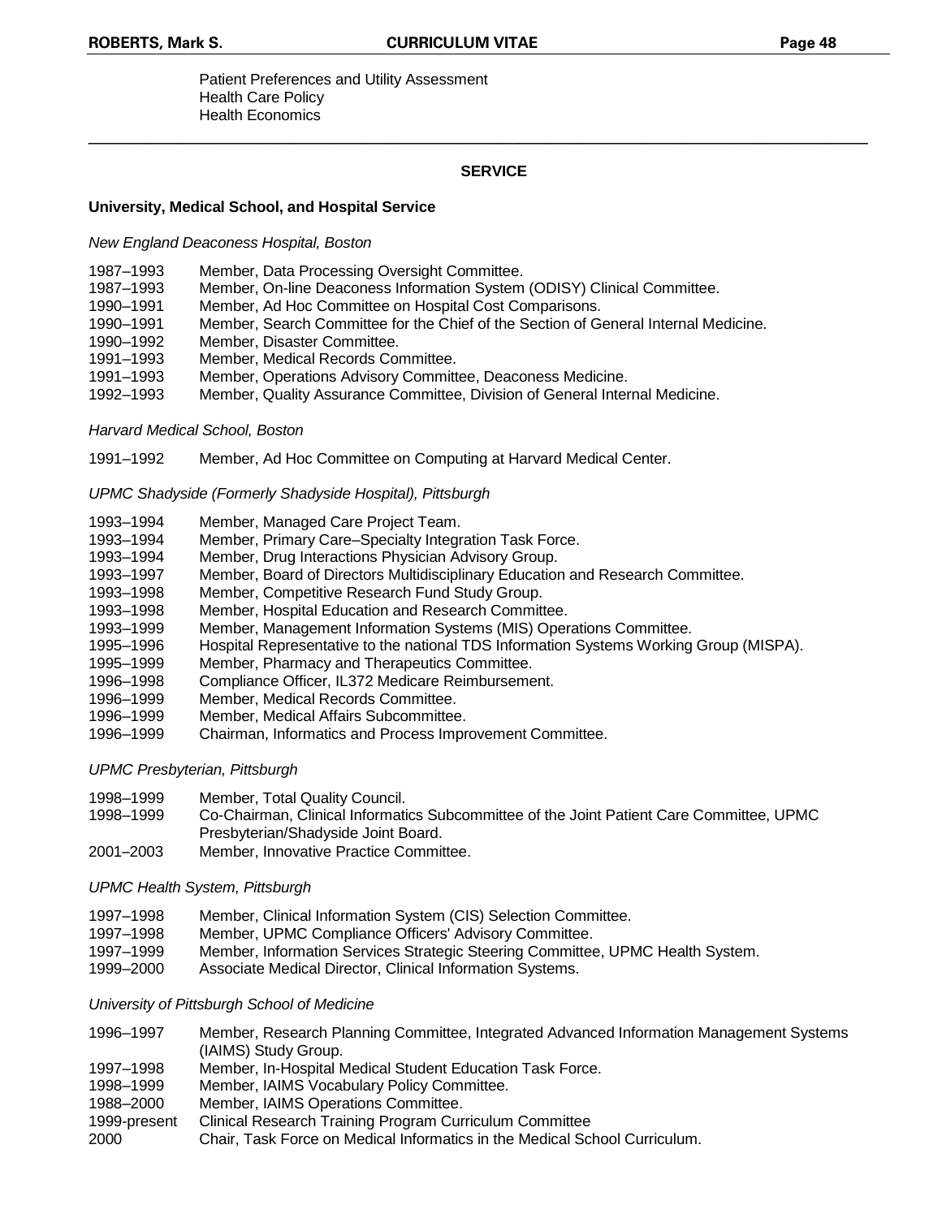Patient Preferences and Utility Assessment
Health Care Policy
Health Economics

---

## SERVICE

### University, Medical School, and Hospital Service

*New England Deaconess Hospital, Boston*

1987–1993 Member, Data Processing Oversight Committee.
1987–1993 Member, On-line Deaconess Information System (ODISY) Clinical Committee.
1990–1991 Member, Ad Hoc Committee on Hospital Cost Comparisons.
1990–1991 Member, Search Committee for the Chief of the Section of General Internal Medicine.
1990–1992 Member, Disaster Committee.
1991–1993 Member, Medical Records Committee.
1991–1993 Member, Operations Advisory Committee, Deaconess Medicine.
1992–1993 Member, Quality Assurance Committee, Division of General Internal Medicine.

*Harvard Medical School, Boston*

1991–1992 Member, Ad Hoc Committee on Computing at Harvard Medical Center.

*UPMC Shadyside (Formerly Shadyside Hospital), Pittsburgh*

1993–1994 Member, Managed Care Project Team.
1993–1994 Member, Primary Care–Specialty Integration Task Force.
1993–1994 Member, Drug Interactions Physician Advisory Group.
1993–1997 Member, Board of Directors Multidisciplinary Education and Research Committee.
1993–1998 Member, Competitive Research Fund Study Group.
1993–1998 Member, Hospital Education and Research Committee.
1993–1999 Member, Management Information Systems (MIS) Operations Committee.
1995–1996 Hospital Representative to the national TDS Information Systems Working Group (MISPA).
1995–1999 Member, Pharmacy and Therapeutics Committee.
1996–1998 Compliance Officer, IL372 Medicare Reimbursement.
1996–1999 Member, Medical Records Committee.
1996–1999 Member, Medical Affairs Subcommittee.
1996–1999 Chairman, Informatics and Process Improvement Committee.

*UPMC Presbyterian, Pittsburgh*

1998–1999 Member, Total Quality Council.
1998–1999 Co-Chairman, Clinical Informatics Subcommittee of the Joint Patient Care Committee, UPMC Presbyterian/Shadyside Joint Board.
2001–2003 Member, Innovative Practice Committee.

*UPMC Health System, Pittsburgh*

1997–1998 Member, Clinical Information System (CIS) Selection Committee.
1997–1998 Member, UPMC Compliance Officers' Advisory Committee.
1997–1999 Member, Information Services Strategic Steering Committee, UPMC Health System.
1999–2000 Associate Medical Director, Clinical Information Systems.

*University of Pittsburgh School of Medicine*

1996–1997 Member, Research Planning Committee, Integrated Advanced Information Management Systems (IAIMS) Study Group.
1997–1998 Member, In-Hospital Medical Student Education Task Force.
1998–1999 Member, IAIMS Vocabulary Policy Committee.
1988–2000 Member, IAIMS Operations Committee.
1999-present Clinical Research Training Program Curriculum Committee
2000 Chair, Task Force on Medical Informatics in the Medical School Curriculum.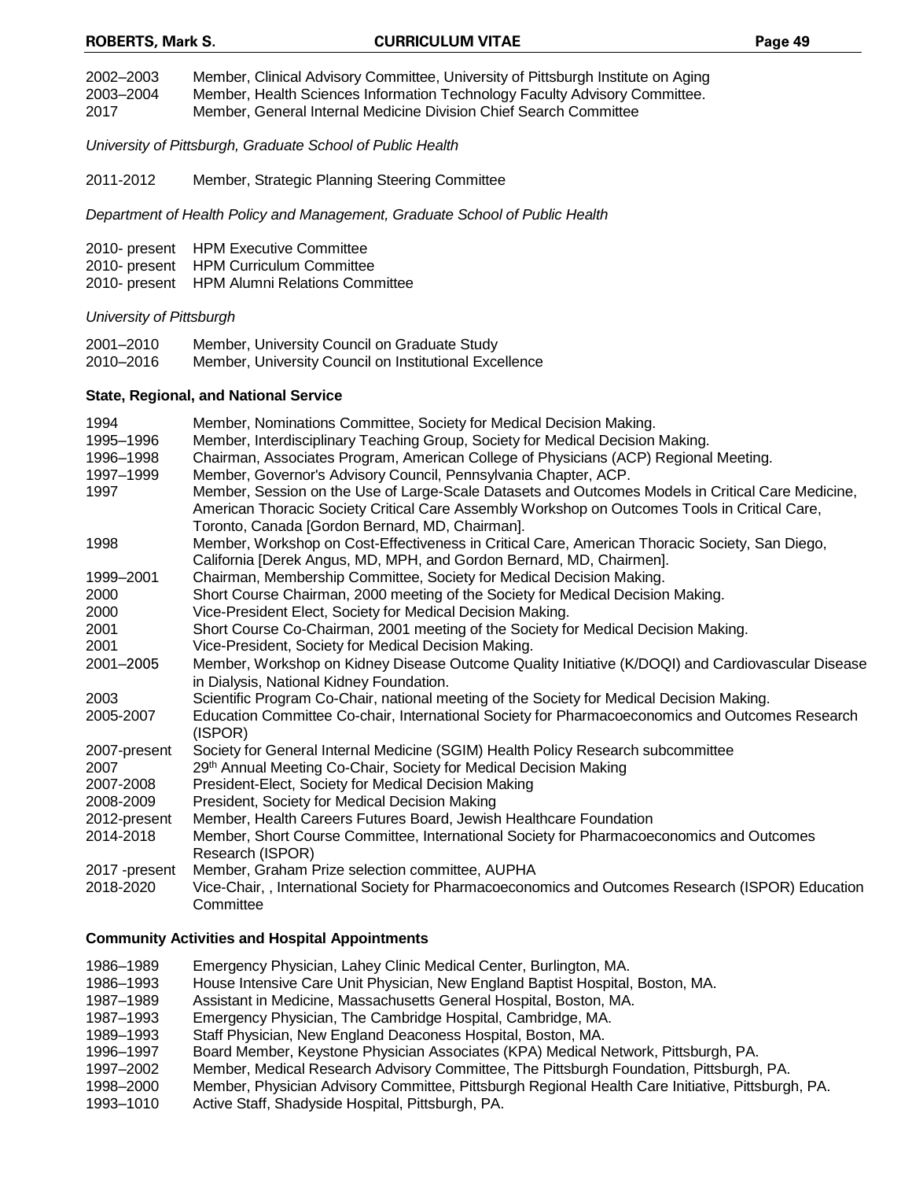2002–2003 Member, Clinical Advisory Committee, University of Pittsburgh Institute on Aging
2003–2004 Member, Health Sciences Information Technology Faculty Advisory Committee.
2017 Member, General Internal Medicine Division Chief Search Committee

*University of Pittsburgh, Graduate School of Public Health*

2011-2012 Member, Strategic Planning Steering Committee

*Department of Health Policy and Management, Graduate School of Public Health*

2010- present HPM Executive Committee
2010- present HPM Curriculum Committee
2010- present HPM Alumni Relations Committee

*University of Pittsburgh*

2001–2010 Member, University Council on Graduate Study
2010–2016 Member, University Council on Institutional Excellence

**State, Regional, and National Service**

1994 Member, Nominations Committee, Society for Medical Decision Making.
1995–1996 Member, Interdisciplinary Teaching Group, Society for Medical Decision Making.
1996–1998 Chairman, Associates Program, American College of Physicians (ACP) Regional Meeting.
1997–1999 Member, Governor's Advisory Council, Pennsylvania Chapter, ACP.
1997 Member, Session on the Use of Large-Scale Datasets and Outcomes Models in Critical Care Medicine, American Thoracic Society Critical Care Assembly Workshop on Outcomes Tools in Critical Care, Toronto, Canada [Gordon Bernard, MD, Chairman].
1998 Member, Workshop on Cost-Effectiveness in Critical Care, American Thoracic Society, San Diego, California [Derek Angus, MD, MPH, and Gordon Bernard, MD, Chairmen].
1999–2001 Chairman, Membership Committee, Society for Medical Decision Making.
2000 Short Course Chairman, 2000 meeting of the Society for Medical Decision Making.
2000 Vice-President Elect, Society for Medical Decision Making.
2001 Short Course Co-Chairman, 2001 meeting of the Society for Medical Decision Making.
2001 Vice-President, Society for Medical Decision Making.
2001–2005 Member, Workshop on Kidney Disease Outcome Quality Initiative (K/DOQI) and Cardiovascular Disease in Dialysis, National Kidney Foundation.
2003 Scientific Program Co-Chair, national meeting of the Society for Medical Decision Making.
2005-2007 Education Committee Co-chair, International Society for Pharmacoeconomics and Outcomes Research (ISPOR)
2007-present Society for General Internal Medicine (SGIM) Health Policy Research subcommittee
2007 29th Annual Meeting Co-Chair, Society for Medical Decision Making
2007-2008 President-Elect, Society for Medical Decision Making
2008-2009 President, Society for Medical Decision Making
2012-present Member, Health Careers Futures Board, Jewish Healthcare Foundation
2014-2018 Member, Short Course Committee, International Society for Pharmacoeconomics and Outcomes Research (ISPOR)
2017 -present Member, Graham Prize selection committee, AUPHA
2018-2020 Vice-Chair, , International Society for Pharmacoeconomics and Outcomes Research (ISPOR) Education Committee

**Community Activities and Hospital Appointments**

1986–1989 Emergency Physician, Lahey Clinic Medical Center, Burlington, MA.
1986–1993 House Intensive Care Unit Physician, New England Baptist Hospital, Boston, MA.
1987–1989 Assistant in Medicine, Massachusetts General Hospital, Boston, MA.
1987–1993 Emergency Physician, The Cambridge Hospital, Cambridge, MA.
1989–1993 Staff Physician, New England Deaconess Hospital, Boston, MA.
1996–1997 Board Member, Keystone Physician Associates (KPA) Medical Network, Pittsburgh, PA.
1997–2002 Member, Medical Research Advisory Committee, The Pittsburgh Foundation, Pittsburgh, PA.
1998–2000 Member, Physician Advisory Committee, Pittsburgh Regional Health Care Initiative, Pittsburgh, PA.
1993–1010 Active Staff, Shadyside Hospital, Pittsburgh, PA.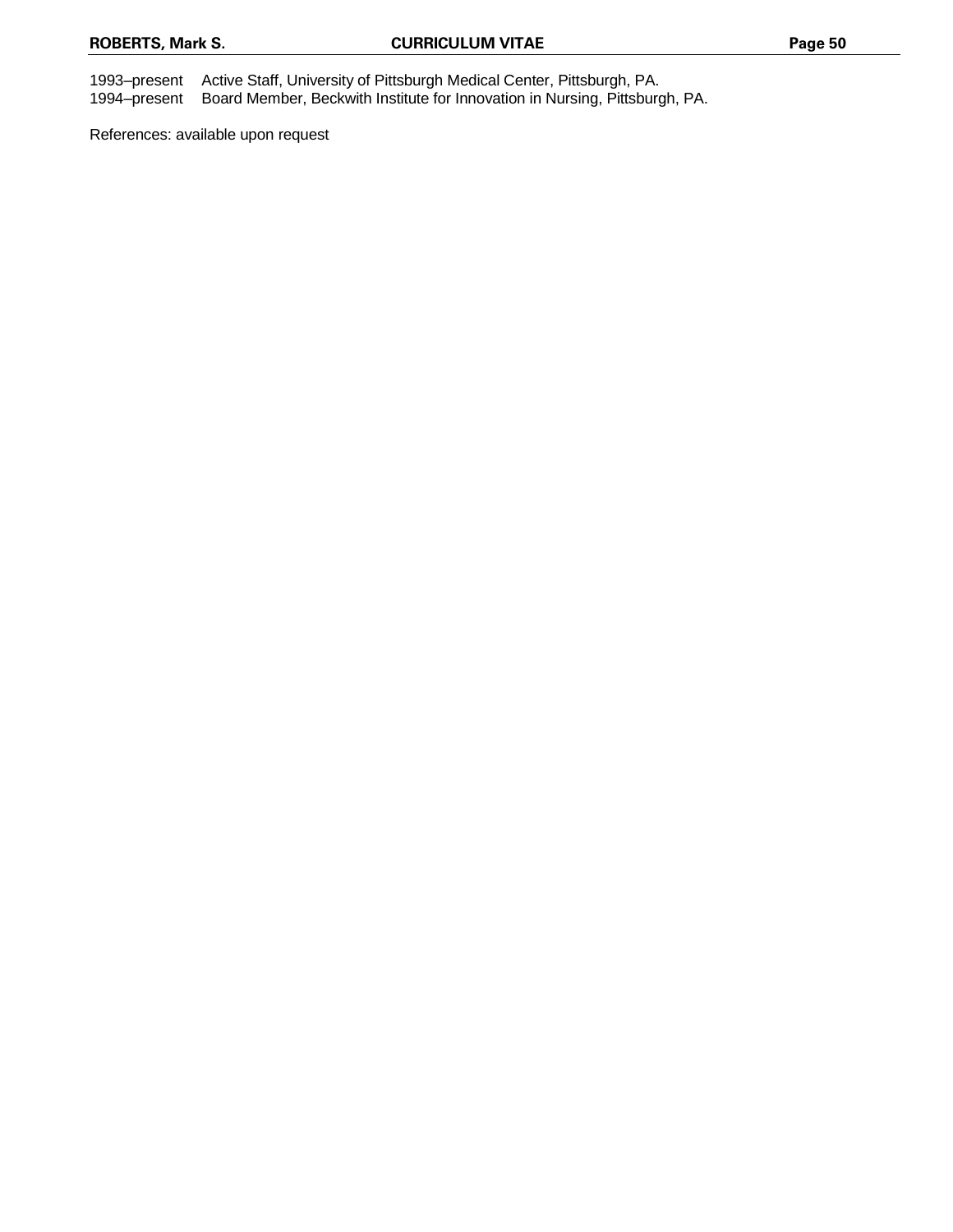1993–present Active Staff, University of Pittsburgh Medical Center, Pittsburgh, PA.
1994–present Board Member, Beckwith Institute for Innovation in Nursing, Pittsburgh, PA.

References: available upon request